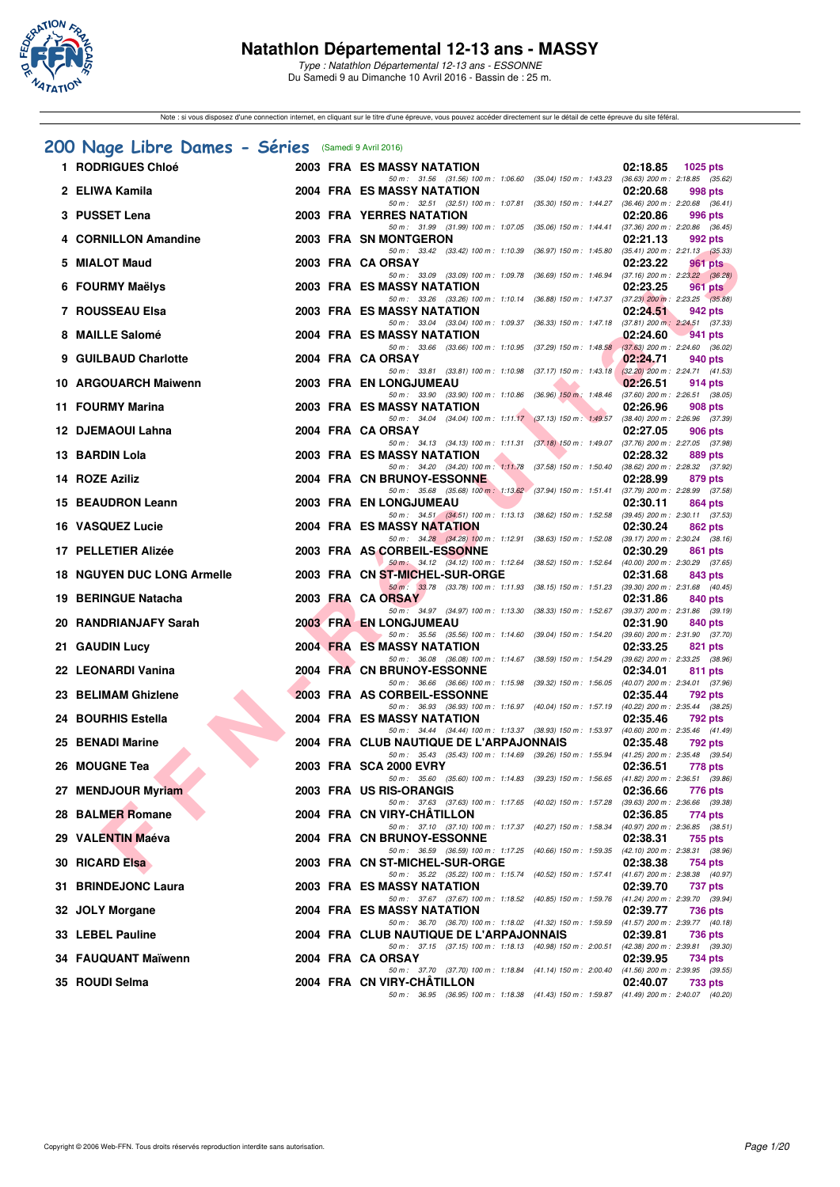# Natathlon Départemental 12-13 ans - MASSY

*Type : Natathlon Départemental 12-13 ans - ESSONNE*
Du Samedi 9 au Dimanche 10 Avril 2016 - Bassin de : 25 m.

Note : si vous disposez d'une connexion internet, en cliquant sur le titre d'une épreuve, vous pouvez accéder directement sur le détail de cette épreuve du site féféral.

## 200 Nage Libre Dames - Séries (Samedi 9 Avril 2016)

| Rang | Nom | Année | Nat. | Club | Temps | Points |
|---|---|---|---|---|---|---|
| 1 | RODRIGUES Chloé | 2003 | FRA | ES MASSY NATATION | 02:18.85 | 1025 pts |
| | 50 m : 31.56 (31.56) 100 m : 1:06.60 (35.04) 150 m : 1:43.23 (36.63) 200 m : 2:18.85 (35.62) | | | | | |
| 2 | ELIWA Kamila | 2004 | FRA | ES MASSY NATATION | 02:20.68 | 998 pts |
| | 50 m : 32.51 (32.51) 100 m : 1:07.81 (35.30) 150 m : 1:44.27 (36.46) 200 m : 2:20.68 (36.41) | | | | | |
| 3 | PUSSET Lena | 2003 | FRA | YERRES NATATION | 02:20.86 | 996 pts |
| | 50 m : 31.99 (31.99) 100 m : 1:07.05 (35.06) 150 m : 1:44.41 (37.36) 200 m : 2:20.86 (36.45) | | | | | |
| 4 | CORNILLON Amandine | 2003 | FRA | SN MONTGERON | 02:21.13 | 992 pts |
| | 50 m : 33.42 (33.42) 100 m : 1:10.39 (36.97) 150 m : 1:45.80 (35.41) 200 m : 2:21.13 (35.33) | | | | | |
| 5 | MIALOT Maud | 2003 | FRA | CA ORSAY | 02:23.22 | 961 pts |
| | 50 m : 33.09 (33.09) 100 m : 1:09.78 (36.69) 150 m : 1:46.94 (37.16) 200 m : 2:23.22 (36.28) | | | | | |
| 6 | FOURMY Maëlys | 2003 | FRA | ES MASSY NATATION | 02:23.25 | 961 pts |
| | 50 m : 33.26 (33.26) 100 m : 1:10.14 (36.88) 150 m : 1:47.37 (37.23) 200 m : 2:23.25 (35.88) | | | | | |
| 7 | ROUSSEAU Elsa | 2003 | FRA | ES MASSY NATATION | 02:24.51 | 942 pts |
| | 50 m : 33.04 (33.04) 100 m : 1:09.37 (36.33) 150 m : 1:47.18 (37.81) 200 m : 2:24.51 (37.33) | | | | | |
| 8 | MAILLE Salomé | 2004 | FRA | ES MASSY NATATION | 02:24.60 | 941 pts |
| | 50 m : 33.66 (33.66) 100 m : 1:10.95 (37.29) 150 m : 1:48.58 (37.63) 200 m : 2:24.60 (36.02) | | | | | |
| 9 | GUILBAUD Charlotte | 2004 | FRA | CA ORSAY | 02:24.71 | 940 pts |
| | 50 m : 33.81 (33.81) 100 m : 1:10.98 (37.17) 150 m : 1:43.18 (32.20) 200 m : 2:24.71 (41.53) | | | | | |
| 10 | ARGOUARCH Maiwenn | 2003 | FRA | EN LONGJUMEAU | 02:26.51 | 914 pts |
| | 50 m : 33.90 (33.90) 100 m : 1:10.86 (36.96) 150 m : 1:48.46 (37.60) 200 m : 2:26.51 (38.05) | | | | | |
| 11 | FOURMY Marina | 2003 | FRA | ES MASSY NATATION | 02:26.96 | 908 pts |
| | 50 m : 34.04 (34.04) 100 m : 1:11.17 (37.13) 150 m : 1:49.57 (38.40) 200 m : 2:26.96 (37.39) | | | | | |
| 12 | DJEMAOUI Lahna | 2004 | FRA | CA ORSAY | 02:27.05 | 906 pts |
| | 50 m : 34.13 (34.13) 100 m : 1:11.31 (37.18) 150 m : 1:49.07 (37.76) 200 m : 2:27.05 (37.98) | | | | | |
| 13 | BARDIN Lola | 2003 | FRA | ES MASSY NATATION | 02:28.32 | 889 pts |
| | 50 m : 34.20 (34.20) 100 m : 1:11.78 (37.58) 150 m : 1:50.40 (38.62) 200 m : 2:28.32 (37.92) | | | | | |
| 14 | ROZE Aziliz | 2004 | FRA | CN BRUNOY-ESSONNE | 02:28.99 | 879 pts |
| | 50 m : 35.68 (35.68) 100 m : 1:13.62 (37.94) 150 m : 1:51.41 (37.79) 200 m : 2:28.99 (37.58) | | | | | |
| 15 | BEAUDRON Leann | 2003 | FRA | EN LONGJUMEAU | 02:30.11 | 864 pts |
| | 50 m : 34.51 (34.51) 100 m : 1:13.13 (38.62) 150 m : 1:52.58 (39.45) 200 m : 2:30.11 (37.53) | | | | | |
| 16 | VASQUEZ Lucie | 2004 | FRA | ES MASSY NATATION | 02:30.24 | 862 pts |
| | 50 m : 34.28 (34.28) 100 m : 1:12.91 (38.63) 150 m : 1:52.08 (39.17) 200 m : 2:30.24 (38.16) | | | | | |
| 17 | PELLETIER Alizée | 2003 | FRA | AS CORBEIL-ESSONNE | 02:30.29 | 861 pts |
| | 50 m : 34.12 (34.12) 100 m : 1:12.64 (38.52) 150 m : 1:52.64 (40.00) 200 m : 2:30.29 (37.65) | | | | | |
| 18 | NGUYEN DUC LONG Armelle | 2003 | FRA | CN ST-MICHEL-SUR-ORGE | 02:31.68 | 843 pts |
| | 50 m : 33.78 (33.78) 100 m : 1:11.93 (38.15) 150 m : 1:51.23 (39.30) 200 m : 2:31.68 (40.45) | | | | | |
| 19 | BERINGUE Natacha | 2003 | FRA | CA ORSAY | 02:31.86 | 840 pts |
| | 50 m : 34.97 (34.97) 100 m : 1:13.30 (38.33) 150 m : 1:52.67 (39.37) 200 m : 2:31.86 (39.19) | | | | | |
| 20 | RANDRIANJAFY Sarah | 2003 | FRA | EN LONGJUMEAU | 02:31.90 | 840 pts |
| | 50 m : 35.56 (35.56) 100 m : 1:14.60 (39.04) 150 m : 1:54.20 (39.60) 200 m : 2:31.90 (37.70) | | | | | |
| 21 | GAUDIN Lucy | 2004 | FRA | ES MASSY NATATION | 02:33.25 | 821 pts |
| | 50 m : 36.08 (36.08) 100 m : 1:14.67 (38.59) 150 m : 1:54.29 (39.62) 200 m : 2:33.25 (38.96) | | | | | |
| 22 | LEONARDI Vanina | 2004 | FRA | CN BRUNOY-ESSONNE | 02:34.01 | 811 pts |
| | 50 m : 36.66 (36.66) 100 m : 1:15.98 (39.32) 150 m : 1:56.05 (40.07) 200 m : 2:34.01 (37.96) | | | | | |
| 23 | BELIMAM Ghizlene | 2003 | FRA | AS CORBEIL-ESSONNE | 02:35.44 | 792 pts |
| | 50 m : 36.93 (36.93) 100 m : 1:16.97 (40.04) 150 m : 1:57.19 (40.22) 200 m : 2:35.44 (38.25) | | | | | |
| 24 | BOURHIS Estella | 2004 | FRA | ES MASSY NATATION | 02:35.46 | 792 pts |
| | 50 m : 34.44 (34.44) 100 m : 1:13.37 (38.93) 150 m : 1:53.97 (40.60) 200 m : 2:35.46 (41.49) | | | | | |
| 25 | BENADI Marine | 2004 | FRA | CLUB NAUTIQUE DE L'ARPAJONNAIS | 02:35.48 | 792 pts |
| | 50 m : 35.43 (35.43) 100 m : 1:14.69 (39.26) 150 m : 1:55.94 (41.25) 200 m : 2:35.48 (39.54) | | | | | |
| 26 | MOUGNE Tea | 2003 | FRA | SCA 2000 EVRY | 02:36.51 | 778 pts |
| | 50 m : 35.60 (35.60) 100 m : 1:14.83 (39.23) 150 m : 1:56.65 (41.82) 200 m : 2:36.51 (39.86) | | | | | |
| 27 | MENDJOUR Myriam | 2003 | FRA | US RIS-ORANGIS | 02:36.66 | 776 pts |
| | 50 m : 37.63 (37.63) 100 m : 1:17.65 (40.02) 150 m : 1:57.28 (39.63) 200 m : 2:36.66 (39.38) | | | | | |
| 28 | BALMER Romane | 2004 | FRA | CN VIRY-CHÂTILLON | 02:36.85 | 774 pts |
| | 50 m : 37.10 (37.10) 100 m : 1:17.37 (40.27) 150 m : 1:58.34 (40.97) 200 m : 2:36.85 (38.51) | | | | | |
| 29 | VALENTIN Maéva | 2004 | FRA | CN BRUNOY-ESSONNE | 02:38.31 | 755 pts |
| | 50 m : 36.59 (36.59) 100 m : 1:17.25 (40.66) 150 m : 1:59.35 (42.10) 200 m : 2:38.31 (38.96) | | | | | |
| 30 | RICARD Elsa | 2003 | FRA | CN ST-MICHEL-SUR-ORGE | 02:38.38 | 754 pts |
| | 50 m : 35.22 (35.22) 100 m : 1:15.74 (40.52) 150 m : 1:57.41 (41.67) 200 m : 2:38.38 (40.97) | | | | | |
| 31 | BRINDEJONC Laura | 2003 | FRA | ES MASSY NATATION | 02:39.70 | 737 pts |
| | 50 m : 37.67 (37.67) 100 m : 1:18.52 (40.85) 150 m : 1:59.76 (41.24) 200 m : 2:39.70 (39.94) | | | | | |
| 32 | JOLY Morgane | 2004 | FRA | ES MASSY NATATION | 02:39.77 | 736 pts |
| | 50 m : 36.70 (36.70) 100 m : 1:18.02 (41.32) 150 m : 1:59.59 (41.57) 200 m : 2:39.77 (40.18) | | | | | |
| 33 | LEBEL Pauline | 2004 | FRA | CLUB NAUTIQUE DE L'ARPAJONNAIS | 02:39.81 | 736 pts |
| | 50 m : 37.15 (37.15) 100 m : 1:18.13 (40.98) 150 m : 2:00.51 (42.38) 200 m : 2:39.81 (39.30) | | | | | |
| 34 | FAUQUANT Maïwenn | 2004 | FRA | CA ORSAY | 02:39.95 | 734 pts |
| | 50 m : 37.70 (37.70) 100 m : 1:18.84 (41.14) 150 m : 2:00.40 (41.56) 200 m : 2:39.95 (39.55) | | | | | |
| 35 | ROUDI Selma | 2004 | FRA | CN VIRY-CHÂTILLON | 02:40.07 | 733 pts |
| | 50 m : 36.95 (36.95) 100 m : 1:18.38 (41.43) 150 m : 1:59.87 (41.49) 200 m : 2:40.07 (40.20) | | | | | |

Copyright © 2006 Web-FFN. Tous droits réservés reproduction interdite sans autorisation.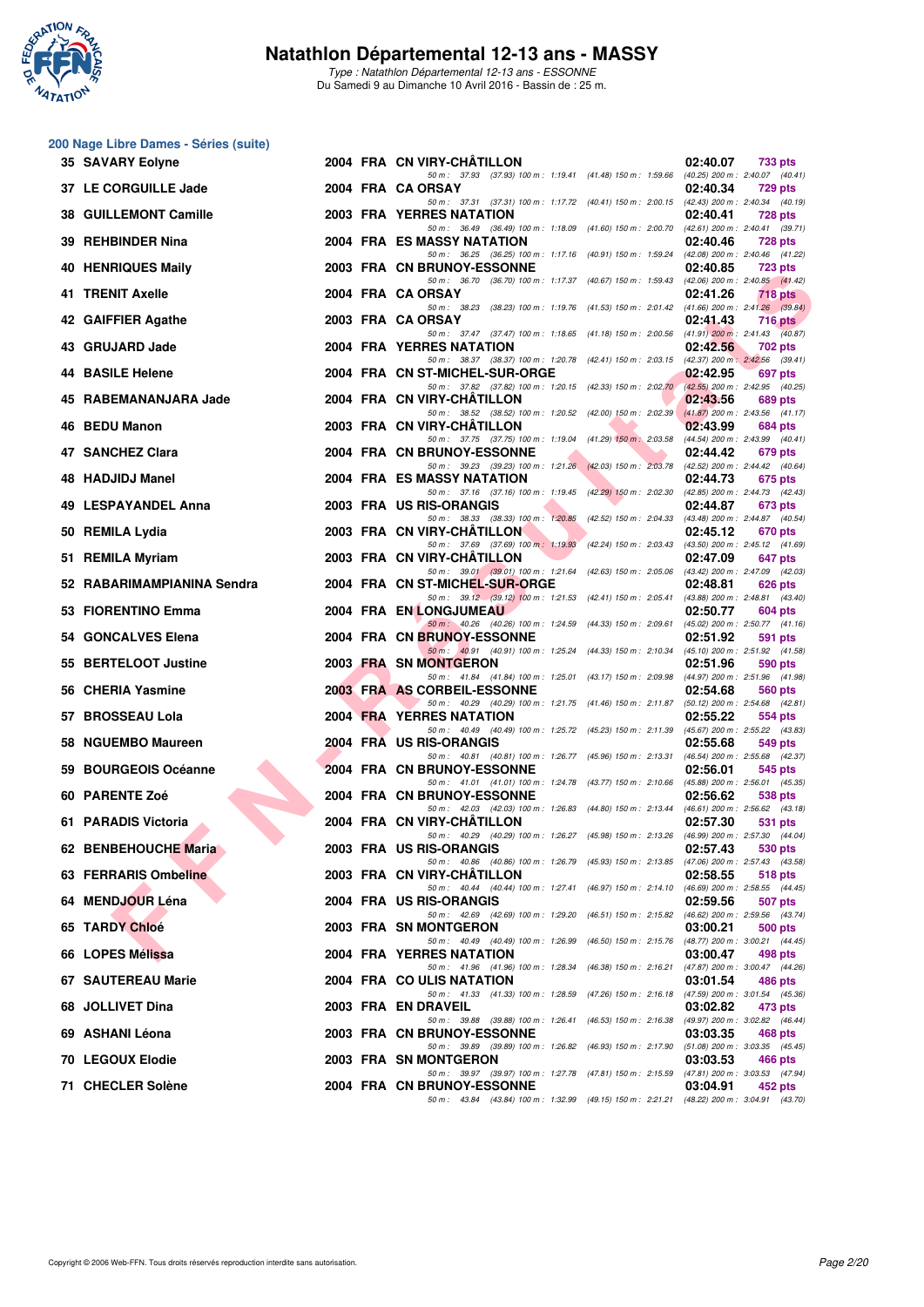# Natathlon Départemental 12-13 ans - MASSY

*Type : Natathlon Départemental 12-13 ans - ESSONNE*
Du Samedi 9 au Dimanche 10 Avril 2016 - Bassin de : 25 m.

## 200 Nage Libre Dames - Séries (suite)

| Rang | Nom | Année | Nat. | Club | Temps | Points |
|---|---|---|---|---|---|---|
| 35 | SAVARY Eolyne | 2004 | FRA | CN VIRY-CHÂTILLON | 02:40.07 | 733 pts |
| | 50 m : 37.93 (37.93) 100 m : 1:19.41 (41.48) 150 m : 1:59.66 (40.25) 200 m : 2:40.07 (40.41) | | | | | |
| 37 | LE CORGUILLE Jade | 2004 | FRA | CA ORSAY | 02:40.34 | 729 pts |
| | 50 m : 37.31 (37.31) 100 m : 1:17.72 (40.41) 150 m : 2:00.15 (42.43) 200 m : 2:40.34 (40.19) | | | | | |
| 38 | GUILLEMONT Camille | 2003 | FRA | YERRES NATATION | 02:40.41 | 728 pts |
| | 50 m : 36.49 (36.49) 100 m : 1:18.09 (41.60) 150 m : 2:00.70 (42.61) 200 m : 2:40.41 (39.71) | | | | | |
| 39 | REHBINDER Nina | 2004 | FRA | ES MASSY NATATION | 02:40.46 | 728 pts |
| | 50 m : 36.25 (36.25) 100 m : 1:17.16 (40.91) 150 m : 1:59.24 (42.08) 200 m : 2:40.46 (41.22) | | | | | |
| 40 | HENRIQUES Maily | 2003 | FRA | CN BRUNOY-ESSONNE | 02:40.85 | 723 pts |
| | 50 m : 36.70 (36.70) 100 m : 1:17.37 (40.67) 150 m : 1:59.43 (42.06) 200 m : 2:40.85 (41.42) | | | | | |
| 41 | TRENIT Axelle | 2004 | FRA | CA ORSAY | 02:41.26 | 718 pts |
| | 50 m : 38.23 (38.23) 100 m : 1:19.76 (41.53) 150 m : 2:01.42 (41.66) 200 m : 2:41.26 (39.84) | | | | | |
| 42 | GAIFFIER Agathe | 2003 | FRA | CA ORSAY | 02:41.43 | 716 pts |
| | 50 m : 37.47 (37.47) 100 m : 1:18.65 (41.18) 150 m : 2:00.56 (41.91) 200 m : 2:41.43 (40.87) | | | | | |
| 43 | GRUJARD Jade | 2004 | FRA | YERRES NATATION | 02:42.56 | 702 pts |
| | 50 m : 38.37 (38.37) 100 m : 1:20.78 (42.41) 150 m : 2:03.15 (42.37) 200 m : 2:42.56 (39.41) | | | | | |
| 44 | BASILE Helene | 2004 | FRA | CN ST-MICHEL-SUR-ORGE | 02:42.95 | 697 pts |
| | 50 m : 37.82 (37.82) 100 m : 1:20.15 (42.33) 150 m : 2:02.70 (42.55) 200 m : 2:42.95 (40.25) | | | | | |
| 45 | RABEMANANJARA Jade | 2004 | FRA | CN VIRY-CHÂTILLON | 02:43.56 | 689 pts |
| | 50 m : 38.52 (38.52) 100 m : 1:20.52 (42.00) 150 m : 2:02.39 (41.87) 200 m : 2:43.56 (41.17) | | | | | |
| 46 | BEDU Manon | 2003 | FRA | CN VIRY-CHÂTILLON | 02:43.99 | 684 pts |
| | 50 m : 37.75 (37.75) 100 m : 1:19.04 (41.29) 150 m : 2:03.58 (44.54) 200 m : 2:43.99 (40.41) | | | | | |
| 47 | SANCHEZ Clara | 2004 | FRA | CN BRUNOY-ESSONNE | 02:44.42 | 679 pts |
| | 50 m : 39.23 (39.23) 100 m : 1:21.26 (42.03) 150 m : 2:03.78 (42.52) 200 m : 2:44.42 (40.64) | | | | | |
| 48 | HADJIDJ Manel | 2004 | FRA | ES MASSY NATATION | 02:44.73 | 675 pts |
| | 50 m : 37.16 (37.16) 100 m : 1:19.45 (42.29) 150 m : 2:02.30 (42.85) 200 m : 2:44.73 (42.43) | | | | | |
| 49 | LESPAYANDEL Anna | 2003 | FRA | US RIS-ORANGIS | 02:44.87 | 673 pts |
| | 50 m : 38.33 (38.33) 100 m : 1:20.85 (42.52) 150 m : 2:04.33 (43.48) 200 m : 2:44.87 (40.54) | | | | | |
| 50 | REMILA Lydia | 2003 | FRA | CN VIRY-CHÂTILLON | 02:45.12 | 670 pts |
| | 50 m : 37.69 (37.69) 100 m : 1:19.93 (42.24) 150 m : 2:03.43 (43.50) 200 m : 2:45.12 (41.69) | | | | | |
| 51 | REMILA Myriam | 2003 | FRA | CN VIRY-CHÂTILLON | 02:47.09 | 647 pts |
| | 50 m : 39.01 (39.01) 100 m : 1:21.64 (42.63) 150 m : 2:05.06 (43.42) 200 m : 2:47.09 (42.03) | | | | | |
| 52 | RABARIMAMPIANINA Sendra | 2004 | FRA | CN ST-MICHEL-SUR-ORGE | 02:48.81 | 626 pts |
| | 50 m : 39.12 (39.12) 100 m : 1:21.53 (42.41) 150 m : 2:05.41 (43.88) 200 m : 2:48.81 (43.40) | | | | | |
| 53 | FIORENTINO Emma | 2004 | FRA | EN LONGJUMEAU | 02:50.77 | 604 pts |
| | 50 m : 40.26 (40.26) 100 m : 1:24.59 (44.33) 150 m : 2:09.61 (45.02) 200 m : 2:50.77 (41.16) | | | | | |
| 54 | GONCALVES Elena | 2004 | FRA | CN BRUNOY-ESSONNE | 02:51.92 | 591 pts |
| | 50 m : 40.91 (40.91) 100 m : 1:25.24 (44.33) 150 m : 2:10.34 (45.10) 200 m : 2:51.92 (41.58) | | | | | |
| 55 | BERTELOOT Justine | 2003 | FRA | SN MONTGERON | 02:51.96 | 590 pts |
| | 50 m : 41.84 (41.84) 100 m : 1:25.01 (43.17) 150 m : 2:09.98 (44.97) 200 m : 2:51.96 (41.98) | | | | | |
| 56 | CHERIA Yasmine | 2003 | FRA | AS CORBEIL-ESSONNE | 02:54.68 | 560 pts |
| | 50 m : 40.29 (40.29) 100 m : 1:21.75 (41.46) 150 m : 2:11.87 (50.12) 200 m : 2:54.68 (42.81) | | | | | |
| 57 | BROSSEAU Lola | 2004 | FRA | YERRES NATATION | 02:55.22 | 554 pts |
| | 50 m : 40.49 (40.49) 100 m : 1:25.72 (45.23) 150 m : 2:11.39 (45.67) 200 m : 2:55.22 (43.83) | | | | | |
| 58 | NGUEMBO Maureen | 2004 | FRA | US RIS-ORANGIS | 02:55.68 | 549 pts |
| | 50 m : 40.81 (40.81) 100 m : 1:26.77 (45.96) 150 m : 2:13.31 (46.54) 200 m : 2:55.68 (42.37) | | | | | |
| 59 | BOURGEOIS Océanne | 2004 | FRA | CN BRUNOY-ESSONNE | 02:56.01 | 545 pts |
| | 50 m : 41.01 (41.01) 100 m : 1:24.78 (43.77) 150 m : 2:10.66 (45.88) 200 m : 2:56.01 (45.35) | | | | | |
| 60 | PARENTE Zoé | 2004 | FRA | CN BRUNOY-ESSONNE | 02:56.62 | 538 pts |
| | 50 m : 42.03 (42.03) 100 m : 1:26.83 (44.80) 150 m : 2:13.44 (46.61) 200 m : 2:56.62 (43.18) | | | | | |
| 61 | PARADIS Victoria | 2004 | FRA | CN VIRY-CHÂTILLON | 02:57.30 | 531 pts |
| | 50 m : 40.29 (40.29) 100 m : 1:26.27 (45.98) 150 m : 2:13.26 (46.99) 200 m : 2:57.30 (44.04) | | | | | |
| 62 | BENBEHOUCHE Maria | 2003 | FRA | US RIS-ORANGIS | 02:57.43 | 530 pts |
| | 50 m : 40.86 (40.86) 100 m : 1:26.79 (45.93) 150 m : 2:13.85 (47.06) 200 m : 2:57.43 (43.58) | | | | | |
| 63 | FERRARIS Ombeline | 2003 | FRA | CN VIRY-CHÂTILLON | 02:58.55 | 518 pts |
| | 50 m : 40.44 (40.44) 100 m : 1:27.41 (46.97) 150 m : 2:14.10 (46.69) 200 m : 2:58.55 (44.45) | | | | | |
| 64 | MENDJOUR Léna | 2004 | FRA | US RIS-ORANGIS | 02:59.56 | 507 pts |
| | 50 m : 42.69 (42.69) 100 m : 1:29.20 (46.51) 150 m : 2:15.82 (46.62) 200 m : 2:59.56 (43.74) | | | | | |
| 65 | TARDY Chloé | 2003 | FRA | SN MONTGERON | 03:00.21 | 500 pts |
| | 50 m : 40.49 (40.49) 100 m : 1:26.99 (46.50) 150 m : 2:15.76 (48.77) 200 m : 3:00.21 (44.45) | | | | | |
| 66 | LOPES Mélissa | 2004 | FRA | YERRES NATATION | 03:00.47 | 498 pts |
| | 50 m : 41.96 (41.96) 100 m : 1:28.34 (46.38) 150 m : 2:16.21 (47.87) 200 m : 3:00.47 (44.26) | | | | | |
| 67 | SAUTEREAU Marie | 2004 | FRA | CO ULIS NATATION | 03:01.54 | 486 pts |
| | 50 m : 41.33 (41.33) 100 m : 1:28.59 (47.26) 150 m : 2:16.18 (47.59) 200 m : 3:01.54 (45.36) | | | | | |
| 68 | JOLLIVET Dina | 2003 | FRA | EN DRAVEIL | 03:02.82 | 473 pts |
| | 50 m : 39.88 (39.88) 100 m : 1:26.41 (46.53) 150 m : 2:16.38 (49.97) 200 m : 3:02.82 (46.44) | | | | | |
| 69 | ASHANI Léona | 2003 | FRA | CN BRUNOY-ESSONNE | 03:03.35 | 468 pts |
| | 50 m : 39.89 (39.89) 100 m : 1:26.82 (46.93) 150 m : 2:17.90 (51.08) 200 m : 3:03.35 (45.45) | | | | | |
| 70 | LEGOUX Elodie | 2003 | FRA | SN MONTGERON | 03:03.53 | 466 pts |
| | 50 m : 39.97 (39.97) 100 m : 1:27.78 (47.81) 150 m : 2:15.59 (47.81) 200 m : 3:03.53 (47.94) | | | | | |
| 71 | CHECLER Solène | 2004 | FRA | CN BRUNOY-ESSONNE | 03:04.91 | 452 pts |
| | 50 m : 43.84 (43.84) 100 m : 1:32.99 (49.15) 150 m : 2:21.21 (48.22) 200 m : 3:04.91 (43.70) | | | | | |

Copyright © 2006 Web-FFN. Tous droits réservés reproduction interdite sans autorisation.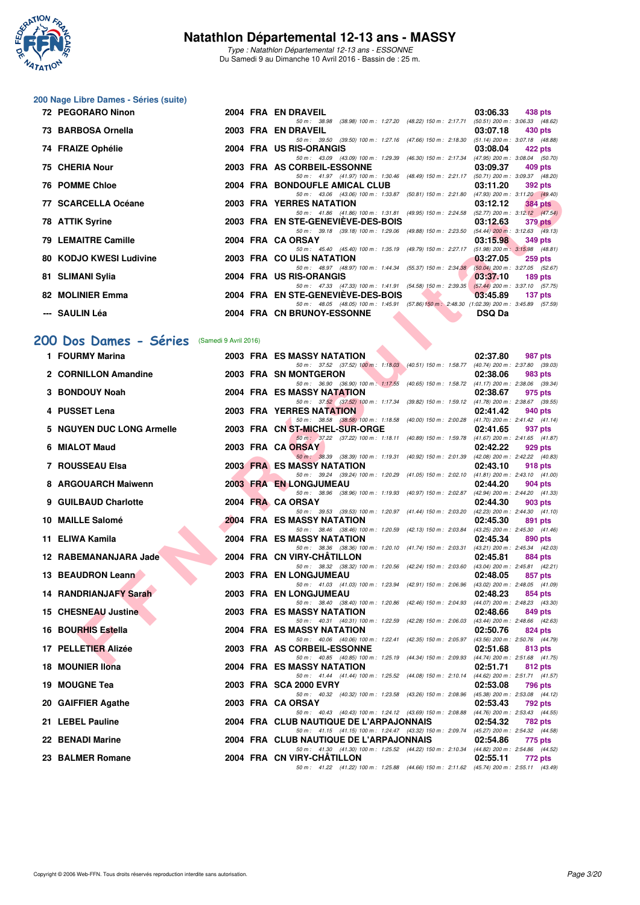# Natathlon Départemental 12-13 ans - MASSY

*Type : Natathlon Départemental 12-13 ans - ESSONNE*
Du Samedi 9 au Dimanche 10 Avril 2016 - Bassin de : 25 m.

## 200 Nage Libre Dames - Séries (suite)

| Rang | Nom | Année | Nat | Club | Temps | Points |
|---|---|---|---|---|---|---|
| 72 | PEGORARO Ninon | 2004 | FRA | EN DRAVEIL | 03:06.33 | 438 pts |
| | 50 m : 38.98 (38.98) 100 m : 1:27.20 (48.22) 150 m : 2:17.71 (50.51) 200 m : 3:06.33 (48.62) | | | | | |
| 73 | BARBOSA Ornella | 2003 | FRA | EN DRAVEIL | 03:07.18 | 430 pts |
| | 50 m : 39.50 (39.50) 100 m : 1:27.16 (47.66) 150 m : 2:18.30 (51.14) 200 m : 3:07.18 (48.88) | | | | | |
| 74 | FRAIZE Ophélie | 2004 | FRA | US RIS-ORANGIS | 03:08.04 | 422 pts |
| | 50 m : 43.09 (43.09) 100 m : 1:29.39 (46.30) 150 m : 2:17.34 (47.95) 200 m : 3:08.04 (50.70) | | | | | |
| 75 | CHERIA Nour | 2003 | FRA | AS CORBEIL-ESSONNE | 03:09.37 | 409 pts |
| | 50 m : 41.97 (41.97) 100 m : 1:30.46 (48.49) 150 m : 2:21.17 (50.71) 200 m : 3:09.37 (48.20) | | | | | |
| 76 | POMME Chloe | 2004 | FRA | BONDOUFLE AMICAL CLUB | 03:11.20 | 392 pts |
| | 50 m : 43.06 (43.06) 100 m : 1:33.87 (50.81) 150 m : 2:21.80 (47.93) 200 m : 3:11.20 (49.40) | | | | | |
| 77 | SCARCELLA Océane | 2003 | FRA | YERRES NATATION | 03:12.12 | 384 pts |
| | 50 m : 41.86 (41.86) 100 m : 1:31.81 (49.95) 150 m : 2:24.58 (52.77) 200 m : 3:12.12 (47.54) | | | | | |
| 78 | ATTIK Syrine | 2003 | FRA | EN STE-GENEVIÈVE-DES-BOIS | 03:12.63 | 379 pts |
| | 50 m : 39.18 (39.18) 100 m : 1:29.06 (49.88) 150 m : 2:23.50 (54.44) 200 m : 3:12.63 (49.13) | | | | | |
| 79 | LEMAITRE Camille | 2004 | FRA | CA ORSAY | 03:15.98 | 349 pts |
| | 50 m : 45.40 (45.40) 100 m : 1:35.19 (49.79) 150 m : 2:27.17 (51.98) 200 m : 3:15.98 (48.81) | | | | | |
| 80 | KODJO KWESI Ludivine | 2003 | FRA | CO ULIS NATATION | 03:27.05 | 259 pts |
| | 50 m : 48.97 (48.97) 100 m : 1:44.34 (55.37) 150 m : 2:34.38 (50.04) 200 m : 3:27.05 (52.67) | | | | | |
| 81 | SLIMANI Sylia | 2004 | FRA | US RIS-ORANGIS | 03:37.10 | 189 pts |
| | 50 m : 47.33 (47.33) 100 m : 1:41.91 (54.58) 150 m : 2:39.35 (57.44) 200 m : 3:37.10 (57.75) | | | | | |
| 82 | MOLINIER Emma | 2004 | FRA | EN STE-GENEVIÈVE-DES-BOIS | 03:45.89 | 137 pts |
| | 50 m : 48.05 (48.05) 100 m : 1:45.91 (57.86) 150 m : 2:48.30 (1:02.39) 200 m : 3:45.89 (57.59) | | | | | |
| --- | SAULIN Léa | 2004 | FRA | CN BRUNOY-ESSONNE | DSQ Da | |

## 200 Dos Dames - Séries (Samedi 9 Avril 2016)

| Rang | Nom | Année | Nat | Club | Temps | Points |
|---|---|---|---|---|---|---|
| 1 | FOURMY Marina | 2003 | FRA | ES MASSY NATATION | 02:37.80 | 987 pts |
| | 50 m : 37.52 (37.52) 100 m : 1:18.03 (40.51) 150 m : 1:58.77 (40.74) 200 m : 2:37.80 (39.03) | | | | | |
| 2 | CORNILLON Amandine | 2003 | FRA | SN MONTGERON | 02:38.06 | 983 pts |
| | 50 m : 36.90 (36.90) 100 m : 1:17.55 (40.65) 150 m : 1:58.72 (41.17) 200 m : 2:38.06 (39.34) | | | | | |
| 3 | BONDOUY Noah | 2004 | FRA | ES MASSY NATATION | 02:38.67 | 975 pts |
| | 50 m : 37.52 (37.52) 100 m : 1:17.34 (39.82) 150 m : 1:59.12 (41.78) 200 m : 2:38.67 (39.55) | | | | | |
| 4 | PUSSET Lena | 2003 | FRA | YERRES NATATION | 02:41.42 | 940 pts |
| | 50 m : 38.58 (38.58) 100 m : 1:18.58 (40.00) 150 m : 2:00.28 (41.70) 200 m : 2:41.42 (41.14) | | | | | |
| 5 | NGUYEN DUC LONG Armelle | 2003 | FRA | CN ST-MICHEL-SUR-ORGE | 02:41.65 | 937 pts |
| | 50 m : 37.22 (37.22) 100 m : 1:18.11 (40.89) 150 m : 1:59.78 (41.67) 200 m : 2:41.65 (41.87) | | | | | |
| 6 | MIALOT Maud | 2003 | FRA | CA ORSAY | 02:42.22 | 929 pts |
| | 50 m : 38.39 (38.39) 100 m : 1:19.31 (40.92) 150 m : 2:01.39 (42.08) 200 m : 2:42.22 (40.83) | | | | | |
| 7 | ROUSSEAU Elsa | 2003 | FRA | ES MASSY NATATION | 02:43.10 | 918 pts |
| | 50 m : 39.24 (39.24) 100 m : 1:20.29 (41.05) 150 m : 2:02.10 (41.81) 200 m : 2:43.10 (41.00) | | | | | |
| 8 | ARGOUARCH Maiwenn | 2003 | FRA | EN LONGJUMEAU | 02:44.20 | 904 pts |
| | 50 m : 38.96 (38.96) 100 m : 1:19.93 (40.97) 150 m : 2:02.87 (42.94) 200 m : 2:44.20 (41.33) | | | | | |
| 9 | GUILBAUD Charlotte | 2004 | FRA | CA ORSAY | 02:44.30 | 903 pts |
| | 50 m : 39.53 (39.53) 100 m : 1:20.97 (41.44) 150 m : 2:03.20 (42.23) 200 m : 2:44.30 (41.10) | | | | | |
| 10 | MAILLE Salomé | 2004 | FRA | ES MASSY NATATION | 02:45.30 | 891 pts |
| | 50 m : 38.46 (38.46) 100 m : 1:20.59 (42.13) 150 m : 2:03.84 (43.25) 200 m : 2:45.30 (41.46) | | | | | |
| 11 | ELIWA Kamila | 2004 | FRA | ES MASSY NATATION | 02:45.34 | 890 pts |
| | 50 m : 38.36 (38.36) 100 m : 1:20.10 (41.74) 150 m : 2:03.31 (43.21) 200 m : 2:45.34 (42.03) | | | | | |
| 12 | RABEMANANJARA Jade | 2004 | FRA | CN VIRY-CHÂTILLON | 02:45.81 | 884 pts |
| | 50 m : 38.32 (38.32) 100 m : 1:20.56 (42.24) 150 m : 2:03.60 (43.04) 200 m : 2:45.81 (42.21) | | | | | |
| 13 | BEAUDRON Leann | 2003 | FRA | EN LONGJUMEAU | 02:48.05 | 857 pts |
| | 50 m : 41.03 (41.03) 100 m : 1:23.94 (42.91) 150 m : 2:06.96 (43.02) 200 m : 2:48.05 (41.09) | | | | | |
| 14 | RANDRIANJAFY Sarah | 2003 | FRA | EN LONGJUMEAU | 02:48.23 | 854 pts |
| | 50 m : 38.40 (38.40) 100 m : 1:20.86 (42.46) 150 m : 2:04.93 (44.07) 200 m : 2:48.23 (43.30) | | | | | |
| 15 | CHESNEAU Justine | 2003 | FRA | ES MASSY NATATION | 02:48.66 | 849 pts |
| | 50 m : 40.31 (40.31) 100 m : 1:22.59 (42.28) 150 m : 2:06.03 (43.44) 200 m : 2:48.66 (42.63) | | | | | |
| 16 | BOURHIS Estella | 2004 | FRA | ES MASSY NATATION | 02:50.76 | 824 pts |
| | 50 m : 40.06 (40.06) 100 m : 1:22.41 (42.35) 150 m : 2:05.97 (43.56) 200 m : 2:50.76 (44.79) | | | | | |
| 17 | PELLETIER Alizée | 2003 | FRA | AS CORBEIL-ESSONNE | 02:51.68 | 813 pts |
| | 50 m : 40.85 (40.85) 100 m : 1:25.19 (44.34) 150 m : 2:09.93 (44.74) 200 m : 2:51.68 (41.75) | | | | | |
| 18 | MOUNIER Ilona | 2004 | FRA | ES MASSY NATATION | 02:51.71 | 812 pts |
| | 50 m : 41.44 (41.44) 100 m : 1:25.52 (44.08) 150 m : 2:10.14 (44.62) 200 m : 2:51.71 (41.57) | | | | | |
| 19 | MOUGNE Tea | 2003 | FRA | SCA 2000 EVRY | 02:53.08 | 796 pts |
| | 50 m : 40.32 (40.32) 100 m : 1:23.58 (43.26) 150 m : 2:08.96 (45.38) 200 m : 2:53.08 (44.12) | | | | | |
| 20 | GAIFFIER Agathe | 2003 | FRA | CA ORSAY | 02:53.43 | 792 pts |
| | 50 m : 40.43 (40.43) 100 m : 1:24.12 (43.69) 150 m : 2:08.88 (44.76) 200 m : 2:53.43 (44.55) | | | | | |
| 21 | LEBEL Pauline | 2004 | FRA | CLUB NAUTIQUE DE L'ARPAJONNAIS | 02:54.32 | 782 pts |
| | 50 m : 41.15 (41.15) 100 m : 1:24.47 (43.32) 150 m : 2:09.74 (45.27) 200 m : 2:54.32 (44.58) | | | | | |
| 22 | BENADI Marine | 2004 | FRA | CLUB NAUTIQUE DE L'ARPAJONNAIS | 02:54.86 | 775 pts |
| | 50 m : 41.30 (41.30) 100 m : 1:25.52 (44.22) 150 m : 2:10.34 (44.82) 200 m : 2:54.86 (44.52) | | | | | |
| 23 | BALMER Romane | 2004 | FRA | CN VIRY-CHÂTILLON | 02:55.11 | 772 pts |
| | 50 m : 41.22 (41.22) 100 m : 1:25.88 (44.66) 150 m : 2:11.62 (45.74) 200 m : 2:55.11 (43.49) | | | | | |

Copyright © 2006 Web-FFN. Tous droits réservés reproduction interdite sans autorisation.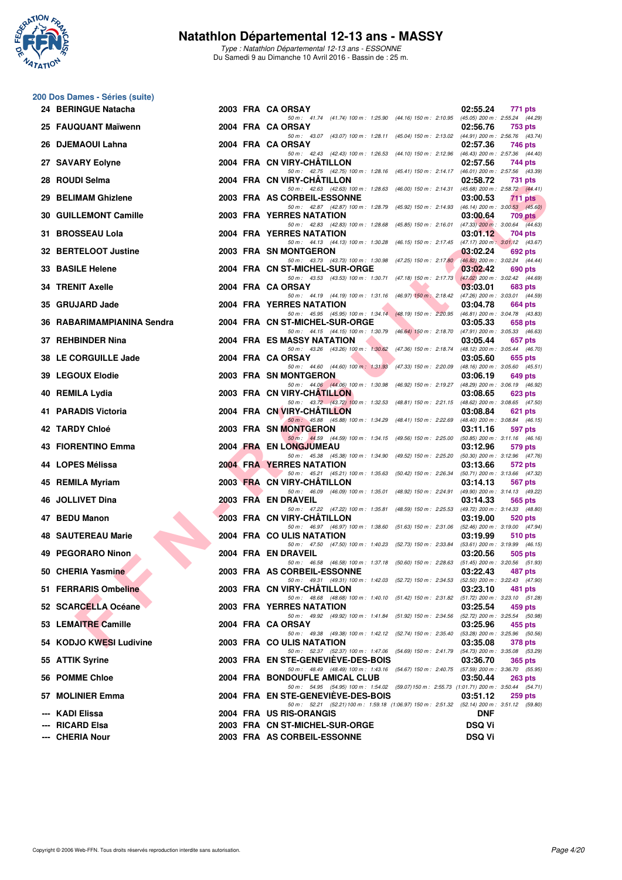# Natathlon Départemental 12-13 ans - MASSY

*Type : Natathlon Départemental 12-13 ans - ESSONNE*
Du Samedi 9 au Dimanche 10 Avril 2016 - Bassin de : 25 m.

## 200 Dos Dames - Séries (suite)

| Rang | Nom | Année | Nat | Club | Temps | Points |
|---|---|---|---|---|---|---|
| 24 | BERINGUE Natacha | 2003 | FRA | CA ORSAY | 02:55.24 | 771 pts |
| | 50 m : 41.74 (41.74) 100 m : 1:25.90 (44.16) 150 m : 2:10.95 (45.05) 200 m : 2:55.24 (44.29) | | | | | |
| 25 | FAUQUANT Maïwenn | 2004 | FRA | CA ORSAY | 02:56.76 | 753 pts |
| | 50 m : 43.07 (43.07) 100 m : 1:28.11 (45.04) 150 m : 2:13.02 (44.91) 200 m : 2:56.76 (43.74) | | | | | |
| 26 | DJEMAOUI Lahna | 2004 | FRA | CA ORSAY | 02:57.36 | 746 pts |
| | 50 m : 42.43 (42.43) 100 m : 1:26.53 (44.10) 150 m : 2:12.96 (46.43) 200 m : 2:57.36 (44.40) | | | | | |
| 27 | SAVARY Eolyne | 2003 | FRA | CN VIRY-CHÂTILLON | 02:57.56 | 744 pts |
| | 50 m : 42.75 (42.75) 100 m : 1:28.16 (45.41) 150 m : 2:14.17 (46.01) 200 m : 2:57.56 (43.39) | | | | | |
| 28 | ROUDI Selma | 2004 | FRA | CN VIRY-CHÂTILLON | 02:58.72 | 731 pts |
| | 50 m : 42.63 (42.63) 100 m : 1:28.63 (46.00) 150 m : 2:14.31 (45.68) 200 m : 2:58.72 (44.41) | | | | | |
| 29 | BELIMAM Ghizlene | 2003 | FRA | AS CORBEIL-ESSONNE | 03:00.53 | 711 pts |
| | 50 m : 42.87 (42.87) 100 m : 1:28.79 (45.92) 150 m : 2:14.93 (46.14) 200 m : 3:00.53 (45.60) | | | | | |
| 30 | GUILLEMONT Camille | 2003 | FRA | YERRES NATATION | 03:00.64 | 709 pts |
| | 50 m : 42.83 (42.83) 100 m : 1:28.68 (45.85) 150 m : 2:16.01 (47.33) 200 m : 3:00.64 (44.63) | | | | | |
| 31 | BROSSEAU Lola | 2004 | FRA | YERRES NATATION | 03:01.12 | 704 pts |
| | 50 m : 44.13 (44.13) 100 m : 1:30.28 (46.15) 150 m : 2:17.45 (47.17) 200 m : 3:01.12 (43.67) | | | | | |
| 32 | BERTELOOT Justine | 2003 | FRA | SN MONTGERON | 03:02.24 | 692 pts |
| | 50 m : 43.73 (43.73) 100 m : 1:30.98 (47.25) 150 m : 2:17.80 (46.82) 200 m : 3:02.24 (44.44) | | | | | |
| 33 | BASILE Helene | 2004 | FRA | CN ST-MICHEL-SUR-ORGE | 03:02.42 | 690 pts |
| | 50 m : 43.53 (43.53) 100 m : 1:30.71 (47.18) 150 m : 2:17.73 (47.02) 200 m : 3:02.42 (44.69) | | | | | |
| 34 | TRENIT Axelle | 2004 | FRA | CA ORSAY | 03:03.01 | 683 pts |
| | 50 m : 44.19 (44.19) 100 m : 1:31.16 (46.97) 150 m : 2:18.42 (47.26) 200 m : 3:03.01 (44.59) | | | | | |
| 35 | GRUJARD Jade | 2004 | FRA | YERRES NATATION | 03:04.78 | 664 pts |
| | 50 m : 45.95 (45.95) 100 m : 1:34.14 (48.19) 150 m : 2:20.95 (46.81) 200 m : 3:04.78 (43.83) | | | | | |
| 36 | RABARIMAMPIANINA Sendra | 2004 | FRA | CN ST-MICHEL-SUR-ORGE | 03:05.33 | 658 pts |
| | 50 m : 44.15 (44.15) 100 m : 1:30.79 (46.64) 150 m : 2:18.70 (47.91) 200 m : 3:05.33 (46.63) | | | | | |
| 37 | REHBINDER Nina | 2004 | FRA | ES MASSY NATATION | 03:05.44 | 657 pts |
| | 50 m : 43.26 (43.26) 100 m : 1:30.62 (47.36) 150 m : 2:18.74 (48.12) 200 m : 3:05.44 (46.70) | | | | | |
| 38 | LE CORGUILLE Jade | 2004 | FRA | CA ORSAY | 03:05.60 | 655 pts |
| | 50 m : 44.60 (44.60) 100 m : 1:31.93 (47.33) 150 m : 2:20.09 (48.16) 200 m : 3:05.60 (45.51) | | | | | |
| 39 | LEGOUX Elodie | 2003 | FRA | SN MONTGERON | 03:06.19 | 649 pts |
| | 50 m : 44.06 (44.06) 100 m : 1:30.98 (46.92) 150 m : 2:19.27 (48.29) 200 m : 3:06.19 (46.92) | | | | | |
| 40 | REMILA Lydia | 2003 | FRA | CN VIRY-CHÂTILLON | 03:08.65 | 623 pts |
| | 50 m : 43.72 (43.72) 100 m : 1:32.53 (48.81) 150 m : 2:21.15 (48.62) 200 m : 3:08.65 (47.50) | | | | | |
| 41 | PARADIS Victoria | 2004 | FRA | CN VIRY-CHÂTILLON | 03:08.84 | 621 pts |
| | 50 m : 45.88 (45.88) 100 m : 1:34.29 (48.41) 150 m : 2:22.69 (48.40) 200 m : 3:08.84 (46.15) | | | | | |
| 42 | TARDY Chloé | 2003 | FRA | SN MONTGERON | 03:11.16 | 597 pts |
| | 50 m : 44.59 (44.59) 100 m : 1:34.15 (49.56) 150 m : 2:25.00 (50.85) 200 m : 3:11.16 (46.16) | | | | | |
| 43 | FIORENTINO Emma | 2004 | FRA | EN LONGJUMEAU | 03:12.96 | 579 pts |
| | 50 m : 45.38 (45.38) 100 m : 1:34.90 (49.52) 150 m : 2:25.20 (50.30) 200 m : 3:12.96 (47.76) | | | | | |
| 44 | LOPES Mélissa | 2004 | FRA | YERRES NATATION | 03:13.66 | 572 pts |
| | 50 m : 45.21 (45.21) 100 m : 1:35.63 (50.42) 150 m : 2:26.34 (50.71) 200 m : 3:13.66 (47.32) | | | | | |
| 45 | REMILA Myriam | 2003 | FRA | CN VIRY-CHÂTILLON | 03:14.13 | 567 pts |
| | 50 m : 46.09 (46.09) 100 m : 1:35.01 (48.92) 150 m : 2:24.91 (49.90) 200 m : 3:14.13 (49.22) | | | | | |
| 46 | JOLLIVET Dina | 2003 | FRA | EN DRAVEIL | 03:14.33 | 565 pts |
| | 50 m : 47.22 (47.22) 100 m : 1:35.81 (48.59) 150 m : 2:25.53 (49.72) 200 m : 3:14.33 (48.80) | | | | | |
| 47 | BEDU Manon | 2003 | FRA | CN VIRY-CHÂTILLON | 03:19.00 | 520 pts |
| | 50 m : 46.97 (46.97) 100 m : 1:38.60 (51.63) 150 m : 2:31.06 (52.46) 200 m : 3:19.00 (47.94) | | | | | |
| 48 | SAUTEREAU Marie | 2004 | FRA | CO ULIS NATATION | 03:19.99 | 510 pts |
| | 50 m : 47.50 (47.50) 100 m : 1:40.23 (52.73) 150 m : 2:33.84 (53.61) 200 m : 3:19.99 (46.15) | | | | | |
| 49 | PEGORARO Ninon | 2004 | FRA | EN DRAVEIL | 03:20.56 | 505 pts |
| | 50 m : 46.58 (46.58) 100 m : 1:37.18 (50.60) 150 m : 2:28.63 (51.45) 200 m : 3:20.56 (51.93) | | | | | |
| 50 | CHERIA Yasmine | 2003 | FRA | AS CORBEIL-ESSONNE | 03:22.43 | 487 pts |
| | 50 m : 49.31 (49.31) 100 m : 1:42.03 (52.72) 150 m : 2:34.53 (52.50) 200 m : 3:22.43 (47.90) | | | | | |
| 51 | FERRARIS Ombeline | 2003 | FRA | CN VIRY-CHÂTILLON | 03:23.10 | 481 pts |
| | 50 m : 48.68 (48.68) 100 m : 1:40.10 (51.42) 150 m : 2:31.82 (51.72) 200 m : 3:23.10 (51.28) | | | | | |
| 52 | SCARCELLA Océane | 2003 | FRA | YERRES NATATION | 03:25.54 | 459 pts |
| | 50 m : 49.92 (49.92) 100 m : 1:41.84 (51.92) 150 m : 2:34.56 (52.72) 200 m : 3:25.54 (50.98) | | | | | |
| 53 | LEMAITRE Camille | 2004 | FRA | CA ORSAY | 03:25.96 | 455 pts |
| | 50 m : 49.38 (49.38) 100 m : 1:42.12 (52.74) 150 m : 2:35.40 (53.28) 200 m : 3:25.96 (50.56) | | | | | |
| 54 | KODJO KWESI Ludivine | 2003 | FRA | CO ULIS NATATION | 03:35.08 | 378 pts |
| | 50 m : 52.37 (52.37) 100 m : 1:47.06 (54.69) 150 m : 2:41.79 (54.73) 200 m : 3:35.08 (53.29) | | | | | |
| 55 | ATTIK Syrine | 2003 | FRA | EN STE-GENEVIÈVE-DES-BOIS | 03:36.70 | 365 pts |
| | 50 m : 48.49 (48.49) 100 m : 1:43.16 (54.67) 150 m : 2:40.75 (57.59) 200 m : 3:36.70 (55.95) | | | | | |
| 56 | POMME Chloe | 2004 | FRA | BONDOUFLE AMICAL CLUB | 03:50.44 | 263 pts |
| | 50 m : 54.95 (54.95) 100 m : 1:54.02 (59.07) 150 m : 2:55.73 (1:01.71) 200 m : 3:50.44 (54.71) | | | | | |
| 57 | MOLINIER Emma | 2004 | FRA | EN STE-GENEVIÈVE-DES-BOIS | 03:51.12 | 259 pts |
| | 50 m : 52.21 (52.21) 100 m : 1:59.18 (1:06.97) 150 m : 2:51.32 (52.14) 200 m : 3:51.12 (59.80) | | | | | |
| --- | KADI Elissa | 2004 | FRA | US RIS-ORANGIS | DNF | |
| --- | RICARD Elsa | 2003 | FRA | CN ST-MICHEL-SUR-ORGE | DSQ Vi | |
| --- | CHERIA Nour | 2003 | FRA | AS CORBEIL-ESSONNE | DSQ Vi | |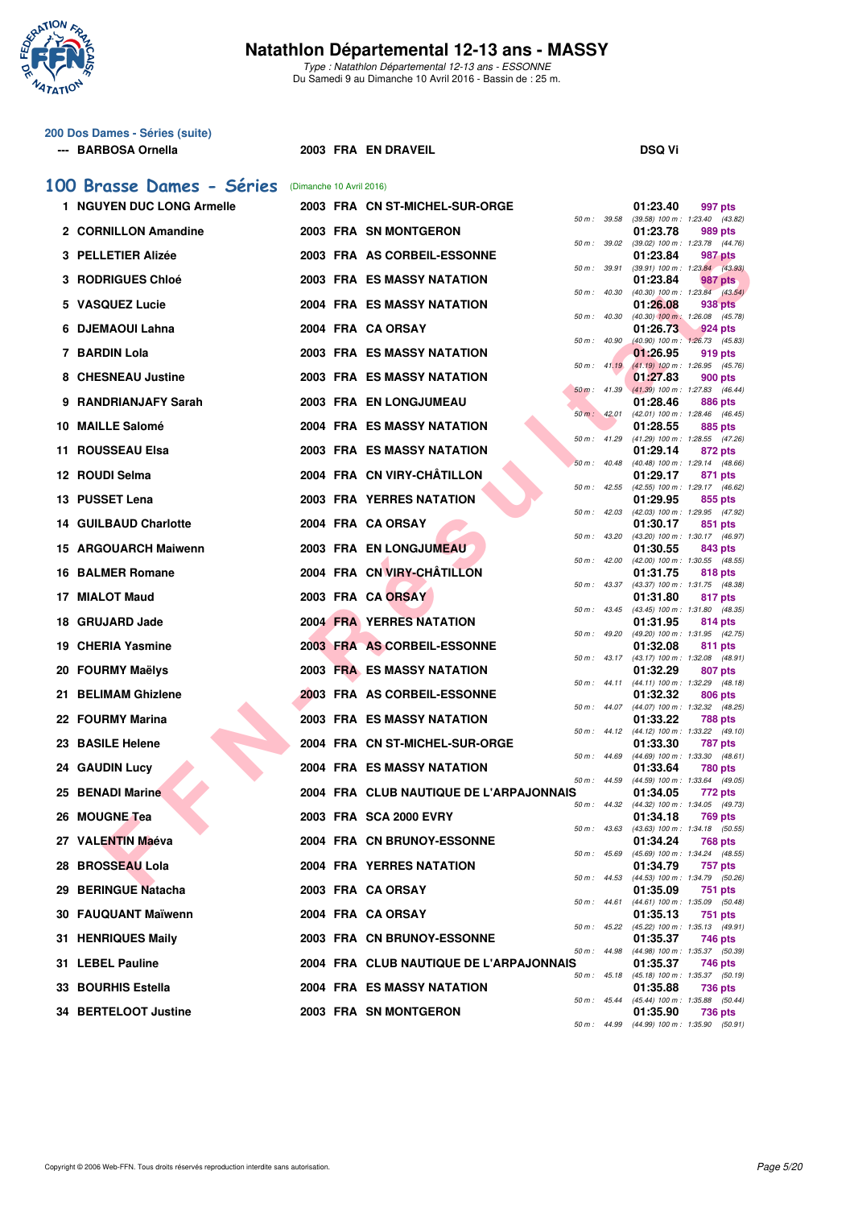## 200 Dos Dames - Séries (suite)

| | | | | | |
|---|---|---|---|---|---|
| --- | BARBOSA Ornella | 2003 | FRA | EN DRAVEIL | DSQ Vi |

## 100 Brasse Dames - Séries (Dimanche 10 Avril 2016)

| Rg | Nom | Année | Nat | Club | Temps | Points | 50 m | Splits |
|---|---|---|---|---|---|---|---|---|
| 1 | NGUYEN DUC LONG Armelle | 2003 | FRA | CN ST-MICHEL-SUR-ORGE | 01:23.40 | 997 pts | 39.58 | (39.58) 100 m : 1:23.40 (43.82) |
| 2 | CORNILLON Amandine | 2003 | FRA | SN MONTGERON | 01:23.78 | 989 pts | 39.02 | (39.02) 100 m : 1:23.78 (44.76) |
| 3 | PELLETIER Alizée | 2003 | FRA | AS CORBEIL-ESSONNE | 01:23.84 | 987 pts | 39.91 | (39.91) 100 m : 1:23.84 (43.93) |
| 3 | RODRIGUES Chloé | 2003 | FRA | ES MASSY NATATION | 01:23.84 | 987 pts | 40.30 | (40.30) 100 m : 1:23.84 (43.54) |
| 5 | VASQUEZ Lucie | 2004 | FRA | ES MASSY NATATION | 01:26.08 | 938 pts | 40.30 | (40.30) 100 m : 1:26.08 (45.78) |
| 6 | DJEMAOUI Lahna | 2004 | FRA | CA ORSAY | 01:26.73 | 924 pts | 40.90 | (40.90) 100 m : 1:26.73 (45.83) |
| 7 | BARDIN Lola | 2003 | FRA | ES MASSY NATATION | 01:26.95 | 919 pts | 41.19 | (41.19) 100 m : 1:26.95 (45.76) |
| 8 | CHESNEAU Justine | 2003 | FRA | ES MASSY NATATION | 01:27.83 | 900 pts | 41.39 | (41.39) 100 m : 1:27.83 (46.44) |
| 9 | RANDRIANJAFY Sarah | 2003 | FRA | EN LONGJUMEAU | 01:28.46 | 886 pts | 42.01 | (42.01) 100 m : 1:28.46 (46.45) |
| 10 | MAILLE Salomé | 2004 | FRA | ES MASSY NATATION | 01:28.55 | 885 pts | 41.29 | (41.29) 100 m : 1:28.55 (47.26) |
| 11 | ROUSSEAU Elsa | 2003 | FRA | ES MASSY NATATION | 01:29.14 | 872 pts | 40.48 | (40.48) 100 m : 1:29.14 (48.66) |
| 12 | ROUDI Selma | 2004 | FRA | CN VIRY-CHÂTILLON | 01:29.17 | 871 pts | 42.55 | (42.55) 100 m : 1:29.17 (46.62) |
| 13 | PUSSET Lena | 2003 | FRA | YERRES NATATION | 01:29.95 | 855 pts | 42.03 | (42.03) 100 m : 1:29.95 (47.92) |
| 14 | GUILBAUD Charlotte | 2004 | FRA | CA ORSAY | 01:30.17 | 851 pts | 43.20 | (43.20) 100 m : 1:30.17 (46.97) |
| 15 | ARGOUARCH Maiwenn | 2003 | FRA | EN LONGJUMEAU | 01:30.55 | 843 pts | 42.00 | (42.00) 100 m : 1:30.55 (48.55) |
| 16 | BALMER Romane | 2004 | FRA | CN VIRY-CHÂTILLON | 01:31.75 | 818 pts | 43.37 | (43.37) 100 m : 1:31.75 (48.38) |
| 17 | MIALOT Maud | 2003 | FRA | CA ORSAY | 01:31.80 | 817 pts | 43.45 | (43.45) 100 m : 1:31.80 (48.35) |
| 18 | GRUJARD Jade | 2004 | FRA | YERRES NATATION | 01:31.95 | 814 pts | 49.20 | (49.20) 100 m : 1:31.95 (42.75) |
| 19 | CHERIA Yasmine | 2003 | FRA | AS CORBEIL-ESSONNE | 01:32.08 | 811 pts | 43.17 | (43.17) 100 m : 1:32.08 (48.91) |
| 20 | FOURMY Maëlys | 2003 | FRA | ES MASSY NATATION | 01:32.29 | 807 pts | 44.11 | (44.11) 100 m : 1:32.29 (48.18) |
| 21 | BELIMAM Ghizlene | 2003 | FRA | AS CORBEIL-ESSONNE | 01:32.32 | 806 pts | 44.07 | (44.07) 100 m : 1:32.32 (48.25) |
| 22 | FOURMY Marina | 2003 | FRA | ES MASSY NATATION | 01:33.22 | 788 pts | 44.12 | (44.12) 100 m : 1:33.22 (49.10) |
| 23 | BASILE Helene | 2004 | FRA | CN ST-MICHEL-SUR-ORGE | 01:33.30 | 787 pts | 44.69 | (44.69) 100 m : 1:33.30 (48.61) |
| 24 | GAUDIN Lucy | 2004 | FRA | ES MASSY NATATION | 01:33.64 | 780 pts | 44.59 | (44.59) 100 m : 1:33.64 (49.05) |
| 25 | BENADI Marine | 2004 | FRA | CLUB NAUTIQUE DE L'ARPAJONNAIS | 01:34.05 | 772 pts | 44.32 | (44.32) 100 m : 1:34.05 (49.73) |
| 26 | MOUGNE Tea | 2003 | FRA | SCA 2000 EVRY | 01:34.18 | 769 pts | 43.63 | (43.63) 100 m : 1:34.18 (50.55) |
| 27 | VALENTIN Maéva | 2004 | FRA | CN BRUNOY-ESSONNE | 01:34.24 | 768 pts | 45.69 | (45.69) 100 m : 1:34.24 (48.55) |
| 28 | BROSSEAU Lola | 2004 | FRA | YERRES NATATION | 01:34.79 | 757 pts | 44.53 | (44.53) 100 m : 1:34.79 (50.26) |
| 29 | BERINGUE Natacha | 2003 | FRA | CA ORSAY | 01:35.09 | 751 pts | 44.61 | (44.61) 100 m : 1:35.09 (50.48) |
| 30 | FAUQUANT Maïwenn | 2004 | FRA | CA ORSAY | 01:35.13 | 751 pts | 45.22 | (45.22) 100 m : 1:35.13 (49.91) |
| 31 | HENRIQUES Maily | 2003 | FRA | CN BRUNOY-ESSONNE | 01:35.37 | 746 pts | 44.98 | (44.98) 100 m : 1:35.37 (50.39) |
| 31 | LEBEL Pauline | 2004 | FRA | CLUB NAUTIQUE DE L'ARPAJONNAIS | 01:35.37 | 746 pts | 45.18 | (45.18) 100 m : 1:35.37 (50.19) |
| 33 | BOURHIS Estella | 2004 | FRA | ES MASSY NATATION | 01:35.88 | 736 pts | 45.44 | (45.44) 100 m : 1:35.88 (50.44) |
| 34 | BERTELOOT Justine | 2003 | FRA | SN MONTGERON | 01:35.90 | 736 pts | 44.99 | (44.99) 100 m : 1:35.90 (50.91) |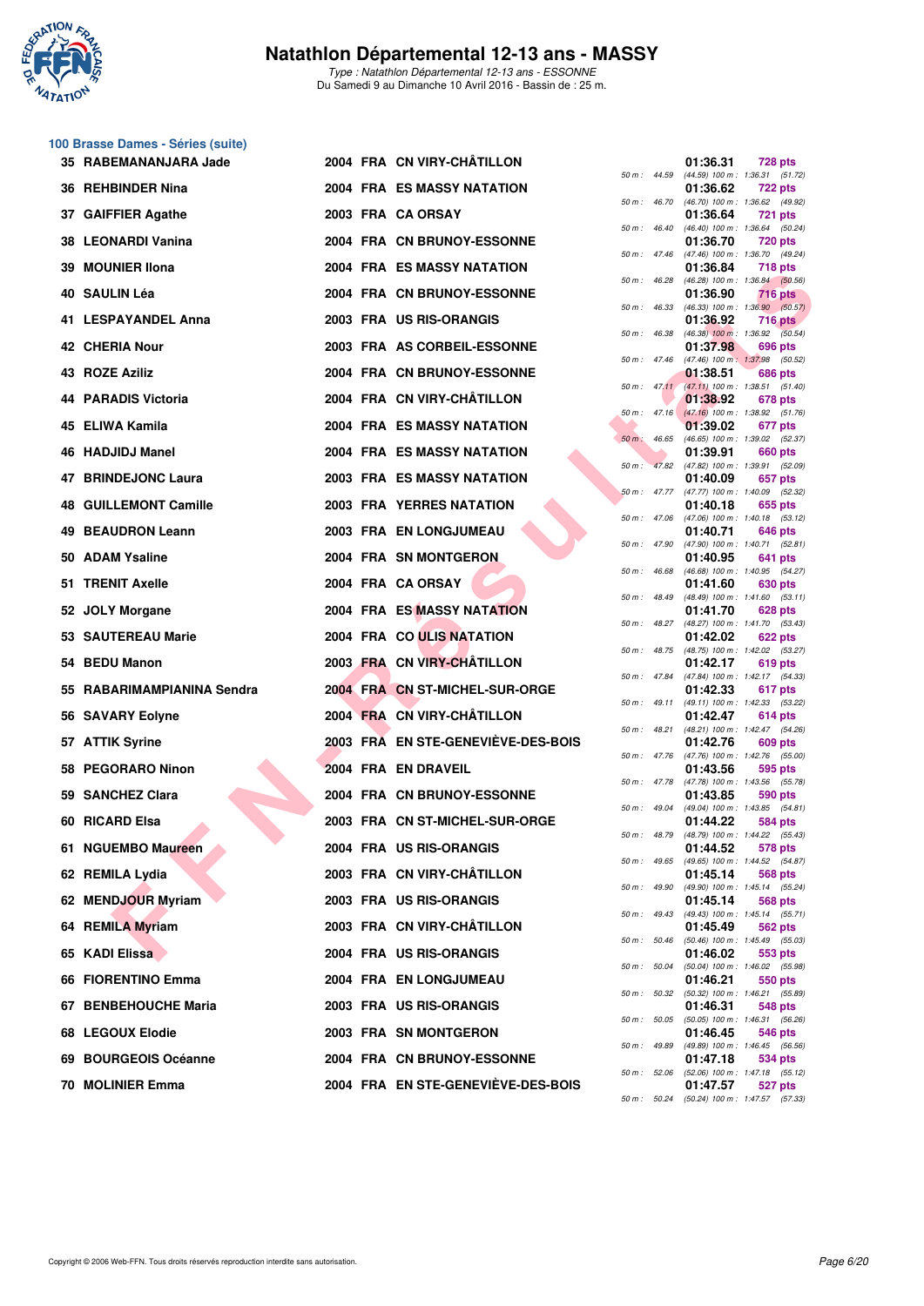# Natathlon Départemental 12-13 ans - MASSY

*Type : Natathlon Départemental 12-13 ans - ESSONNE*
Du Samedi 9 au Dimanche 10 Avril 2016 - Bassin de : 25 m.

## 100 Brasse Dames - Séries (suite)

| Rang | Nom | Année | Nat. | Club | Temps | Points | 50 m | 100 m |
|---|---|---|---|---|---|---|---|---|
| 35 | RABEMANANJARA Jade | 2004 | FRA | CN VIRY-CHÂTILLON | 01:36.31 | 728 pts | 44.59 | (44.59) 1:36.31 (51.72) |
| 36 | REHBINDER Nina | 2004 | FRA | ES MASSY NATATION | 01:36.62 | 722 pts | 46.70 | (46.70) 1:36.62 (49.92) |
| 37 | GAIFFIER Agathe | 2003 | FRA | CA ORSAY | 01:36.64 | 721 pts | 46.40 | (46.40) 1:36.64 (50.24) |
| 38 | LEONARDI Vanina | 2004 | FRA | CN BRUNOY-ESSONNE | 01:36.70 | 720 pts | 47.46 | (47.46) 1:36.70 (49.24) |
| 39 | MOUNIER Ilona | 2004 | FRA | ES MASSY NATATION | 01:36.84 | 718 pts | 46.28 | (46.28) 1:36.84 (50.56) |
| 40 | SAULIN Léa | 2004 | FRA | CN BRUNOY-ESSONNE | 01:36.90 | 716 pts | 46.33 | (46.33) 1:36.90 (50.57) |
| 41 | LESPAYANDEL Anna | 2003 | FRA | US RIS-ORANGIS | 01:36.92 | 716 pts | 46.38 | (46.38) 1:36.92 (50.54) |
| 42 | CHERIA Nour | 2003 | FRA | AS CORBEIL-ESSONNE | 01:37.98 | 696 pts | 47.46 | (47.46) 1:37.98 (50.52) |
| 43 | ROZE Aziliz | 2004 | FRA | CN BRUNOY-ESSONNE | 01:38.51 | 686 pts | 47.11 | (47.11) 1:38.51 (51.40) |
| 44 | PARADIS Victoria | 2004 | FRA | CN VIRY-CHÂTILLON | 01:38.92 | 678 pts | 47.16 | (47.16) 1:38.92 (51.76) |
| 45 | ELIWA Kamila | 2004 | FRA | ES MASSY NATATION | 01:39.02 | 677 pts | 46.65 | (46.65) 1:39.02 (52.37) |
| 46 | HADJIDJ Manel | 2004 | FRA | ES MASSY NATATION | 01:39.91 | 660 pts | 47.82 | (47.82) 1:39.91 (52.09) |
| 47 | BRINDEJONC Laura | 2003 | FRA | ES MASSY NATATION | 01:40.09 | 657 pts | 47.77 | (47.77) 1:40.09 (52.32) |
| 48 | GUILLEMONT Camille | 2003 | FRA | YERRES NATATION | 01:40.18 | 655 pts | 47.06 | (47.06) 1:40.18 (53.12) |
| 49 | BEAUDRON Leann | 2003 | FRA | EN LONGJUMEAU | 01:40.71 | 646 pts | 47.90 | (47.90) 1:40.71 (52.81) |
| 50 | ADAM Ysaline | 2004 | FRA | SN MONTGERON | 01:40.95 | 641 pts | 46.68 | (46.68) 1:40.95 (54.27) |
| 51 | TRENIT Axelle | 2004 | FRA | CA ORSAY | 01:41.60 | 630 pts | 48.49 | (48.49) 1:41.60 (53.11) |
| 52 | JOLY Morgane | 2004 | FRA | ES MASSY NATATION | 01:41.70 | 628 pts | 48.27 | (48.27) 1:41.70 (53.43) |
| 53 | SAUTEREAU Marie | 2004 | FRA | CO ULIS NATATION | 01:42.02 | 622 pts | 48.75 | (48.75) 1:42.02 (53.27) |
| 54 | BEDU Manon | 2003 | FRA | CN VIRY-CHÂTILLON | 01:42.17 | 619 pts | 47.84 | (47.84) 1:42.17 (54.33) |
| 55 | RABARIMAMPIANINA Sendra | 2004 | FRA | CN ST-MICHEL-SUR-ORGE | 01:42.33 | 617 pts | 49.11 | (49.11) 1:42.33 (53.22) |
| 56 | SAVARY Eolyne | 2004 | FRA | CN VIRY-CHÂTILLON | 01:42.47 | 614 pts | 48.21 | (48.21) 1:42.47 (54.26) |
| 57 | ATTIK Syrine | 2003 | FRA | EN STE-GENEVIÈVE-DES-BOIS | 01:42.76 | 609 pts | 47.76 | (47.76) 1:42.76 (55.00) |
| 58 | PEGORARO Ninon | 2004 | FRA | EN DRAVEIL | 01:43.56 | 595 pts | 47.78 | (47.78) 1:43.56 (55.78) |
| 59 | SANCHEZ Clara | 2004 | FRA | CN BRUNOY-ESSONNE | 01:43.85 | 590 pts | 49.04 | (49.04) 1:43.85 (54.81) |
| 60 | RICARD Elsa | 2003 | FRA | CN ST-MICHEL-SUR-ORGE | 01:44.22 | 584 pts | 48.79 | (48.79) 1:44.22 (55.43) |
| 61 | NGUEMBO Maureen | 2004 | FRA | US RIS-ORANGIS | 01:44.52 | 578 pts | 49.65 | (49.65) 1:44.52 (54.87) |
| 62 | REMILA Lydia | 2003 | FRA | CN VIRY-CHÂTILLON | 01:45.14 | 568 pts | 49.90 | (49.90) 1:45.14 (55.24) |
| 62 | MENDJOUR Myriam | 2003 | FRA | US RIS-ORANGIS | 01:45.14 | 568 pts | 49.43 | (49.43) 1:45.14 (55.71) |
| 64 | REMILA Myriam | 2003 | FRA | CN VIRY-CHÂTILLON | 01:45.49 | 562 pts | 50.46 | (50.46) 1:45.49 (55.03) |
| 65 | KADI Elissa | 2004 | FRA | US RIS-ORANGIS | 01:46.02 | 553 pts | 50.04 | (50.04) 1:46.02 (55.98) |
| 66 | FIORENTINO Emma | 2004 | FRA | EN LONGJUMEAU | 01:46.21 | 550 pts | 50.32 | (50.32) 1:46.21 (55.89) |
| 67 | BENBEHOUCHE Maria | 2003 | FRA | US RIS-ORANGIS | 01:46.31 | 548 pts | 50.05 | (50.05) 1:46.31 (56.26) |
| 68 | LEGOUX Elodie | 2003 | FRA | SN MONTGERON | 01:46.45 | 546 pts | 49.89 | (49.89) 1:46.45 (56.56) |
| 69 | BOURGEOIS Océanne | 2004 | FRA | CN BRUNOY-ESSONNE | 01:47.18 | 534 pts | 52.06 | (52.06) 1:47.18 (55.12) |
| 70 | MOLINIER Emma | 2004 | FRA | EN STE-GENEVIÈVE-DES-BOIS | 01:47.57 | 527 pts | 50.24 | (50.24) 1:47.57 (57.33) |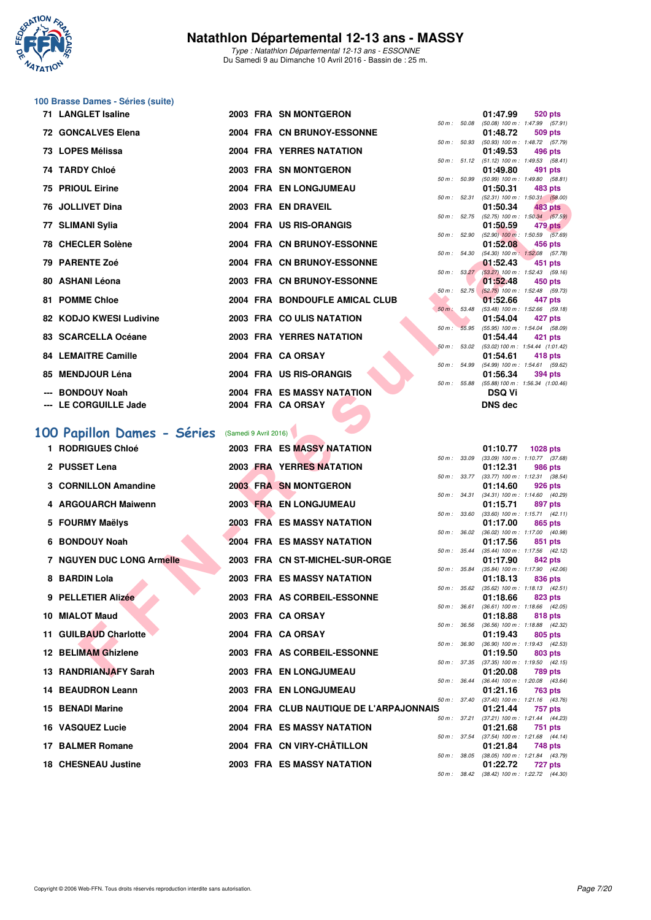# Natathlon Départemental 12-13 ans - MASSY

*Type : Natathlon Départemental 12-13 ans - ESSONNE*
Du Samedi 9 au Dimanche 10 Avril 2016 - Bassin de : 25 m.

## 100 Brasse Dames - Séries (suite)

| Rang | Nom | Année | Nat | Club | 50 m | Temps | Points | Détail |
|---|---|---|---|---|---|---|---|---|
| 71 | LANGLET Isaline | 2003 | FRA | SN MONTGERON | 50.08 | 01:47.99 | 520 pts | (50.08) 100 m : 1:47.99 (57.91) |
| 72 | GONCALVES Elena | 2004 | FRA | CN BRUNOY-ESSONNE | 50.93 | 01:48.72 | 509 pts | (50.93) 100 m : 1:48.72 (57.79) |
| 73 | LOPES Mélissa | 2004 | FRA | YERRES NATATION | 51.12 | 01:49.53 | 496 pts | (51.12) 100 m : 1:49.53 (58.41) |
| 74 | TARDY Chloé | 2003 | FRA | SN MONTGERON | 50.99 | 01:49.80 | 491 pts | (50.99) 100 m : 1:49.80 (58.81) |
| 75 | PRIOUL Eirine | 2004 | FRA | EN LONGJUMEAU | 52.31 | 01:50.31 | 483 pts | (52.31) 100 m : 1:50.31 (58.00) |
| 76 | JOLLIVET Dina | 2003 | FRA | EN DRAVEIL | 52.75 | 01:50.34 | 483 pts | (52.75) 100 m : 1:50.34 (57.59) |
| 77 | SLIMANI Sylia | 2004 | FRA | US RIS-ORANGIS | 52.90 | 01:50.59 | 479 pts | (52.90) 100 m : 1:50.59 (57.69) |
| 78 | CHECLER Solène | 2004 | FRA | CN BRUNOY-ESSONNE | 54.30 | 01:52.08 | 456 pts | (54.30) 100 m : 1:52.08 (57.78) |
| 79 | PARENTE Zoé | 2004 | FRA | CN BRUNOY-ESSONNE | 53.27 | 01:52.43 | 451 pts | (53.27) 100 m : 1:52.43 (59.16) |
| 80 | ASHANI Léona | 2003 | FRA | CN BRUNOY-ESSONNE | 52.75 | 01:52.48 | 450 pts | (52.75) 100 m : 1:52.48 (59.73) |
| 81 | POMME Chloe | 2004 | FRA | BONDOUFLE AMICAL CLUB | 53.48 | 01:52.66 | 447 pts | (53.48) 100 m : 1:52.66 (59.18) |
| 82 | KODJO KWESI Ludivine | 2003 | FRA | CO ULIS NATATION | 55.95 | 01:54.04 | 427 pts | (55.95) 100 m : 1:54.04 (58.09) |
| 83 | SCARCELLA Océane | 2003 | FRA | YERRES NATATION | 53.02 | 01:54.44 | 421 pts | (53.02) 100 m : 1:54.44 (1:01.42) |
| 84 | LEMAITRE Camille | 2004 | FRA | CA ORSAY | 54.99 | 01:54.61 | 418 pts | (54.99) 100 m : 1:54.61 (59.62) |
| 85 | MENDJOUR Léna | 2004 | FRA | US RIS-ORANGIS | 55.88 | 01:56.34 | 394 pts | (55.88) 100 m : 1:56.34 (1:00.46) |
| --- | BONDOUY Noah | 2004 | FRA | ES MASSY NATATION | | DSQ Vi | | |
| --- | LE CORGUILLE Jade | 2004 | FRA | CA ORSAY | | DNS dec | | |

## 100 Papillon Dames - Séries (Samedi 9 Avril 2016)

| Rang | Nom | Année | Nat | Club | 50 m | Temps | Points | Détail |
|---|---|---|---|---|---|---|---|---|
| 1 | RODRIGUES Chloé | 2003 | FRA | ES MASSY NATATION | 33.09 | 01:10.77 | 1028 pts | (33.09) 100 m : 1:10.77 (37.68) |
| 2 | PUSSET Lena | 2003 | FRA | YERRES NATATION | 33.77 | 01:12.31 | 986 pts | (33.77) 100 m : 1:12.31 (38.54) |
| 3 | CORNILLON Amandine | 2003 | FRA | SN MONTGERON | 34.31 | 01:14.60 | 926 pts | (34.31) 100 m : 1:14.60 (40.29) |
| 4 | ARGOUARCH Maiwenn | 2003 | FRA | EN LONGJUMEAU | 33.60 | 01:15.71 | 897 pts | (33.60) 100 m : 1:15.71 (42.11) |
| 5 | FOURMY Maëlys | 2003 | FRA | ES MASSY NATATION | 36.02 | 01:17.00 | 865 pts | (36.02) 100 m : 1:17.00 (40.98) |
| 6 | BONDOUY Noah | 2004 | FRA | ES MASSY NATATION | 35.44 | 01:17.56 | 851 pts | (35.44) 100 m : 1:17.56 (42.12) |
| 7 | NGUYEN DUC LONG Armelle | 2003 | FRA | CN ST-MICHEL-SUR-ORGE | 35.84 | 01:17.90 | 842 pts | (35.84) 100 m : 1:17.90 (42.06) |
| 8 | BARDIN Lola | 2003 | FRA | ES MASSY NATATION | 35.62 | 01:18.13 | 836 pts | (35.62) 100 m : 1:18.13 (42.51) |
| 9 | PELLETIER Alizée | 2003 | FRA | AS CORBEIL-ESSONNE | 36.61 | 01:18.66 | 823 pts | (36.61) 100 m : 1:18.66 (42.05) |
| 10 | MIALOT Maud | 2003 | FRA | CA ORSAY | 36.56 | 01:18.88 | 818 pts | (36.56) 100 m : 1:18.88 (42.32) |
| 11 | GUILBAUD Charlotte | 2004 | FRA | CA ORSAY | 36.90 | 01:19.43 | 805 pts | (36.90) 100 m : 1:19.43 (42.53) |
| 12 | BELIMAM Ghizlene | 2003 | FRA | AS CORBEIL-ESSONNE | 37.35 | 01:19.50 | 803 pts | (37.35) 100 m : 1:19.50 (42.15) |
| 13 | RANDRIANJAFY Sarah | 2003 | FRA | EN LONGJUMEAU | 36.44 | 01:20.08 | 789 pts | (36.44) 100 m : 1:20.08 (43.64) |
| 14 | BEAUDRON Leann | 2003 | FRA | EN LONGJUMEAU | 37.40 | 01:21.16 | 763 pts | (37.40) 100 m : 1:21.16 (43.76) |
| 15 | BENADI Marine | 2004 | FRA | CLUB NAUTIQUE DE L'ARPAJONNAIS | 37.21 | 01:21.44 | 757 pts | (37.21) 100 m : 1:21.44 (44.23) |
| 16 | VASQUEZ Lucie | 2004 | FRA | ES MASSY NATATION | 37.54 | 01:21.68 | 751 pts | (37.54) 100 m : 1:21.68 (44.14) |
| 17 | BALMER Romane | 2004 | FRA | CN VIRY-CHÂTILLON | 38.05 | 01:21.84 | 748 pts | (38.05) 100 m : 1:21.84 (43.79) |
| 18 | CHESNEAU Justine | 2003 | FRA | ES MASSY NATATION | 38.42 | 01:22.72 | 727 pts | (38.42) 100 m : 1:22.72 (44.30) |

Copyright © 2006 Web-FFN. Tous droits réservés reproduction interdite sans autorisation.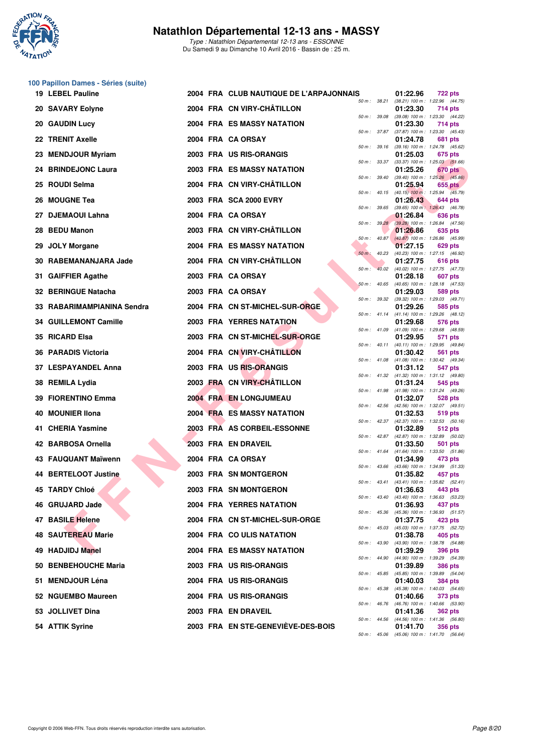# Natathlon Départemental 12-13 ans - MASSY

*Type : Natathlon Départemental 12-13 ans - ESSONNE*
Du Samedi 9 au Dimanche 10 Avril 2016 - Bassin de : 25 m.

## 100 Papillon Dames - Séries (suite)

| Rang | Nom | Année | Nat. | Club | Temps | Points | 50 m | 100 m |
|---|---|---|---|---|---|---|---|---|
| 19 | LEBEL Pauline | 2004 | FRA | CLUB NAUTIQUE DE L'ARPAJONNAIS | 01:22.96 | 722 pts | 38.21 | (38.21) 1:22.96 (44.75) |
| 20 | SAVARY Eolyne | 2004 | FRA | CN VIRY-CHÂTILLON | 01:23.30 | 714 pts | 39.08 | (39.08) 1:23.30 (44.22) |
| 20 | GAUDIN Lucy | 2004 | FRA | ES MASSY NATATION | 01:23.30 | 714 pts | 37.87 | (37.87) 1:23.30 (45.43) |
| 22 | TRENIT Axelle | 2004 | FRA | CA ORSAY | 01:24.78 | 681 pts | 39.16 | (39.16) 1:24.78 (45.62) |
| 23 | MENDJOUR Myriam | 2003 | FRA | US RIS-ORANGIS | 01:25.03 | 675 pts | 33.37 | (33.37) 1:25.03 (51.66) |
| 24 | BRINDEJONC Laura | 2003 | FRA | ES MASSY NATATION | 01:25.26 | 670 pts | 39.40 | (39.40) 1:25.26 (45.86) |
| 25 | ROUDI Selma | 2004 | FRA | CN VIRY-CHÂTILLON | 01:25.94 | 655 pts | 40.15 | (40.15) 1:25.94 (45.79) |
| 26 | MOUGNE Tea | 2003 | FRA | SCA 2000 EVRY | 01:26.43 | 644 pts | 39.65 | (39.65) 1:26.43 (46.78) |
| 27 | DJEMAOUI Lahna | 2004 | FRA | CA ORSAY | 01:26.84 | 636 pts | 39.28 | (39.28) 1:26.84 (47.56) |
| 28 | BEDU Manon | 2003 | FRA | CN VIRY-CHÂTILLON | 01:26.86 | 635 pts | 40.87 | (40.87) 1:26.86 (45.99) |
| 29 | JOLY Morgane | 2004 | FRA | ES MASSY NATATION | 01:27.15 | 629 pts | 40.23 | (40.23) 1:27.15 (46.92) |
| 30 | RABEMANANJARA Jade | 2004 | FRA | CN VIRY-CHÂTILLON | 01:27.75 | 616 pts | 40.02 | (40.02) 1:27.75 (47.73) |
| 31 | GAIFFIER Agathe | 2003 | FRA | CA ORSAY | 01:28.18 | 607 pts | 40.65 | (40.65) 1:28.18 (47.53) |
| 32 | BERINGUE Natacha | 2003 | FRA | CA ORSAY | 01:29.03 | 589 pts | 39.32 | (39.32) 1:29.03 (49.71) |
| 33 | RABARIMAMPIANINA Sendra | 2004 | FRA | CN ST-MICHEL-SUR-ORGE | 01:29.26 | 585 pts | 41.14 | (41.14) 1:29.26 (48.12) |
| 34 | GUILLEMONT Camille | 2003 | FRA | YERRES NATATION | 01:29.68 | 576 pts | 41.09 | (41.09) 1:29.68 (48.59) |
| 35 | RICARD Elsa | 2003 | FRA | CN ST-MICHEL-SUR-ORGE | 01:29.95 | 571 pts | 40.11 | (40.11) 1:29.95 (49.84) |
| 36 | PARADIS Victoria | 2004 | FRA | CN VIRY-CHÂTILLON | 01:30.42 | 561 pts | 41.08 | (41.08) 1:30.42 (49.34) |
| 37 | LESPAYANDEL Anna | 2003 | FRA | US RIS-ORANGIS | 01:31.12 | 547 pts | 41.32 | (41.32) 1:31.12 (49.80) |
| 38 | REMILA Lydia | 2003 | FRA | CN VIRY-CHÂTILLON | 01:31.24 | 545 pts | 41.98 | (41.98) 1:31.24 (49.26) |
| 39 | FIORENTINO Emma | 2004 | FRA | EN LONGJUMEAU | 01:32.07 | 528 pts | 42.56 | (42.56) 1:32.07 (49.51) |
| 40 | MOUNIER Ilona | 2004 | FRA | ES MASSY NATATION | 01:32.53 | 519 pts | 42.37 | (42.37) 1:32.53 (50.16) |
| 41 | CHERIA Yasmine | 2003 | FRA | AS CORBEIL-ESSONNE | 01:32.89 | 512 pts | 42.87 | (42.87) 1:32.89 (50.02) |
| 42 | BARBOSA Ornella | 2003 | FRA | EN DRAVEIL | 01:33.50 | 501 pts | 41.64 | (41.64) 1:33.50 (51.86) |
| 43 | FAUQUANT Maïwenn | 2004 | FRA | CA ORSAY | 01:34.99 | 473 pts | 43.66 | (43.66) 1:34.99 (51.33) |
| 44 | BERTELOOT Justine | 2003 | FRA | SN MONTGERON | 01:35.82 | 457 pts | 43.41 | (43.41) 1:35.82 (52.41) |
| 45 | TARDY Chloé | 2003 | FRA | SN MONTGERON | 01:36.63 | 443 pts | 43.40 | (43.40) 1:36.63 (53.23) |
| 46 | GRUJARD Jade | 2004 | FRA | YERRES NATATION | 01:36.93 | 437 pts | 45.36 | (45.36) 1:36.93 (51.57) |
| 47 | BASILE Helene | 2004 | FRA | CN ST-MICHEL-SUR-ORGE | 01:37.75 | 423 pts | 45.03 | (45.03) 1:37.75 (52.72) |
| 48 | SAUTEREAU Marie | 2004 | FRA | CO ULIS NATATION | 01:38.78 | 405 pts | 43.90 | (43.90) 1:38.78 (54.88) |
| 49 | HADJIDJ Manel | 2004 | FRA | ES MASSY NATATION | 01:39.29 | 396 pts | 44.90 | (44.90) 1:39.29 (54.39) |
| 50 | BENBEHOUCHE Maria | 2003 | FRA | US RIS-ORANGIS | 01:39.89 | 386 pts | 45.85 | (45.85) 1:39.89 (54.04) |
| 51 | MENDJOUR Léna | 2004 | FRA | US RIS-ORANGIS | 01:40.03 | 384 pts | 45.38 | (45.38) 1:40.03 (54.65) |
| 52 | NGUEMBO Maureen | 2004 | FRA | US RIS-ORANGIS | 01:40.66 | 373 pts | 46.76 | (46.76) 1:40.66 (53.90) |
| 53 | JOLLIVET Dina | 2003 | FRA | EN DRAVEIL | 01:41.36 | 362 pts | 44.56 | (44.56) 1:41.36 (56.80) |
| 54 | ATTIK Syrine | 2003 | FRA | EN STE-GENEVIÈVE-DES-BOIS | 01:41.70 | 356 pts | 45.06 | (45.06) 1:41.70 (56.64) |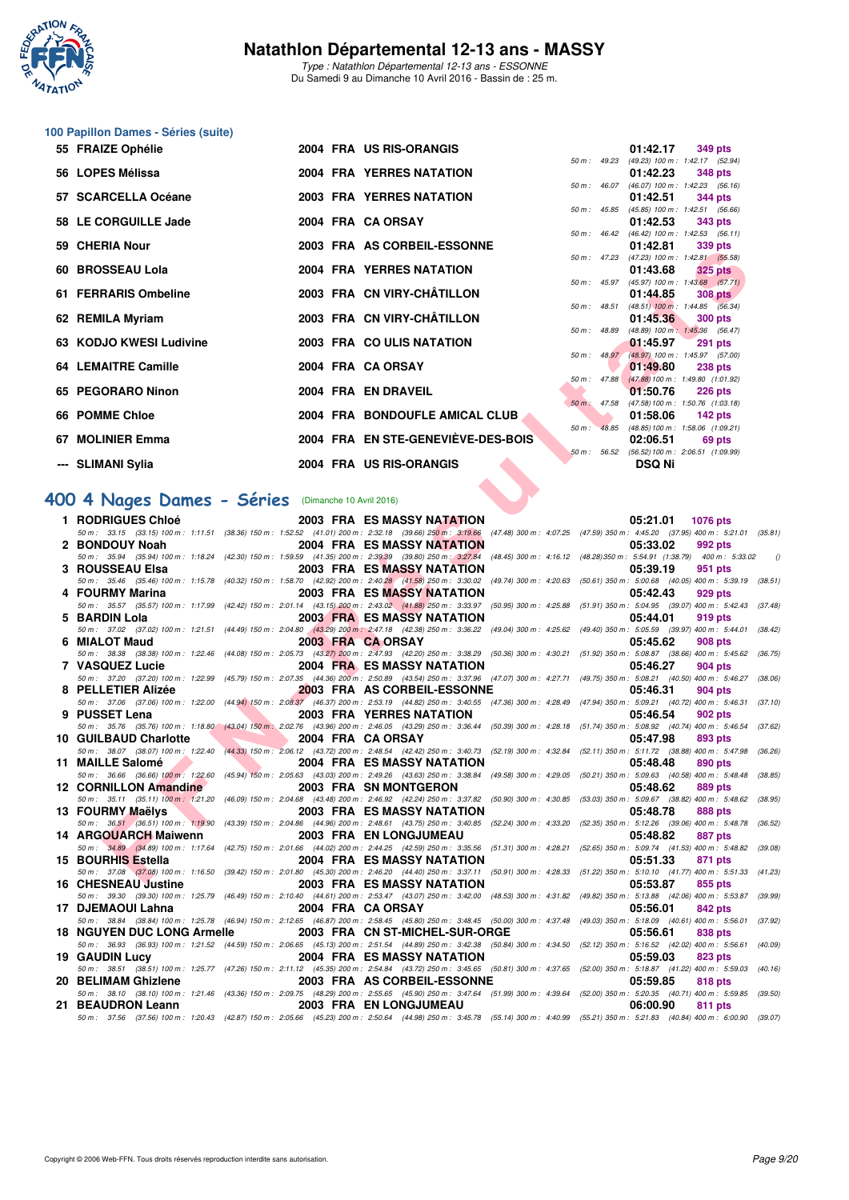# Natathlon Départemental 12-13 ans - MASSY

*Type : Natathlon Départemental 12-13 ans - ESSONNE*
Du Samedi 9 au Dimanche 10 Avril 2016 - Bassin de : 25 m.

## 100 Papillon Dames - Séries (suite)

| Rang | Nom | Année | Nat | Club | Temps | Points | Splits |
|---|---|---|---|---|---|---|---|
| 55 | FRAIZE Ophélie | 2004 | FRA | US RIS-ORANGIS | 01:42.17 | 349 pts | 50 m : 49.23 (49.23) 100 m : 1:42.17 (52.94) |
| 56 | LOPES Mélissa | 2004 | FRA | YERRES NATATION | 01:42.23 | 348 pts | 50 m : 46.07 (46.07) 100 m : 1:42.23 (56.16) |
| 57 | SCARCELLA Océane | 2003 | FRA | YERRES NATATION | 01:42.51 | 344 pts | 50 m : 45.85 (45.85) 100 m : 1:42.51 (56.66) |
| 58 | LE CORGUILLE Jade | 2004 | FRA | CA ORSAY | 01:42.53 | 343 pts | 50 m : 46.42 (46.42) 100 m : 1:42.53 (56.11) |
| 59 | CHERIA Nour | 2003 | FRA | AS CORBEIL-ESSONNE | 01:42.81 | 339 pts | 50 m : 47.23 (47.23) 100 m : 1:42.81 (55.58) |
| 60 | BROSSEAU Lola | 2004 | FRA | YERRES NATATION | 01:43.68 | 325 pts | 50 m : 45.97 (45.97) 100 m : 1:43.68 (57.71) |
| 61 | FERRARIS Ombeline | 2003 | FRA | CN VIRY-CHÂTILLON | 01:44.85 | 308 pts | 50 m : 48.51 (48.51) 100 m : 1:44.85 (56.34) |
| 62 | REMILA Myriam | 2003 | FRA | CN VIRY-CHÂTILLON | 01:45.36 | 300 pts | 50 m : 48.89 (48.89) 100 m : 1:45.36 (56.47) |
| 63 | KODJO KWESI Ludivine | 2003 | FRA | CO ULIS NATATION | 01:45.97 | 291 pts | 50 m : 48.97 (48.97) 100 m : 1:45.97 (57.00) |
| 64 | LEMAITRE Camille | 2004 | FRA | CA ORSAY | 01:49.80 | 238 pts | 50 m : 47.88 (47.88) 100 m : 1:49.80 (1:01.92) |
| 65 | PEGORARO Ninon | 2004 | FRA | EN DRAVEIL | 01:50.76 | 226 pts | 50 m : 47.58 (47.58) 100 m : 1:50.76 (1:03.18) |
| 66 | POMME Chloe | 2004 | FRA | BONDOUFLE AMICAL CLUB | 01:58.06 | 142 pts | 50 m : 48.85 (48.85) 100 m : 1:58.06 (1:09.21) |
| 67 | MOLINIER Emma | 2004 | FRA | EN STE-GENEVIÈVE-DES-BOIS | 02:06.51 | 69 pts | 50 m : 56.52 (56.52) 100 m : 2:06.51 (1:09.99) |
| --- | SLIMANI Sylia | 2004 | FRA | US RIS-ORANGIS | DSQ Ni | | |

## 400 4 Nages Dames - Séries (Dimanche 10 Avril 2016)

| Rang | Nom | Année | Nat | Club | Temps | Points |
|---|---|---|---|---|---|---|
| 1 | RODRIGUES Chloé | 2003 | FRA | ES MASSY NATATION | 05:21.01 | 1076 pts |
| | 50 m : 33.15 (33.15) 100 m : 1:11.51 (38.36) 150 m : 1:52.52 (41.01) 200 m : 2:32.18 (39.66) 250 m : 3:19.66 (47.48) 300 m : 4:07.25 (47.59) 350 m : 4:45.20 (37.95) 400 m : 5:21.01 (35.81) | | | | | |
| 2 | BONDOUY Noah | 2004 | FRA | ES MASSY NATATION | 05:33.02 | 992 pts |
| | 50 m : 35.94 (35.94) 100 m : 1:18.24 (42.30) 150 m : 1:59.59 (41.35) 200 m : 2:39.39 (39.80) 250 m : 3:27.84 (48.45) 300 m : 4:16.12 (48.28) 350 m : 5:54.91 (1:38.79) 400 m : 5:33.02 () | | | | | |
| 3 | ROUSSEAU Elsa | 2003 | FRA | ES MASSY NATATION | 05:39.19 | 951 pts |
| | 50 m : 35.46 (35.46) 100 m : 1:15.78 (40.32) 150 m : 1:58.70 (42.92) 200 m : 2:40.28 (41.58) 250 m : 3:30.02 (49.74) 300 m : 4:20.63 (50.61) 350 m : 5:00.68 (40.05) 400 m : 5:39.19 (38.51) | | | | | |
| 4 | FOURMY Marina | 2003 | FRA | ES MASSY NATATION | 05:42.43 | 929 pts |
| | 50 m : 35.57 (35.57) 100 m : 1:17.99 (42.42) 150 m : 2:01.14 (43.15) 200 m : 2:43.02 (41.88) 250 m : 3:33.97 (50.95) 300 m : 4:25.88 (51.91) 350 m : 5:04.95 (39.07) 400 m : 5:42.43 (37.48) | | | | | |
| 5 | BARDIN Lola | 2003 | FRA | ES MASSY NATATION | 05:44.01 | 919 pts |
| | 50 m : 37.02 (37.02) 100 m : 1:21.51 (44.49) 150 m : 2:04.80 (43.29) 200 m : 2:47.18 (42.38) 250 m : 3:36.22 (49.04) 300 m : 4:25.62 (49.40) 350 m : 5:05.59 (39.97) 400 m : 5:44.01 (38.42) | | | | | |
| 6 | MIALOT Maud | 2003 | FRA | CA ORSAY | 05:45.62 | 908 pts |
| | 50 m : 38.38 (38.38) 100 m : 1:22.46 (44.08) 150 m : 2:05.73 (43.27) 200 m : 2:47.93 (42.20) 250 m : 3:38.29 (50.36) 300 m : 4:30.21 (51.92) 350 m : 5:08.87 (38.66) 400 m : 5:45.62 (36.75) | | | | | |
| 7 | VASQUEZ Lucie | 2004 | FRA | ES MASSY NATATION | 05:46.27 | 904 pts |
| | 50 m : 37.20 (37.20) 100 m : 1:22.99 (45.79) 150 m : 2:07.35 (44.36) 200 m : 2:50.89 (43.54) 250 m : 3:37.96 (47.07) 300 m : 4:27.71 (49.75) 350 m : 5:08.21 (40.50) 400 m : 5:46.27 (38.06) | | | | | |
| 8 | PELLETIER Alizée | 2003 | FRA | AS CORBEIL-ESSONNE | 05:46.31 | 904 pts |
| | 50 m : 37.06 (37.06) 100 m : 1:22.00 (44.94) 150 m : 2:08.37 (46.37) 200 m : 2:53.19 (44.82) 250 m : 3:40.55 (47.36) 300 m : 4:28.49 (47.94) 350 m : 5:09.21 (40.72) 400 m : 5:46.31 (37.10) | | | | | |
| 9 | PUSSET Lena | 2003 | FRA | YERRES NATATION | 05:46.54 | 902 pts |
| | 50 m : 35.76 (35.76) 100 m : 1:18.80 (43.04) 150 m : 2:02.76 (43.96) 200 m : 2:46.05 (43.29) 250 m : 3:36.44 (50.39) 300 m : 4:28.18 (51.74) 350 m : 5:08.92 (40.74) 400 m : 5:46.54 (37.62) | | | | | |
| 10 | GUILBAUD Charlotte | 2004 | FRA | CA ORSAY | 05:47.98 | 893 pts |
| | 50 m : 38.07 (38.07) 100 m : 1:22.40 (44.33) 150 m : 2:06.12 (43.72) 200 m : 2:48.54 (42.42) 250 m : 3:40.73 (52.19) 300 m : 4:32.84 (52.11) 350 m : 5:11.72 (38.88) 400 m : 5:47.98 (36.26) | | | | | |
| 11 | MAILLE Salomé | 2004 | FRA | ES MASSY NATATION | 05:48.48 | 890 pts |
| | 50 m : 36.66 (36.66) 100 m : 1:22.60 (45.94) 150 m : 2:05.63 (43.03) 200 m : 2:49.26 (43.63) 250 m : 3:38.84 (49.58) 300 m : 4:29.05 (50.21) 350 m : 5:09.63 (40.58) 400 m : 5:48.48 (38.85) | | | | | |
| 12 | CORNILLON Amandine | 2003 | FRA | SN MONTGERON | 05:48.62 | 889 pts |
| | 50 m : 35.11 (35.11) 100 m : 1:21.20 (46.09) 150 m : 2:04.68 (43.48) 200 m : 2:46.92 (42.24) 250 m : 3:37.82 (50.90) 300 m : 4:30.85 (53.03) 350 m : 5:09.67 (38.82) 400 m : 5:48.62 (38.95) | | | | | |
| 13 | FOURMY Maëlys | 2003 | FRA | ES MASSY NATATION | 05:48.78 | 888 pts |
| | 50 m : 36.51 (36.51) 100 m : 1:19.90 (43.39) 150 m : 2:04.86 (44.96) 200 m : 2:48.61 (43.75) 250 m : 3:40.85 (52.24) 300 m : 4:33.20 (52.35) 350 m : 5:12.26 (39.06) 400 m : 5:48.78 (36.52) | | | | | |
| 14 | ARGOUARCH Maiwenn | 2003 | FRA | EN LONGJUMEAU | 05:48.82 | 887 pts |
| | 50 m : 34.89 (34.89) 100 m : 1:17.64 (42.75) 150 m : 2:01.66 (44.02) 200 m : 2:44.25 (42.59) 250 m : 3:35.56 (51.31) 300 m : 4:28.21 (52.65) 350 m : 5:09.74 (41.53) 400 m : 5:48.82 (39.08) | | | | | |
| 15 | BOURHIS Estella | 2004 | FRA | ES MASSY NATATION | 05:51.33 | 871 pts |
| | 50 m : 37.08 (37.08) 100 m : 1:16.50 (39.42) 150 m : 2:01.80 (45.30) 200 m : 2:46.20 (44.40) 250 m : 3:37.11 (50.91) 300 m : 4:28.33 (51.22) 350 m : 5:10.10 (41.77) 400 m : 5:51.33 (41.23) | | | | | |
| 16 | CHESNEAU Justine | 2003 | FRA | ES MASSY NATATION | 05:53.87 | 855 pts |
| | 50 m : 39.30 (39.30) 100 m : 1:25.79 (46.49) 150 m : 2:10.40 (44.61) 200 m : 2:53.47 (43.07) 250 m : 3:42.00 (48.53) 300 m : 4:31.82 (49.82) 350 m : 5:13.88 (42.06) 400 m : 5:53.87 (39.99) | | | | | |
| 17 | DJEMAOUI Lahna | 2004 | FRA | CA ORSAY | 05:56.01 | 842 pts |
| | 50 m : 38.84 (38.84) 100 m : 1:25.78 (46.94) 150 m : 2:12.65 (46.87) 200 m : 2:58.45 (45.80) 250 m : 3:48.45 (50.00) 300 m : 4:37.48 (49.03) 350 m : 5:18.09 (40.61) 400 m : 5:56.01 (37.92) | | | | | |
| 18 | NGUYEN DUC LONG Armelle | 2003 | FRA | CN ST-MICHEL-SUR-ORGE | 05:56.61 | 838 pts |
| | 50 m : 36.93 (36.93) 100 m : 1:21.52 (44.59) 150 m : 2:06.65 (45.13) 200 m : 2:51.54 (44.89) 250 m : 3:42.38 (50.84) 300 m : 4:34.50 (52.12) 350 m : 5:16.52 (42.02) 400 m : 5:56.61 (40.09) | | | | | |
| 19 | GAUDIN Lucy | 2004 | FRA | ES MASSY NATATION | 05:59.03 | 823 pts |
| | 50 m : 38.51 (38.51) 100 m : 1:25.77 (47.26) 150 m : 2:11.12 (45.35) 200 m : 2:54.84 (43.72) 250 m : 3:45.65 (50.81) 300 m : 4:37.65 (52.00) 350 m : 5:18.87 (41.22) 400 m : 5:59.03 (40.16) | | | | | |
| 20 | BELIMAM Ghizlene | 2003 | FRA | AS CORBEIL-ESSONNE | 05:59.85 | 818 pts |
| | 50 m : 38.10 (38.10) 100 m : 1:21.46 (43.36) 150 m : 2:09.75 (48.29) 200 m : 2:55.65 (45.90) 250 m : 3:47.64 (51.99) 300 m : 4:39.64 (52.00) 350 m : 5:20.35 (40.71) 400 m : 5:59.85 (39.50) | | | | | |
| 21 | BEAUDRON Leann | 2003 | FRA | EN LONGJUMEAU | 06:00.90 | 811 pts |
| | 50 m : 37.56 (37.56) 100 m : 1:20.43 (42.87) 150 m : 2:05.66 (45.23) 200 m : 2:50.64 (44.98) 250 m : 3:45.78 (55.14) 300 m : 4:40.99 (55.21) 350 m : 5:21.83 (40.84) 400 m : 6:00.90 (39.07) | | | | | |

Copyright © 2006 Web-FFN. Tous droits réservés reproduction interdite sans autorisation.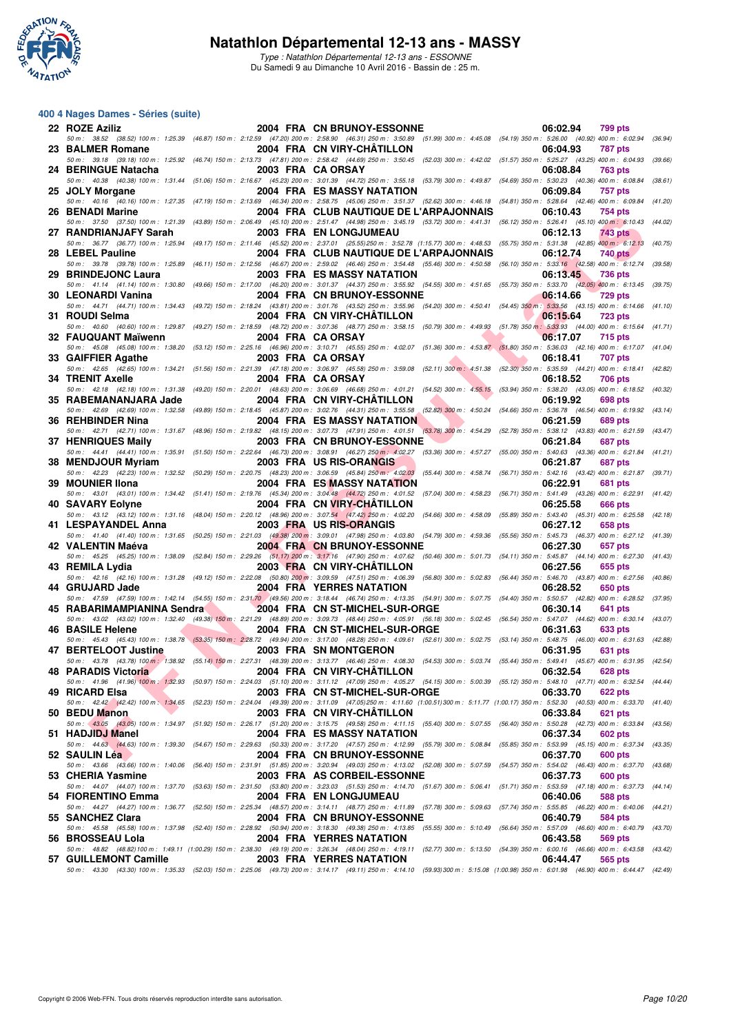# Natathlon Départemental 12-13 ans - MASSY

*Type : Natathlon Départemental 12-13 ans - ESSONNE*

Du Samedi 9 au Dimanche 10 Avril 2016 - Bassin de : 25 m.

## 400 4 Nages Dames - Séries (suite)

| Rang | Nom | Année | Nat. | Club | Temps | Points |
|---|---|---|---|---|---|---|
| 22 | ROZE Aziliz | 2004 | FRA | CN BRUNOY-ESSONNE | 06:02.94 | 799 pts |
| | *50 m : 38.52 (38.52) 100 m : 1:25.39 (46.87) 150 m : 2:12.59 (47.20) 200 m : 2:58.90 (46.31) 250 m : 3:50.89 (51.99) 300 m : 4:45.08 (54.19) 350 m : 5:26.00 (40.92) 400 m : 6:02.94 (36.94)* | | | | | |
| 23 | BALMER Romane | 2004 | FRA | CN VIRY-CHÂTILLON | 06:04.93 | 787 pts |
| | *50 m : 39.18 (39.18) 100 m : 1:25.92 (46.74) 150 m : 2:13.73 (47.81) 200 m : 2:58.42 (44.69) 250 m : 3:50.45 (52.03) 300 m : 4:42.02 (51.57) 350 m : 5:25.27 (43.25) 400 m : 6:04.93 (39.66)* | | | | | |
| 24 | BERINGUE Natacha | 2003 | FRA | CA ORSAY | 06:08.84 | 763 pts |
| | *50 m : 40.38 (40.38) 100 m : 1:31.44 (51.06) 150 m : 2:16.67 (45.23) 200 m : 3:01.39 (44.72) 250 m : 3:55.18 (53.79) 300 m : 4:49.87 (54.69) 350 m : 5:30.23 (40.36) 400 m : 6:08.84 (38.61)* | | | | | |
| 25 | JOLY Morgane | 2004 | FRA | ES MASSY NATATION | 06:09.84 | 757 pts |
| | *50 m : 40.16 (40.16) 100 m : 1:27.35 (47.19) 150 m : 2:13.69 (46.34) 200 m : 2:58.75 (45.06) 250 m : 3:51.37 (52.62) 300 m : 4:46.18 (54.81) 350 m : 5:28.64 (42.46) 400 m : 6:09.84 (41.20)* | | | | | |
| 26 | BENADI Marine | 2004 | FRA | CLUB NAUTIQUE DE L'ARPAJONNAIS | 06:10.43 | 754 pts |
| | *50 m : 37.50 (37.50) 100 m : 1:21.39 (43.89) 150 m : 2:06.49 (45.10) 200 m : 2:51.47 (44.98) 250 m : 3:45.19 (53.72) 300 m : 4:41.31 (56.12) 350 m : 5:26.41 (45.10) 400 m : 6:10.43 (44.02)* | | | | | |
| 27 | RANDRIANJAFY Sarah | 2003 | FRA | EN LONGJUMEAU | 06:12.13 | 743 pts |
| | *50 m : 36.77 (36.77) 100 m : 1:25.94 (49.17) 150 m : 2:11.46 (45.52) 200 m : 2:37.01 (25.55) 250 m : 3:52.78 (1:15.77) 300 m : 4:48.53 (55.75) 350 m : 5:31.38 (42.85) 400 m : 6:12.13 (40.75)* | | | | | |
| 28 | LEBEL Pauline | 2004 | FRA | CLUB NAUTIQUE DE L'ARPAJONNAIS | 06:12.74 | 740 pts |
| | *50 m : 39.78 (39.78) 100 m : 1:25.89 (46.11) 150 m : 2:12.56 (46.67) 200 m : 2:59.02 (46.46) 250 m : 3:54.48 (55.46) 300 m : 4:50.58 (56.10) 350 m : 5:33.16 (42.58) 400 m : 6:12.74 (39.58)* | | | | | |
| 29 | BRINDEJONC Laura | 2003 | FRA | ES MASSY NATATION | 06:13.45 | 736 pts |
| | *50 m : 41.14 (41.14) 100 m : 1:30.80 (49.66) 150 m : 2:17.00 (46.20) 200 m : 3:01.37 (44.37) 250 m : 3:55.92 (54.55) 300 m : 4:51.65 (55.73) 350 m : 5:33.70 (42.05) 400 m : 6:13.45 (39.75)* | | | | | |
| 30 | LEONARDI Vanina | 2004 | FRA | CN BRUNOY-ESSONNE | 06:14.66 | 729 pts |
| | *50 m : 44.71 (44.71) 100 m : 1:34.43 (49.72) 150 m : 2:18.24 (43.81) 200 m : 3:01.76 (43.52) 250 m : 3:55.96 (54.20) 300 m : 4:50.41 (54.45) 350 m : 5:33.56 (43.15) 400 m : 6:14.66 (41.10)* | | | | | |
| 31 | ROUDI Selma | 2004 | FRA | CN VIRY-CHÂTILLON | 06:15.64 | 723 pts |
| | *50 m : 40.60 (40.60) 100 m : 1:29.87 (49.27) 150 m : 2:18.59 (48.72) 200 m : 3:07.36 (48.77) 250 m : 3:58.15 (50.79) 300 m : 4:49.93 (51.78) 350 m : 5:33.93 (44.00) 400 m : 6:15.64 (41.71)* | | | | | |
| 32 | FAUQUANT Maïwenn | 2004 | FRA | CA ORSAY | 06:17.07 | 715 pts |
| | *50 m : 45.08 (45.08) 100 m : 1:38.20 (53.12) 150 m : 2:25.16 (46.96) 200 m : 3:10.71 (45.55) 250 m : 4:02.07 (51.36) 300 m : 4:53.87 (51.80) 350 m : 5:36.03 (42.16) 400 m : 6:17.07 (41.04)* | | | | | |
| 33 | GAIFFIER Agathe | 2003 | FRA | CA ORSAY | 06:18.41 | 707 pts |
| | *50 m : 42.65 (42.65) 100 m : 1:34.21 (51.56) 150 m : 2:21.39 (47.18) 200 m : 3:06.97 (45.58) 250 m : 3:59.08 (52.11) 300 m : 4:51.38 (52.30) 350 m : 5:35.59 (44.21) 400 m : 6:18.41 (42.82)* | | | | | |
| 34 | TRENIT Axelle | 2004 | FRA | CA ORSAY | 06:18.52 | 706 pts |
| | *50 m : 42.18 (42.18) 100 m : 1:31.38 (49.20) 150 m : 2:20.01 (48.63) 200 m : 3:06.69 (46.68) 250 m : 4:01.21 (54.52) 300 m : 4:55.15 (53.94) 350 m : 5:38.20 (43.05) 400 m : 6:18.52 (40.32)* | | | | | |
| 35 | RABEMANANJARA Jade | 2004 | FRA | CN VIRY-CHÂTILLON | 06:19.92 | 698 pts |
| | *50 m : 42.69 (42.69) 100 m : 1:32.58 (49.89) 150 m : 2:18.45 (45.87) 200 m : 3:02.76 (44.31) 250 m : 3:55.58 (52.82) 300 m : 4:50.24 (54.66) 350 m : 5:36.78 (46.54) 400 m : 6:19.92 (43.14)* | | | | | |
| 36 | REHBINDER Nina | 2004 | FRA | ES MASSY NATATION | 06:21.59 | 689 pts |
| | *50 m : 42.71 (42.71) 100 m : 1:31.67 (48.96) 150 m : 2:19.82 (48.15) 200 m : 3:07.73 (47.91) 250 m : 4:01.51 (53.78) 300 m : 4:54.29 (52.78) 350 m : 5:38.12 (43.83) 400 m : 6:21.59 (43.47)* | | | | | |
| 37 | HENRIQUES Maily | 2003 | FRA | CN BRUNOY-ESSONNE | 06:21.84 | 687 pts |
| | *50 m : 44.41 (44.41) 100 m : 1:35.91 (51.50) 150 m : 2:22.64 (46.73) 200 m : 3:08.91 (46.27) 250 m : 4:02.27 (53.36) 300 m : 4:57.27 (55.00) 350 m : 5:40.63 (43.36) 400 m : 6:21.84 (41.21)* | | | | | |
| 38 | MENDJOUR Myriam | 2003 | FRA | US RIS-ORANGIS | 06:21.87 | 687 pts |
| | *50 m : 42.23 (42.23) 100 m : 1:32.52 (50.29) 150 m : 2:20.75 (48.23) 200 m : 3:06.59 (45.84) 250 m : 4:02.03 (55.44) 300 m : 4:58.74 (56.71) 350 m : 5:42.16 (43.42) 400 m : 6:21.87 (39.71)* | | | | | |
| 39 | MOUNIER Ilona | 2004 | FRA | ES MASSY NATATION | 06:22.91 | 681 pts |
| | *50 m : 43.01 (43.01) 100 m : 1:34.42 (51.41) 150 m : 2:19.76 (45.34) 200 m : 3:04.48 (44.72) 250 m : 4:01.52 (57.04) 300 m : 4:58.23 (56.71) 350 m : 5:41.49 (43.26) 400 m : 6:22.91 (41.42)* | | | | | |
| 40 | SAVARY Eolyne | 2004 | FRA | CN VIRY-CHÂTILLON | 06:25.58 | 666 pts |
| | *50 m : 43.12 (43.12) 100 m : 1:31.16 (48.04) 150 m : 2:20.12 (48.96) 200 m : 3:07.54 (47.42) 250 m : 4:02.20 (54.66) 300 m : 4:58.09 (55.89) 350 m : 5:43.40 (45.31) 400 m : 6:25.58 (42.18)* | | | | | |
| 41 | LESPAYANDEL Anna | 2003 | FRA | US RIS-ORANGIS | 06:27.12 | 658 pts |
| | *50 m : 41.40 (41.40) 100 m : 1:31.65 (50.25) 150 m : 2:21.03 (49.38) 200 m : 3:09.01 (47.98) 250 m : 4:03.80 (54.79) 300 m : 4:59.36 (55.56) 350 m : 5:45.73 (46.37) 400 m : 6:27.12 (41.39)* | | | | | |
| 42 | VALENTIN Maéva | 2004 | FRA | CN BRUNOY-ESSONNE | 06:27.30 | 657 pts |
| | *50 m : 45.25 (45.25) 100 m : 1:38.09 (52.84) 150 m : 2:29.26 (51.17) 200 m : 3:17.16 (47.90) 250 m : 4:07.62 (50.46) 300 m : 5:01.73 (54.11) 350 m : 5:45.87 (44.14) 400 m : 6:27.30 (41.43)* | | | | | |
| 43 | REMILA Lydia | 2003 | FRA | CN VIRY-CHÂTILLON | 06:27.56 | 655 pts |
| | *50 m : 42.16 (42.16) 100 m : 1:31.28 (49.12) 150 m : 2:22.08 (50.80) 200 m : 3:09.59 (47.51) 250 m : 4:06.39 (56.80) 300 m : 5:02.83 (56.44) 350 m : 5:46.70 (43.87) 400 m : 6:27.56 (40.86)* | | | | | |
| 44 | GRUJARD Jade | 2004 | FRA | YERRES NATATION | 06:28.52 | 650 pts |
| | *50 m : 47.59 (47.59) 100 m : 1:42.14 (54.55) 150 m : 2:31.70 (49.56) 200 m : 3:18.44 (46.74) 250 m : 4:13.35 (54.91) 300 m : 5:07.75 (54.40) 350 m : 5:50.57 (42.82) 400 m : 6:28.52 (37.95)* | | | | | |
| 45 | RABARIMAMPIANINA Sendra | 2004 | FRA | CN ST-MICHEL-SUR-ORGE | 06:30.14 | 641 pts |
| | *50 m : 43.02 (43.02) 100 m : 1:32.40 (49.38) 150 m : 2:21.29 (48.89) 200 m : 3:09.73 (48.44) 250 m : 4:05.91 (56.18) 300 m : 5:02.45 (56.54) 350 m : 5:47.07 (44.62) 400 m : 6:30.14 (43.07)* | | | | | |
| 46 | BASILE Helene | 2004 | FRA | CN ST-MICHEL-SUR-ORGE | 06:31.63 | 633 pts |
| | *50 m : 45.43 (45.43) 100 m : 1:38.78 (53.35) 150 m : 2:28.72 (49.94) 200 m : 3:17.00 (48.28) 250 m : 4:09.61 (52.61) 300 m : 5:02.75 (53.14) 350 m : 5:48.75 (46.00) 400 m : 6:31.63 (42.88)* | | | | | |
| 47 | BERTELOOT Justine | 2003 | FRA | SN MONTGERON | 06:31.95 | 631 pts |
| | *50 m : 43.78 (43.78) 100 m : 1:38.92 (55.14) 150 m : 2:27.31 (48.39) 200 m : 3:13.77 (46.46) 250 m : 4:08.30 (54.53) 300 m : 5:03.74 (55.44) 350 m : 5:49.41 (45.67) 400 m : 6:31.95 (42.54)* | | | | | |
| 48 | PARADIS Victoria | 2004 | FRA | CN VIRY-CHÂTILLON | 06:32.54 | 628 pts |
| | *50 m : 41.96 (41.96) 100 m : 1:32.93 (50.97) 150 m : 2:24.03 (51.10) 200 m : 3:11.12 (47.09) 250 m : 4:05.27 (54.15) 300 m : 5:00.39 (55.12) 350 m : 5:48.10 (47.71) 400 m : 6:32.54 (44.44)* | | | | | |
| 49 | RICARD Elsa | 2003 | FRA | CN ST-MICHEL-SUR-ORGE | 06:33.70 | 622 pts |
| | *50 m : 42.42 (42.42) 100 m : 1:34.65 (52.23) 150 m : 2:24.04 (49.39) 200 m : 3:11.09 (47.05) 250 m : 4:11.60 (1:00.51) 300 m : 5:11.77 (1:00.17) 350 m : 5:52.30 (40.53) 400 m : 6:33.70 (41.40)* | | | | | |
| 50 | BEDU Manon | 2003 | FRA | CN VIRY-CHÂTILLON | 06:33.84 | 621 pts |
| | *50 m : 43.05 (43.05) 100 m : 1:34.97 (51.92) 150 m : 2:26.17 (51.20) 200 m : 3:15.75 (49.58) 250 m : 4:11.15 (55.40) 300 m : 5:07.55 (56.40) 350 m : 5:50.28 (42.73) 400 m : 6:33.84 (43.56)* | | | | | |
| 51 | HADJIDJ Manel | 2004 | FRA | ES MASSY NATATION | 06:37.34 | 602 pts |
| | *50 m : 44.63 (44.63) 100 m : 1:39.30 (54.67) 150 m : 2:29.63 (50.33) 200 m : 3:17.20 (47.57) 250 m : 4:12.99 (55.79) 300 m : 5:08.84 (55.85) 350 m : 5:53.99 (45.15) 400 m : 6:37.34 (43.35)* | | | | | |
| 52 | SAULIN Léa | 2004 | FRA | CN BRUNOY-ESSONNE | 06:37.70 | 600 pts |
| | *50 m : 43.66 (43.66) 100 m : 1:40.06 (56.40) 150 m : 2:31.91 (51.85) 200 m : 3:20.94 (49.03) 250 m : 4:13.02 (52.08) 300 m : 5:07.59 (54.57) 350 m : 5:54.02 (46.43) 400 m : 6:37.70 (43.68)* | | | | | |
| 53 | CHERIA Yasmine | 2003 | FRA | AS CORBEIL-ESSONNE | 06:37.73 | 600 pts |
| | *50 m : 44.07 (44.07) 100 m : 1:37.70 (53.63) 150 m : 2:31.50 (53.80) 200 m : 3:23.03 (51.53) 250 m : 4:14.70 (51.67) 300 m : 5:06.41 (51.71) 350 m : 5:53.59 (47.18) 400 m : 6:37.73 (44.14)* | | | | | |
| 54 | FIORENTINO Emma | 2004 | FRA | EN LONGJUMEAU | 06:40.06 | 588 pts |
| | *50 m : 44.27 (44.27) 100 m : 1:36.77 (52.50) 150 m : 2:25.34 (48.57) 200 m : 3:14.11 (48.77) 250 m : 4:11.89 (57.78) 300 m : 5:09.63 (57.74) 350 m : 5:55.85 (46.22) 400 m : 6:40.06 (44.21)* | | | | | |
| 55 | SANCHEZ Clara | 2004 | FRA | CN BRUNOY-ESSONNE | 06:40.79 | 584 pts |
| | *50 m : 45.58 (45.58) 100 m : 1:37.98 (52.40) 150 m : 2:28.92 (50.94) 200 m : 3:18.30 (49.38) 250 m : 4:13.85 (55.55) 300 m : 5:10.49 (56.64) 350 m : 5:57.09 (46.60) 400 m : 6:40.79 (43.70)* | | | | | |
| 56 | BROSSEAU Lola | 2004 | FRA | YERRES NATATION | 06:43.58 | 569 pts |
| | *50 m : 48.82 (48.82) 100 m : 1:49.11 (1:00.29) 150 m : 2:38.30 (49.19) 200 m : 3:26.34 (48.04) 250 m : 4:19.11 (52.77) 300 m : 5:13.50 (54.39) 350 m : 6:00.16 (46.66) 400 m : 6:43.58 (43.42)* | | | | | |
| 57 | GUILLEMONT Camille | 2003 | FRA | YERRES NATATION | 06:44.47 | 565 pts |
| | *50 m : 43.30 (43.30) 100 m : 1:35.33 (52.03) 150 m : 2:25.06 (49.73) 200 m : 3:14.17 (49.11) 250 m : 4:14.10 (59.93) 300 m : 5:15.08 (1:00.98) 350 m : 6:01.98 (46.90) 400 m : 6:44.47 (42.49)* | | | | | |

Copyright © 2006 Web-FFN. Tous droits réservés reproduction interdite sans autorisation.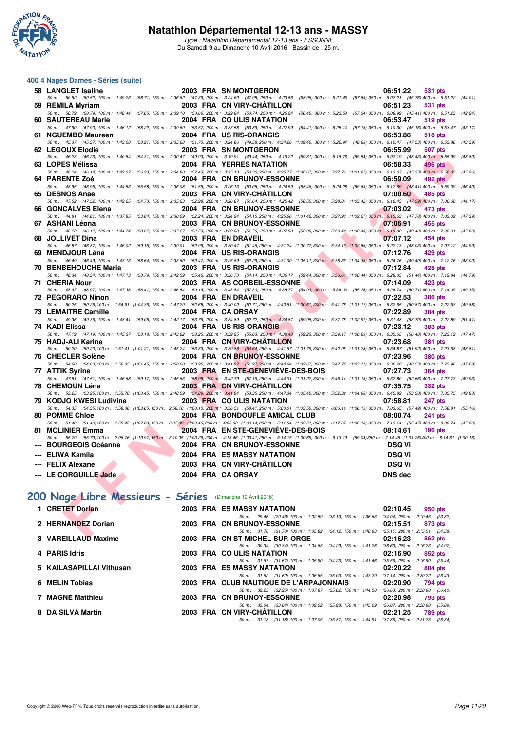## 400 4 Nages Dames - Séries (suite)

| Rang | Nom | Année | Nat | Club | Temps | Points |
|---|---|---|---|---|---|---|
| 58 | LANGLET Isaline | 2003 | FRA | SN MONTGERON | 06:51.22 | 531 pts |
| | 50 m : 50.52 (50.52) 100 m : 1:49.23 (58.71) 150 m : 2:36.62 (47.39) 200 m : 3:24.60 (47.98) 250 m : 4:23.56 (58.96) 300 m : 5:21.45 (57.89) 350 m : 6:07.21 (45.76) 400 m : 6:51.22 (44.01) | | | | | |
| 59 | REMILA Myriam | 2003 | FRA | CN VIRY-CHÂTILLON | 06:51.23 | 531 pts |
| | 50 m : 50.79 (50.79) 100 m : 1:48.44 (57.65) 150 m : 2:39.10 (50.66) 200 m : 3:29.84 (50.74) 250 m : 4:26.24 (56.40) 300 m : 5:23.58 (57.34) 350 m : 6:08.99 (45.41) 400 m : 6:51.23 (42.24) | | | | | |
| 60 | SAUTEREAU Marie | 2004 | FRA | CO ULIS NATATION | 06:53.47 | 519 pts |
| | 50 m : 47.90 (47.90) 100 m : 1:46.12 (58.22) 150 m : 2:39.69 (53.57) 200 m : 3:33.58 (53.89) 250 m : 4:27.99 (54.41) 300 m : 5:25.14 (57.15) 350 m : 6:10.30 (45.16) 400 m : 6:53.47 (43.17) | | | | | |
| 61 | NGUEMBO Maureen | 2004 | FRA | US RIS-ORANGIS | 06:53.86 | 518 pts |
| | 50 m : 45.37 (45.37) 100 m : 1:43.58 (58.21) 150 m : 2:35.28 (51.70) 200 m : 3:24.86 (49.58) 250 m : 4:34.26 (1:09.40) 300 m : 5:22.94 (48.68) 350 m : 6:10.47 (47.53) 400 m : 6:53.86 (43.39) | | | | | |
| 62 | LEGOUX Elodie | 2003 | FRA | SN MONTGERON | 06:55.99 | 507 pts |
| | 50 m : 46.23 (46.23) 100 m : 1:40.54 (54.31) 150 m : 2:30.47 (49.93) 200 m : 3:19.91 (49.44) 250 m : 4:19.22 (59.31) 300 m : 5:18.76 (59.54) 350 m : 6:07.19 (48.43) 400 m : 6:55.99 (48.80) | | | | | |
| 63 | LOPES Mélissa | 2004 | FRA | YERRES NATATION | 06:58.33 | 496 pts |
| | 50 m : 46.14 (46.14) 100 m : 1:42.37 (56.23) 150 m : 2:34.80 (52.43) 200 m : 3:25.10 (50.30) 250 m : 4:25.77 (1:00.67) 300 m : 5:27.74 (1:01.97) 350 m : 6:13.07 (45.33) 400 m : 6:58.33 (45.26) | | | | | |
| 64 | PARENTE Zoé | 2004 | FRA | CN BRUNOY-ESSONNE | 06:59.09 | 492 pts |
| | 50 m : 48.95 (48.95) 100 m : 1:44.53 (55.58) 150 m : 2:36.08 (51.55) 200 m : 3:26.13 (50.05) 250 m : 4:24.59 (58.46) 300 m : 5:24.28 (59.69) 350 m : 6:12.69 (48.41) 400 m : 6:59.09 (46.40) | | | | | |
| 65 | DESNOS Anae | 2003 | FRA | CN VIRY-CHÂTILLON | 07:00.60 | 485 pts |
| | 50 m : 47.52 (47.52) 100 m : 1:42.25 (54.73) 150 m : 2:35.23 (52.98) 200 m : 3:26.87 (51.64) 250 m : 4:25.42 (58.55) 300 m : 5:28.84 (1:03.42) 350 m : 6:16.43 (47.59) 400 m : 7:00.60 (44.17) | | | | | |
| 66 | GONCALVES Elena | 2004 | FRA | CN BRUNOY-ESSONNE | 07:03.02 | 473 pts |
| | 50 m : 44.81 (44.81) 100 m : 1:37.85 (53.04) 150 m : 2:30.09 (52.24) 200 m : 3:24.24 (54.15) 250 m : 4:25.66 (1:01.42) 300 m : 5:27.93 (1:02.27) 350 m : 6:15.63 (47.70) 400 m : 7:03.02 (47.39) | | | | | |
| 67 | ASHANI Léona | 2003 | FRA | CN BRUNOY-ESSONNE | 07:06.91 | 455 pts |
| | 50 m : 46.12 (46.12) 100 m : 1:44.74 (58.62) 150 m : 2:37.27 (52.53) 200 m : 3:29.03 (51.76) 250 m : 4:27.93 (58.90) 300 m : 5:30.42 (1:02.49) 350 m : 6:19.82 (49.40) 400 m : 7:06.91 (47.09) | | | | | |
| 68 | JOLLIVET Dina | 2003 | FRA | EN DRAVEIL | 07:07.12 | 454 pts |
| | 50 m : 46.87 (46.87) 100 m : 1:46.02 (59.15) 150 m : 2:39.01 (52.99) 200 m : 3:30.47 (51.46) 250 m : 4:31.24 (1:00.77) 300 m : 5:34.10 (1:02.86) 350 m : 6:22.13 (48.03) 400 m : 7:07.12 (44.99) | | | | | |
| 69 | MENDJOUR Léna | 2004 | FRA | US RIS-ORANGIS | 07:12.76 | 429 pts |
| | 50 m : 46.49 (46.49) 100 m : 1:43.13 (56.64) 150 m : 2:33.60 (50.47) 200 m : 3:25.89 (52.29) 250 m : 4:31.00 (1:05.11) 300 m : 5:35.36 (1:04.36) 350 m : 6:24.76 (49.40) 400 m : 7:12.76 (48.00) | | | | | |
| 70 | BENBEHOUCHE Maria | 2003 | FRA | US RIS-ORANGIS | 07:12.84 | 428 pts |
| | 50 m : 48.34 (48.34) 100 m : 1:47.13 (58.79) 150 m : 2:42.59 (55.46) 200 m : 3:36.73 (54.14) 250 m : 4:36.17 (59.44) 300 m : 5:36.61 (1:00.44) 350 m : 6:28.05 (51.44) 400 m : 7:12.84 (44.79) | | | | | |
| 71 | CHERIA Nour | 2003 | FRA | AS CORBEIL-ESSONNE | 07:14.09 | 423 pts |
| | 50 m : 48.97 (48.97) 100 m : 1:47.38 (58.41) 150 m : 2:46.54 (59.16) 200 m : 3:43.84 (57.30) 250 m : 4:38.77 (54.93) 300 m : 5:34.03 (55.26) 350 m : 6:24.74 (50.71) 400 m : 7:14.09 (49.35) | | | | | |
| 72 | PEGORARO Ninon | 2004 | FRA | EN DRAVEIL | 07:22.53 | 386 pts |
| | 50 m : 50.25 (50.25) 100 m : 1:54.61 (1:04.36) 150 m : 2:47.29 (52.68) 200 m : 3:40.00 (52.71) 250 m : 4:40.61 (1:00.61) 300 m : 5:41.78 (1:01.17) 350 m : 6:32.65 (50.87) 400 m : 7:22.53 (49.88) | | | | | |
| 73 | LEMAITRE Camille | 2004 | FRA | CA ORSAY | 07:22.89 | 384 pts |
| | 50 m : 49.36 (49.36) 100 m : 1:48.41 (59.05) 150 m : 2:42.17 (53.76) 200 m : 3:34.89 (52.72) 250 m : 4:34.87 (59.98) 300 m : 5:37.78 (1:02.91) 350 m : 6:31.48 (53.70) 400 m : 7:22.89 (51.41) | | | | | |
| 74 | KADI Elissa | 2004 | FRA | US RIS-ORANGIS | 07:23.12 | 383 pts |
| | 50 m : 47.19 (47.19) 100 m : 1:45.37 (58.18) 150 m : 2:43.62 (58.25) 200 m : 3:39.25 (55.63) 250 m : 4:38.48 (59.23) 300 m : 5:39.17 (1:00.69) 350 m : 6:35.65 (56.48) 400 m : 7:23.12 (47.47) | | | | | |
| 75 | HADJ-ALI Karine | 2004 | FRA | CN VIRY-CHÂTILLON | 07:23.68 | 381 pts |
| | 50 m : 50.20 (50.20) 100 m : 1:51.41 (1:01.21) 150 m : 2:45.24 (53.83) 200 m : 3:39.88 (54.64) 250 m : 4:41.67 (1:01.79) 300 m : 5:42.95 (1:01.28) 350 m : 6:34.87 (51.92) 400 m : 7:23.68 (48.81) | | | | | |
| 76 | CHECLER Solène | 2004 | FRA | CN BRUNOY-ESSONNE | 07:23.96 | 380 pts |
| | 50 m : 54.60 (54.60) 100 m : 1:56.05 (1:01.45) 150 m : 2:50.00 (53.95) 200 m : 3:41.97 (51.97) 250 m : 4:44.64 (1:02.67) 300 m : 5:47.75 (1:03.11) 350 m : 6:36.28 (48.53) 400 m : 7:23.96 (47.68) | | | | | |
| 77 | ATTIK Syrine | 2003 | FRA | EN STE-GENEVIÈVE-DES-BOIS | 07:27.73 | 364 pts |
| | 50 m : 47.51 (47.51) 100 m : 1:46.68 (59.17) 150 m : 2:45.63 (58.95) 200 m : 3:42.79 (57.16) 250 m : 4:44.01 (1:01.22) 300 m : 5:45.14 (1:01.13) 350 m : 6:37.80 (52.66) 400 m : 7:27.73 (49.93) | | | | | |
| 78 | CHEMOUN Léna | 2003 | FRA | CN VIRY-CHÂTILLON | 07:35.75 | 332 pts |
| | 50 m : 53.25 (53.25) 100 m : 1:53.70 (1:00.45) 150 m : 2:48.59 (54.89) 200 m : 3:41.94 (53.35) 250 m : 4:47.34 (1:05.40) 300 m : 5:52.32 (1:04.98) 350 m : 6:45.82 (53.50) 400 m : 7:35.75 (49.93) | | | | | |
| 79 | KODJO KWESI Ludivine | 2003 | FRA | CO ULIS NATATION | 07:58.81 | 247 pts |
| | 50 m : 54.35 (54.35) 100 m : 1:58.00 (1:03.65) 150 m : 2:58.10 (1:00.10) 200 m : 3:56.51 (58.41) 250 m : 5:00.01 (1:03.50) 300 m : 6:06.16 (1:06.15) 350 m : 7:03.65 (57.49) 400 m : 7:58.81 (55.16) | | | | | |
| 80 | POMME Chloe | 2004 | FRA | BONDOUFLE AMICAL CLUB | 08:00.74 | 241 pts |
| | 50 m : 51.40 (51.40) 100 m : 1:58.43 (1:07.03) 150 m : 3:07.89 (1:09.46) 200 m : 4:08.03 (1:00.14) 250 m : 5:11.54 (1:03.51) 300 m : 6:17.67 (1:06.13) 350 m : 7:13.14 (55.47) 400 m : 8:00.74 (47.60) | | | | | |
| 81 | MOLINIER Emma | 2004 | FRA | EN STE-GENEVIÈVE-DES-BOIS | 08:14.61 | 196 pts |
| | 50 m : 55.79 (55.79) 100 m : 2:06.76 (1:10.97) 150 m : 3:10.05 (1:03.29) 200 m : 4:13.46 (1:03.41) 250 m : 5:14.15 (1:00.69) 300 m : 6:13.19 (59.04) 350 m : 7:14.45 (1:01.26) 400 m : 8:14.61 (1:00.16) | | | | | |
| --- | BOURGEOIS Océanne | 2004 | FRA | CN BRUNOY-ESSONNE | DSQ Vi | |
| --- | ELIWA Kamila | 2004 | FRA | ES MASSY NATATION | DSQ Vi | |
| --- | FELIX Alexane | 2003 | FRA | CN VIRY-CHÂTILLON | DSQ Vi | |
| --- | LE CORGUILLE Jade | 2004 | FRA | CA ORSAY | DNS dec | |

## 200 Nage Libre Messieurs - Séries (Dimanche 10 Avril 2016)

| Rang | Nom | Année | Nat | Club | Temps | Points |
|---|---|---|---|---|---|---|
| 1 | CRETET Dorian | 2003 | FRA | ES MASSY NATATION | 02:10.45 | 950 pts |
| | 50 m : 29.46 (29.46) 100 m : 1:02.59 (33.13) 150 m : 1:36.63 (34.04) 200 m : 2:10.45 (33.82) | | | | | |
| 2 | HERNANDEZ Dorian | 2003 | FRA | CN BRUNOY-ESSONNE | 02:15.51 | 873 pts |
| | 50 m : 31.70 (31.70) 100 m : 1:05.82 (34.12) 150 m : 1:40.93 (35.11) 200 m : 2:15.51 (34.58) | | | | | |
| 3 | VAREILLAUD Maxime | 2003 | FRA | CN ST-MICHEL-SUR-ORGE | 02:16.23 | 862 pts |
| | 50 m : 30.34 (30.34) 100 m : 1:04.63 (34.29) 150 m : 1:41.26 (36.63) 200 m : 2:16.23 (34.97) | | | | | |
| 4 | PARIS Idris | 2003 | FRA | CO ULIS NATATION | 02:16.90 | 852 pts |
| | 50 m : 31.67 (31.67) 100 m : 1:05.90 (34.23) 150 m : 1:41.46 (35.56) 200 m : 2:16.90 (35.44) | | | | | |
| 5 | KAILASAPILLAI Vithusan | 2003 | FRA | ES MASSY NATATION | 02:20.22 | 804 pts |
| | 50 m : 31.62 (31.62) 100 m : 1:06.65 (35.03) 150 m : 1:43.79 (37.14) 200 m : 2:20.22 (36.43) | | | | | |
| 6 | MELIN Tobias | 2003 | FRA | CLUB NAUTIQUE DE L'ARPAJONNAIS | 02:20.90 | 794 pts |
| | 50 m : 32.25 (32.25) 100 m : 1:07.87 (35.62) 150 m : 1:44.50 (36.63) 200 m : 2:20.90 (36.40) | | | | | |
| 7 | MAGNE Matthieu | 2003 | FRA | CN BRUNOY-ESSONNE | 02:20.98 | 793 pts |
| | 50 m : 33.04 (33.04) 100 m : 1:09.02 (35.98) 150 m : 1:45.09 (36.07) 200 m : 2:20.98 (35.89) | | | | | |
| 8 | DA SILVA Martin | 2003 | FRA | CN VIRY-CHÂTILLON | 02:21.25 | 789 pts |
| | 50 m : 31.18 (31.18) 100 m : 1:07.05 (35.87) 150 m : 1:44.91 (37.86) 200 m : 2:21.25 (36.34) | | | | | |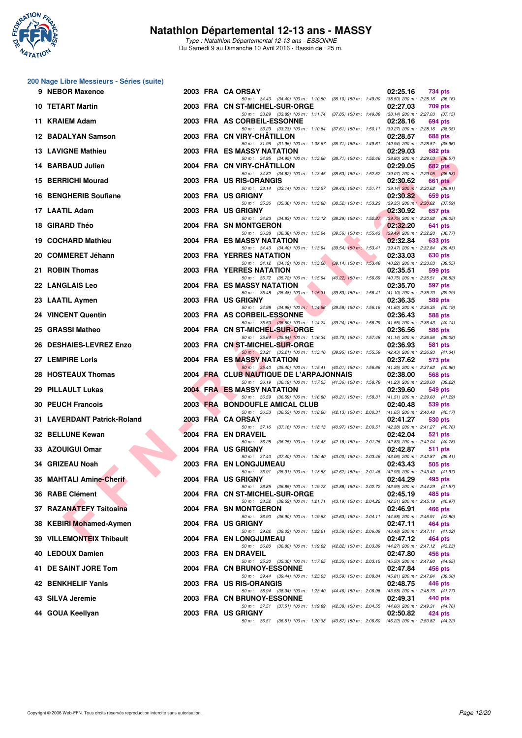# Natathlon Départemental 12-13 ans - MASSY

*Type : Natathlon Départemental 12-13 ans - ESSONNE*
Du Samedi 9 au Dimanche 10 Avril 2016 - Bassin de : 25 m.

## 200 Nage Libre Messieurs - Séries (suite)

| Rang | Nom | Année | Nat. | Club | Temps | Points |
|---|---|---|---|---|---|---|
| 9 | NEBOR Maxence | 2003 | FRA | CA ORSAY | 02:25.16 | 734 pts |
| | 50 m : 34.40 (34.40) 100 m : 1:10.50 (36.10) 150 m : 1:49.00 (38.50) 200 m : 2:25.16 (36.16) | | | | | |
| 10 | TETART Martin | 2003 | FRA | CN ST-MICHEL-SUR-ORGE | 02:27.03 | 709 pts |
| | 50 m : 33.89 (33.89) 100 m : 1:11.74 (37.85) 150 m : 1:49.88 (38.14) 200 m : 2:27.03 (37.15) | | | | | |
| 11 | KRAIEM Adam | 2003 | FRA | AS CORBEIL-ESSONNE | 02:28.16 | 694 pts |
| | 50 m : 33.23 (33.23) 100 m : 1:10.84 (37.61) 150 m : 1:50.11 (39.27) 200 m : 2:28.16 (38.05) | | | | | |
| 12 | BADALYAN Samson | 2003 | FRA | CN VIRY-CHÂTILLON | 02:28.57 | 688 pts |
| | 50 m : 31.96 (31.96) 100 m : 1:08.67 (36.71) 150 m : 1:49.61 (40.94) 200 m : 2:28.57 (38.96) | | | | | |
| 13 | LAVIGNE Mathieu | 2003 | FRA | ES MASSY NATATION | 02:29.03 | 682 pts |
| | 50 m : 34.95 (34.95) 100 m : 1:13.66 (38.71) 150 m : 1:52.46 (38.80) 200 m : 2:29.03 (36.57) | | | | | |
| 14 | BARBAUD Julien | 2004 | FRA | CN VIRY-CHÂTILLON | 02:29.05 | 682 pts |
| | 50 m : 34.82 (34.82) 100 m : 1:13.45 (38.63) 150 m : 1:52.52 (39.07) 200 m : 2:29.05 (36.53) | | | | | |
| 15 | BERRICHI Mourad | 2003 | FRA | US RIS-ORANGIS | 02:30.62 | 661 pts |
| | 50 m : 33.14 (33.14) 100 m : 1:12.57 (39.43) 150 m : 1:51.71 (39.14) 200 m : 2:30.62 (38.91) | | | | | |
| 16 | BENGHERIB Soufiane | 2003 | FRA | US GRIGNY | 02:30.82 | 659 pts |
| | 50 m : 35.36 (35.36) 100 m : 1:13.88 (38.52) 150 m : 1:53.23 (39.35) 200 m : 2:30.82 (37.59) | | | | | |
| 17 | LAATIL Adam | 2003 | FRA | US GRIGNY | 02:30.92 | 657 pts |
| | 50 m : 34.83 (34.83) 100 m : 1:13.12 (38.29) 150 m : 1:52.87 (39.75) 200 m : 2:30.92 (38.05) | | | | | |
| 18 | GIRARD Théo | 2004 | FRA | SN MONTGERON | 02:32.20 | 641 pts |
| | 50 m : 36.38 (36.38) 100 m : 1:15.94 (39.56) 150 m : 1:55.43 (39.49) 200 m : 2:32.20 (36.77) | | | | | |
| 19 | COCHARD Mathieu | 2004 | FRA | ES MASSY NATATION | 02:32.84 | 633 pts |
| | 50 m : 34.40 (34.40) 100 m : 1:13.94 (39.54) 150 m : 1:53.41 (39.47) 200 m : 2:32.84 (39.43) | | | | | |
| 20 | COMMERET Jéhann | 2003 | FRA | YERRES NATATION | 02:33.03 | 630 pts |
| | 50 m : 34.12 (34.12) 100 m : 1:13.26 (39.14) 150 m : 1:53.48 (40.22) 200 m : 2:33.03 (39.55) | | | | | |
| 21 | ROBIN Thomas | 2003 | FRA | YERRES NATATION | 02:35.51 | 599 pts |
| | 50 m : 35.72 (35.72) 100 m : 1:15.94 (40.22) 150 m : 1:56.69 (40.75) 200 m : 2:35.51 (38.82) | | | | | |
| 22 | LANGLAIS Leo | 2004 | FRA | ES MASSY NATATION | 02:35.70 | 597 pts |
| | 50 m : 35.48 (35.48) 100 m : 1:15.31 (39.83) 150 m : 1:56.41 (41.10) 200 m : 2:35.70 (39.29) | | | | | |
| 23 | LAATIL Aymen | 2003 | FRA | US GRIGNY | 02:36.35 | 589 pts |
| | 50 m : 34.98 (34.98) 100 m : 1:14.56 (39.58) 150 m : 1:56.16 (41.60) 200 m : 2:36.35 (40.19) | | | | | |
| 24 | VINCENT Quentin | 2003 | FRA | AS CORBEIL-ESSONNE | 02:36.43 | 588 pts |
| | 50 m : 35.50 (35.50) 100 m : 1:14.74 (39.24) 150 m : 1:56.29 (41.55) 200 m : 2:36.43 (40.14) | | | | | |
| 25 | GRASSI Matheo | 2004 | FRA | CN ST-MICHEL-SUR-ORGE | 02:36.56 | 586 pts |
| | 50 m : 35.64 (35.64) 100 m : 1:16.34 (40.70) 150 m : 1:57.48 (41.14) 200 m : 2:36.56 (39.08) | | | | | |
| 26 | DESHAIES-LEVREZ Enzo | 2003 | FRA | CN ST-MICHEL-SUR-ORGE | 02:36.93 | 581 pts |
| | 50 m : 33.21 (33.21) 100 m : 1:13.16 (39.95) 150 m : 1:55.59 (42.43) 200 m : 2:36.93 (41.34) | | | | | |
| 27 | LEMPIRE Loris | 2004 | FRA | ES MASSY NATATION | 02:37.62 | 573 pts |
| | 50 m : 35.40 (35.40) 100 m : 1:15.41 (40.01) 150 m : 1:56.66 (41.25) 200 m : 2:37.62 (40.96) | | | | | |
| 28 | HOSTEAUX Thomas | 2004 | FRA | CLUB NAUTIQUE DE L'ARPAJONNAIS | 02:38.00 | 568 pts |
| | 50 m : 36.19 (36.19) 100 m : 1:17.55 (41.36) 150 m : 1:58.78 (41.23) 200 m : 2:38.00 (39.22) | | | | | |
| 29 | PILLAULT Lukas | 2004 | FRA | ES MASSY NATATION | 02:39.60 | 549 pts |
| | 50 m : 36.59 (36.59) 100 m : 1:16.80 (40.21) 150 m : 1:58.31 (41.51) 200 m : 2:39.60 (41.29) | | | | | |
| 30 | PEUCH Francois | 2003 | FRA | BONDOUFLE AMICAL CLUB | 02:40.48 | 539 pts |
| | 50 m : 36.53 (36.53) 100 m : 1:18.66 (42.13) 150 m : 2:00.31 (41.65) 200 m : 2:40.48 (40.17) | | | | | |
| 31 | LAVERDANT Patrick-Roland | 2003 | FRA | CA ORSAY | 02:41.27 | 530 pts |
| | 50 m : 37.16 (37.16) 100 m : 1:18.13 (40.97) 150 m : 2:00.51 (42.38) 200 m : 2:41.27 (40.76) | | | | | |
| 32 | BELLUNE Kewan | 2004 | FRA | EN DRAVEIL | 02:42.04 | 521 pts |
| | 50 m : 36.25 (36.25) 100 m : 1:18.43 (42.18) 150 m : 2:01.26 (42.83) 200 m : 2:42.04 (40.78) | | | | | |
| 33 | AZOUIGUI Omar | 2004 | FRA | US GRIGNY | 02:42.87 | 511 pts |
| | 50 m : 37.40 (37.40) 100 m : 1:20.40 (43.00) 150 m : 2:03.46 (43.06) 200 m : 2:42.87 (39.41) | | | | | |
| 34 | GRIZEAU Noah | 2003 | FRA | EN LONGJUMEAU | 02:43.43 | 505 pts |
| | 50 m : 35.91 (35.91) 100 m : 1:18.53 (42.62) 150 m : 2:01.46 (42.93) 200 m : 2:43.43 (41.97) | | | | | |
| 35 | MAHTALI Amine-Cherif | 2004 | FRA | US GRIGNY | 02:44.29 | 495 pts |
| | 50 m : 36.85 (36.85) 100 m : 1:19.73 (42.88) 150 m : 2:02.72 (42.99) 200 m : 2:44.29 (41.57) | | | | | |
| 36 | RABE Clément | 2004 | FRA | CN ST-MICHEL-SUR-ORGE | 02:45.19 | 485 pts |
| | 50 m : 38.52 (38.52) 100 m : 1:21.71 (43.19) 150 m : 2:04.22 (42.51) 200 m : 2:45.19 (40.97) | | | | | |
| 37 | RAZANATEFY Tsitoaina | 2004 | FRA | SN MONTGERON | 02:46.91 | 466 pts |
| | 50 m : 36.90 (36.90) 100 m : 1:19.53 (42.63) 150 m : 2:04.11 (44.58) 200 m : 2:46.91 (42.80) | | | | | |
| 38 | KEBIRI Mohamed-Aymen | 2004 | FRA | US GRIGNY | 02:47.11 | 464 pts |
| | 50 m : 39.02 (39.02) 100 m : 1:22.61 (43.59) 150 m : 2:06.09 (43.48) 200 m : 2:47.11 (41.02) | | | | | |
| 39 | VILLEMONTEIX Thibault | 2004 | FRA | EN LONGJUMEAU | 02:47.12 | 464 pts |
| | 50 m : 36.80 (36.80) 100 m : 1:19.62 (42.82) 150 m : 2:03.89 (44.27) 200 m : 2:47.12 (43.23) | | | | | |
| 40 | LEDOUX Damien | 2003 | FRA | EN DRAVEIL | 02:47.80 | 456 pts |
| | 50 m : 35.30 (35.30) 100 m : 1:17.65 (42.35) 150 m : 2:03.15 (45.50) 200 m : 2:47.80 (44.65) | | | | | |
| 41 | DE SAINT JORE Tom | 2004 | FRA | CN BRUNOY-ESSONNE | 02:47.84 | 456 pts |
| | 50 m : 39.44 (39.44) 100 m : 1:23.03 (43.59) 150 m : 2:08.84 (45.81) 200 m : 2:47.84 (39.00) | | | | | |
| 42 | BENKHELIF Yanis | 2003 | FRA | US RIS-ORANGIS | 02:48.75 | 446 pts |
| | 50 m : 38.94 (38.94) 100 m : 1:23.40 (44.46) 150 m : 2:06.98 (43.58) 200 m : 2:48.75 (41.77) | | | | | |
| 43 | SILVA Jeremie | 2003 | FRA | CN BRUNOY-ESSONNE | 02:49.31 | 440 pts |
| | 50 m : 37.51 (37.51) 100 m : 1:19.89 (42.38) 150 m : 2:04.55 (44.66) 200 m : 2:49.31 (44.76) | | | | | |
| 44 | GOUA Keellyan | 2003 | FRA | US GRIGNY | 02:50.82 | 424 pts |
| | 50 m : 36.51 (36.51) 100 m : 1:20.38 (43.87) 150 m : 2:06.60 (46.22) 200 m : 2:50.82 (44.22) | | | | | |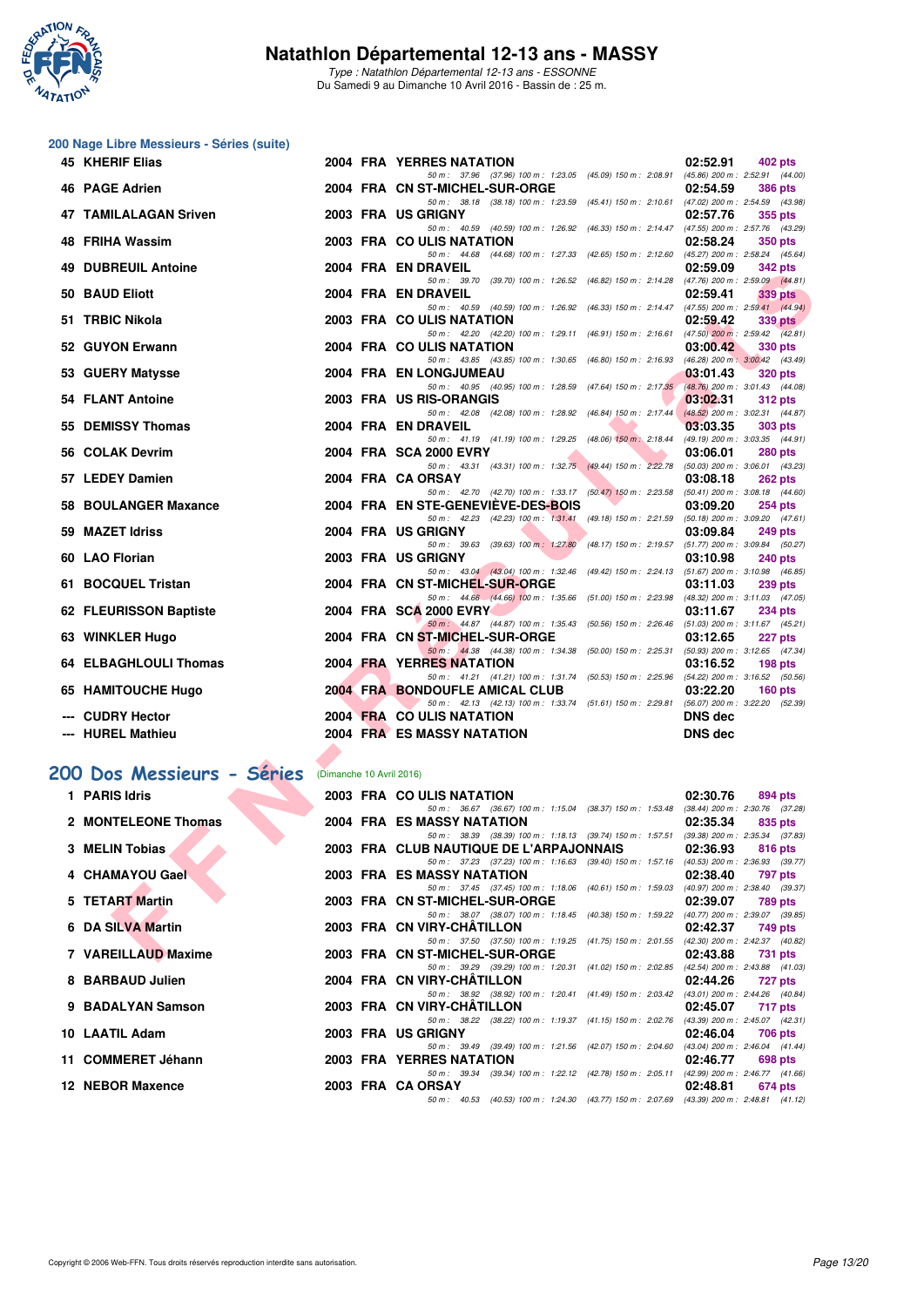# Natathlon Départemental 12-13 ans - MASSY

*Type : Natathlon Départemental 12-13 ans - ESSONNE*
Du Samedi 9 au Dimanche 10 Avril 2016 - Bassin de : 25 m.

## 200 Nage Libre Messieurs - Séries (suite)

| Rang | Nom | Année | Nat. | Club | Temps | Points |
|---|---|---|---|---|---|---|
| 45 | KHERIF Elias | 2004 | FRA | YERRES NATATION | 02:52.91 | 402 pts |
| | 50 m : 37.96 (37.96) 100 m : 1:23.05 (45.09) 150 m : 2:08.91 (45.86) 200 m : 2:52.91 (44.00) | | | | | |
| 46 | PAGE Adrien | 2004 | FRA | CN ST-MICHEL-SUR-ORGE | 02:54.59 | 386 pts |
| | 50 m : 38.18 (38.18) 100 m : 1:23.59 (45.41) 150 m : 2:10.61 (47.02) 200 m : 2:54.59 (43.98) | | | | | |
| 47 | TAMILALAGAN Sriven | 2003 | FRA | US GRIGNY | 02:57.76 | 355 pts |
| | 50 m : 40.59 (40.59) 100 m : 1:26.92 (46.33) 150 m : 2:14.47 (47.55) 200 m : 2:57.76 (43.29) | | | | | |
| 48 | FRIHA Wassim | 2003 | FRA | CO ULIS NATATION | 02:58.24 | 350 pts |
| | 50 m : 44.68 (44.68) 100 m : 1:27.33 (42.65) 150 m : 2:12.60 (45.27) 200 m : 2:58.24 (45.64) | | | | | |
| 49 | DUBREUIL Antoine | 2004 | FRA | EN DRAVEIL | 02:59.09 | 342 pts |
| | 50 m : 39.70 (39.70) 100 m : 1:26.52 (46.82) 150 m : 2:14.28 (47.76) 200 m : 2:59.09 (44.81) | | | | | |
| 50 | BAUD Eliott | 2004 | FRA | EN DRAVEIL | 02:59.41 | 339 pts |
| | 50 m : 40.59 (40.59) 100 m : 1:26.92 (46.33) 150 m : 2:14.47 (47.55) 200 m : 2:59.41 (44.94) | | | | | |
| 51 | TRBIC Nikola | 2003 | FRA | CO ULIS NATATION | 02:59.42 | 339 pts |
| | 50 m : 42.20 (42.20) 100 m : 1:29.11 (46.91) 150 m : 2:16.61 (47.50) 200 m : 2:59.42 (42.81) | | | | | |
| 52 | GUYON Erwann | 2004 | FRA | CO ULIS NATATION | 03:00.42 | 330 pts |
| | 50 m : 43.85 (43.85) 100 m : 1:30.65 (46.80) 150 m : 2:16.93 (46.28) 200 m : 3:00.42 (43.49) | | | | | |
| 53 | GUERY Matysse | 2004 | FRA | EN LONGJUMEAU | 03:01.43 | 320 pts |
| | 50 m : 40.95 (40.95) 100 m : 1:28.59 (47.64) 150 m : 2:17.35 (48.76) 200 m : 3:01.43 (44.08) | | | | | |
| 54 | FLANT Antoine | 2003 | FRA | US RIS-ORANGIS | 03:02.31 | 312 pts |
| | 50 m : 42.08 (42.08) 100 m : 1:28.92 (46.84) 150 m : 2:17.44 (48.52) 200 m : 3:02.31 (44.87) | | | | | |
| 55 | DEMISSY Thomas | 2004 | FRA | EN DRAVEIL | 03:03.35 | 303 pts |
| | 50 m : 41.19 (41.19) 100 m : 1:29.25 (48.06) 150 m : 2:18.44 (49.19) 200 m : 3:03.35 (44.91) | | | | | |
| 56 | COLAK Devrim | 2004 | FRA | SCA 2000 EVRY | 03:06.01 | 280 pts |
| | 50 m : 43.31 (43.31) 100 m : 1:32.75 (49.44) 150 m : 2:22.78 (50.03) 200 m : 3:06.01 (43.23) | | | | | |
| 57 | LEDEY Damien | 2004 | FRA | CA ORSAY | 03:08.18 | 262 pts |
| | 50 m : 42.70 (42.70) 100 m : 1:33.17 (50.47) 150 m : 2:23.58 (50.41) 200 m : 3:08.18 (44.60) | | | | | |
| 58 | BOULANGER Maxance | 2004 | FRA | EN STE-GENEVIÈVE-DES-BOIS | 03:09.20 | 254 pts |
| | 50 m : 42.23 (42.23) 100 m : 1:31.41 (49.18) 150 m : 2:21.59 (50.18) 200 m : 3:09.20 (47.61) | | | | | |
| 59 | MAZET Idriss | 2004 | FRA | US GRIGNY | 03:09.84 | 249 pts |
| | 50 m : 39.63 (39.63) 100 m : 1:27.80 (48.17) 150 m : 2:19.57 (51.77) 200 m : 3:09.84 (50.27) | | | | | |
| 60 | LAO Florian | 2003 | FRA | US GRIGNY | 03:10.98 | 240 pts |
| | 50 m : 43.04 (43.04) 100 m : 1:32.46 (49.42) 150 m : 2:24.13 (51.67) 200 m : 3:10.98 (46.85) | | | | | |
| 61 | BOCQUEL Tristan | 2004 | FRA | CN ST-MICHEL-SUR-ORGE | 03:11.03 | 239 pts |
| | 50 m : 44.66 (44.66) 100 m : 1:35.66 (51.00) 150 m : 2:23.98 (48.32) 200 m : 3:11.03 (47.05) | | | | | |
| 62 | FLEURISSON Baptiste | 2004 | FRA | SCA 2000 EVRY | 03:11.67 | 234 pts |
| | 50 m : 44.87 (44.87) 100 m : 1:35.43 (50.56) 150 m : 2:26.46 (51.03) 200 m : 3:11.67 (45.21) | | | | | |
| 63 | WINKLER Hugo | 2004 | FRA | CN ST-MICHEL-SUR-ORGE | 03:12.65 | 227 pts |
| | 50 m : 44.38 (44.38) 100 m : 1:34.38 (50.00) 150 m : 2:25.31 (50.93) 200 m : 3:12.65 (47.34) | | | | | |
| 64 | ELBAGHLOULI Thomas | 2004 | FRA | YERRES NATATION | 03:16.52 | 198 pts |
| | 50 m : 41.21 (41.21) 100 m : 1:31.74 (50.53) 150 m : 2:25.96 (54.22) 200 m : 3:16.52 (50.56) | | | | | |
| 65 | HAMITOUCHE Hugo | 2004 | FRA | BONDOUFLE AMICAL CLUB | 03:22.20 | 160 pts |
| | 50 m : 42.13 (42.13) 100 m : 1:33.74 (51.61) 150 m : 2:29.81 (56.07) 200 m : 3:22.20 (52.39) | | | | | |
| --- | CUDRY Hector | 2004 | FRA | CO ULIS NATATION | DNS dec | |
| --- | HUREL Mathieu | 2004 | FRA | ES MASSY NATATION | DNS dec | |

## 200 Dos Messieurs - Séries (Dimanche 10 Avril 2016)

| Rang | Nom | Année | Nat. | Club | Temps | Points |
|---|---|---|---|---|---|---|
| 1 | PARIS Idris | 2003 | FRA | CO ULIS NATATION | 02:30.76 | 894 pts |
| | 50 m : 36.67 (36.67) 100 m : 1:15.04 (38.37) 150 m : 1:53.48 (38.44) 200 m : 2:30.76 (37.28) | | | | | |
| 2 | MONTELEONE Thomas | 2004 | FRA | ES MASSY NATATION | 02:35.34 | 835 pts |
| | 50 m : 38.39 (38.39) 100 m : 1:18.13 (39.74) 150 m : 1:57.51 (39.38) 200 m : 2:35.34 (37.83) | | | | | |
| 3 | MELIN Tobias | 2003 | FRA | CLUB NAUTIQUE DE L'ARPAJONNAIS | 02:36.93 | 816 pts |
| | 50 m : 37.23 (37.23) 100 m : 1:16.63 (39.40) 150 m : 1:57.16 (40.53) 200 m : 2:36.93 (39.77) | | | | | |
| 4 | CHAMAYOU Gael | 2003 | FRA | ES MASSY NATATION | 02:38.40 | 797 pts |
| | 50 m : 37.45 (37.45) 100 m : 1:18.06 (40.61) 150 m : 1:59.03 (40.97) 200 m : 2:38.40 (39.37) | | | | | |
| 5 | TETART Martin | 2003 | FRA | CN ST-MICHEL-SUR-ORGE | 02:39.07 | 789 pts |
| | 50 m : 38.07 (38.07) 100 m : 1:18.45 (40.38) 150 m : 1:59.22 (40.77) 200 m : 2:39.07 (39.85) | | | | | |
| 6 | DA SILVA Martin | 2003 | FRA | CN VIRY-CHÂTILLON | 02:42.37 | 749 pts |
| | 50 m : 37.50 (37.50) 100 m : 1:19.25 (41.75) 150 m : 2:01.55 (42.30) 200 m : 2:42.37 (40.82) | | | | | |
| 7 | VAREILLAUD Maxime | 2003 | FRA | CN ST-MICHEL-SUR-ORGE | 02:43.88 | 731 pts |
| | 50 m : 39.29 (39.29) 100 m : 1:20.31 (41.02) 150 m : 2:02.85 (42.54) 200 m : 2:43.88 (41.03) | | | | | |
| 8 | BARBAUD Julien | 2004 | FRA | CN VIRY-CHÂTILLON | 02:44.26 | 727 pts |
| | 50 m : 38.92 (38.92) 100 m : 1:20.41 (41.49) 150 m : 2:03.42 (43.01) 200 m : 2:44.26 (40.84) | | | | | |
| 9 | BADALYAN Samson | 2003 | FRA | CN VIRY-CHÂTILLON | 02:45.07 | 717 pts |
| | 50 m : 38.22 (38.22) 100 m : 1:19.37 (41.15) 150 m : 2:02.76 (43.39) 200 m : 2:45.07 (42.31) | | | | | |
| 10 | LAATIL Adam | 2003 | FRA | US GRIGNY | 02:46.04 | 706 pts |
| | 50 m : 39.49 (39.49) 100 m : 1:21.56 (42.07) 150 m : 2:04.60 (43.04) 200 m : 2:46.04 (41.44) | | | | | |
| 11 | COMMERET Jéhann | 2003 | FRA | YERRES NATATION | 02:46.77 | 698 pts |
| | 50 m : 39.34 (39.34) 100 m : 1:22.12 (42.78) 150 m : 2:05.11 (42.99) 200 m : 2:46.77 (41.66) | | | | | |
| 12 | NEBOR Maxence | 2003 | FRA | CA ORSAY | 02:48.81 | 674 pts |
| | 50 m : 40.53 (40.53) 100 m : 1:24.30 (43.77) 150 m : 2:07.69 (43.39) 200 m : 2:48.81 (41.12) | | | | | |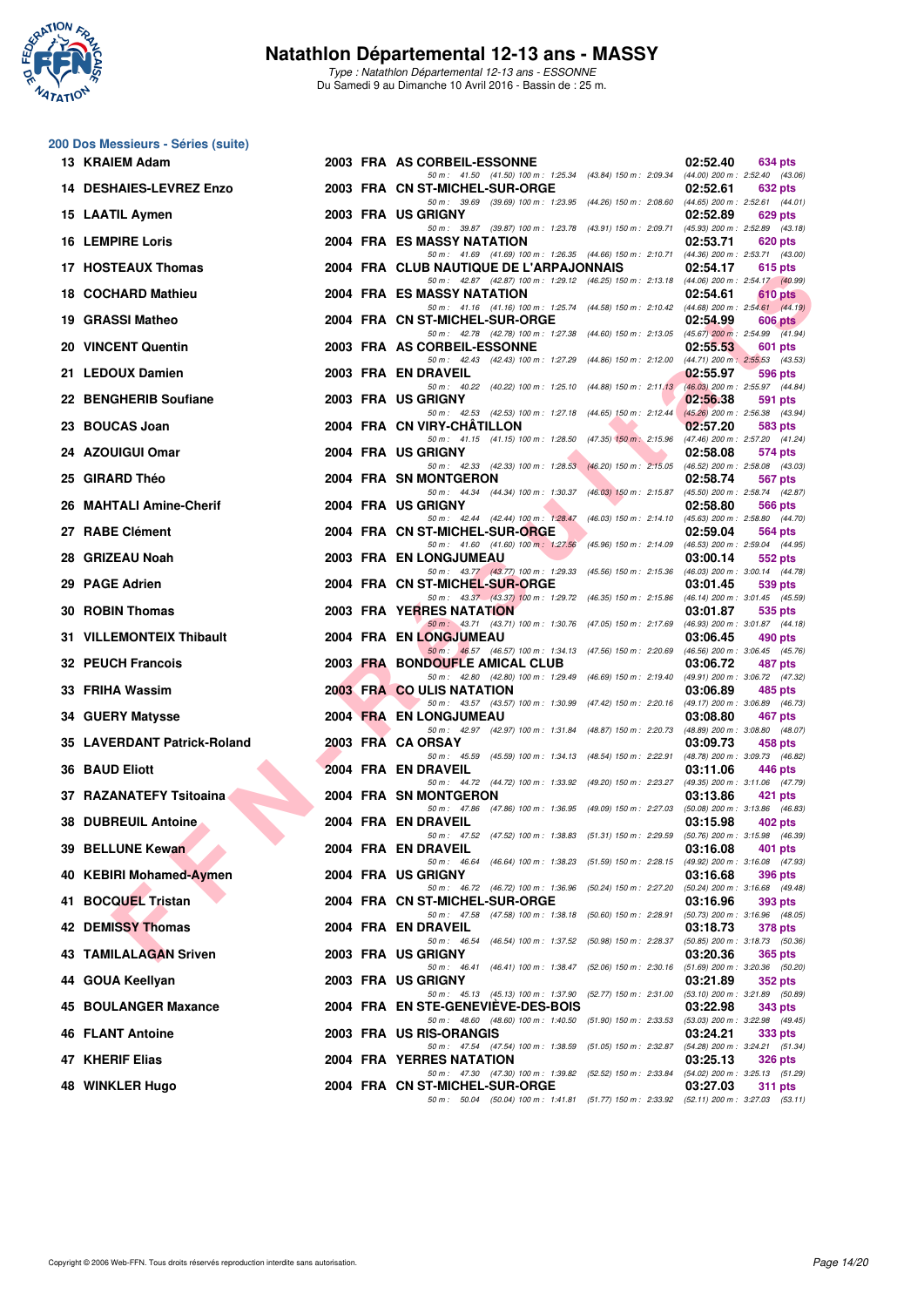# Natathlon Départemental 12-13 ans - MASSY

*Type : Natathlon Départemental 12-13 ans - ESSONNE*
Du Samedi 9 au Dimanche 10 Avril 2016 - Bassin de : 25 m.

## 200 Dos Messieurs - Séries (suite)

| Rang | Nom | Année | Nat | Club | Temps | Points |
|---|---|---|---|---|---|---|
| 13 | KRAIEM Adam | 2003 | FRA | AS CORBEIL-ESSONNE | 02:52.40 | 634 pts |
| | 50 m : 41.50 (41.50) 100 m : 1:25.34 (43.84) 150 m : 2:09.34 (44.00) 200 m : 2:52.40 (43.06) | | | | | |
| 14 | DESHAIES-LEVREZ Enzo | 2003 | FRA | CN ST-MICHEL-SUR-ORGE | 02:52.61 | 632 pts |
| | 50 m : 39.69 (39.69) 100 m : 1:23.95 (44.26) 150 m : 2:08.60 (44.65) 200 m : 2:52.61 (44.01) | | | | | |
| 15 | LAATIL Aymen | 2003 | FRA | US GRIGNY | 02:52.89 | 629 pts |
| | 50 m : 39.87 (39.87) 100 m : 1:23.78 (43.91) 150 m : 2:09.71 (45.93) 200 m : 2:52.89 (43.18) | | | | | |
| 16 | LEMPIRE Loris | 2004 | FRA | ES MASSY NATATION | 02:53.71 | 620 pts |
| | 50 m : 41.69 (41.69) 100 m : 1:26.35 (44.66) 150 m : 2:10.71 (44.36) 200 m : 2:53.71 (43.00) | | | | | |
| 17 | HOSTEAUX Thomas | 2004 | FRA | CLUB NAUTIQUE DE L'ARPAJONNAIS | 02:54.17 | 615 pts |
| | 50 m : 42.87 (42.87) 100 m : 1:29.12 (46.25) 150 m : 2:13.18 (44.06) 200 m : 2:54.17 (40.99) | | | | | |
| 18 | COCHARD Mathieu | 2004 | FRA | ES MASSY NATATION | 02:54.61 | 610 pts |
| | 50 m : 41.16 (41.16) 100 m : 1:25.74 (44.58) 150 m : 2:10.42 (44.68) 200 m : 2:54.61 (44.19) | | | | | |
| 19 | GRASSI Matheo | 2004 | FRA | CN ST-MICHEL-SUR-ORGE | 02:54.99 | 606 pts |
| | 50 m : 42.78 (42.78) 100 m : 1:27.38 (44.60) 150 m : 2:13.05 (45.67) 200 m : 2:54.99 (41.94) | | | | | |
| 20 | VINCENT Quentin | 2003 | FRA | AS CORBEIL-ESSONNE | 02:55.53 | 601 pts |
| | 50 m : 42.43 (42.43) 100 m : 1:27.29 (44.86) 150 m : 2:12.00 (44.71) 200 m : 2:55.53 (43.53) | | | | | |
| 21 | LEDOUX Damien | 2003 | FRA | EN DRAVEIL | 02:55.97 | 596 pts |
| | 50 m : 40.22 (40.22) 100 m : 1:25.10 (44.88) 150 m : 2:11.13 (46.03) 200 m : 2:55.97 (44.84) | | | | | |
| 22 | BENGHERIB Soufiane | 2003 | FRA | US GRIGNY | 02:56.38 | 591 pts |
| | 50 m : 42.53 (42.53) 100 m : 1:27.18 (44.65) 150 m : 2:12.44 (45.26) 200 m : 2:56.38 (43.94) | | | | | |
| 23 | BOUCAS Joan | 2004 | FRA | CN VIRY-CHÂTILLON | 02:57.20 | 583 pts |
| | 50 m : 41.15 (41.15) 100 m : 1:28.50 (47.35) 150 m : 2:15.96 (47.46) 200 m : 2:57.20 (41.24) | | | | | |
| 24 | AZOUIGUI Omar | 2004 | FRA | US GRIGNY | 02:58.08 | 574 pts |
| | 50 m : 42.33 (42.33) 100 m : 1:28.53 (46.20) 150 m : 2:15.05 (46.52) 200 m : 2:58.08 (43.03) | | | | | |
| 25 | GIRARD Théo | 2004 | FRA | SN MONTGERON | 02:58.74 | 567 pts |
| | 50 m : 44.34 (44.34) 100 m : 1:30.37 (46.03) 150 m : 2:15.87 (45.50) 200 m : 2:58.74 (42.87) | | | | | |
| 26 | MAHTALI Amine-Cherif | 2004 | FRA | US GRIGNY | 02:58.80 | 566 pts |
| | 50 m : 42.44 (42.44) 100 m : 1:28.47 (46.03) 150 m : 2:14.10 (45.63) 200 m : 2:58.80 (44.70) | | | | | |
| 27 | RABE Clément | 2004 | FRA | CN ST-MICHEL-SUR-ORGE | 02:59.04 | 564 pts |
| | 50 m : 41.60 (41.60) 100 m : 1:27.56 (45.96) 150 m : 2:14.09 (46.53) 200 m : 2:59.04 (44.95) | | | | | |
| 28 | GRIZEAU Noah | 2003 | FRA | EN LONGJUMEAU | 03:00.14 | 552 pts |
| | 50 m : 43.77 (43.77) 100 m : 1:29.33 (45.56) 150 m : 2:15.36 (46.03) 200 m : 3:00.14 (44.78) | | | | | |
| 29 | PAGE Adrien | 2004 | FRA | CN ST-MICHEL-SUR-ORGE | 03:01.45 | 539 pts |
| | 50 m : 43.37 (43.37) 100 m : 1:29.72 (46.35) 150 m : 2:15.86 (46.14) 200 m : 3:01.45 (45.59) | | | | | |
| 30 | ROBIN Thomas | 2003 | FRA | YERRES NATATION | 03:01.87 | 535 pts |
| | 50 m : 43.71 (43.71) 100 m : 1:30.76 (47.05) 150 m : 2:17.69 (46.93) 200 m : 3:01.87 (44.18) | | | | | |
| 31 | VILLEMONTEIX Thibault | 2004 | FRA | EN LONGJUMEAU | 03:06.45 | 490 pts |
| | 50 m : 46.57 (46.57) 100 m : 1:34.13 (47.56) 150 m : 2:20.69 (46.56) 200 m : 3:06.45 (45.76) | | | | | |
| 32 | PEUCH Francois | 2003 | FRA | BONDOUFLE AMICAL CLUB | 03:06.72 | 487 pts |
| | 50 m : 42.80 (42.80) 100 m : 1:29.49 (46.69) 150 m : 2:19.40 (49.91) 200 m : 3:06.72 (47.32) | | | | | |
| 33 | FRIHA Wassim | 2003 | FRA | CO ULIS NATATION | 03:06.89 | 485 pts |
| | 50 m : 43.57 (43.57) 100 m : 1:30.99 (47.42) 150 m : 2:20.16 (49.17) 200 m : 3:06.89 (46.73) | | | | | |
| 34 | GUERY Matysse | 2004 | FRA | EN LONGJUMEAU | 03:08.80 | 467 pts |
| | 50 m : 42.97 (42.97) 100 m : 1:31.84 (48.87) 150 m : 2:20.73 (48.89) 200 m : 3:08.80 (48.07) | | | | | |
| 35 | LAVERDANT Patrick-Roland | 2003 | FRA | CA ORSAY | 03:09.73 | 458 pts |
| | 50 m : 45.59 (45.59) 100 m : 1:34.13 (48.54) 150 m : 2:22.91 (48.78) 200 m : 3:09.73 (46.82) | | | | | |
| 36 | BAUD Eliott | 2004 | FRA | EN DRAVEIL | 03:11.06 | 446 pts |
| | 50 m : 44.72 (44.72) 100 m : 1:33.92 (49.20) 150 m : 2:23.27 (49.35) 200 m : 3:11.06 (47.79) | | | | | |
| 37 | RAZANATEFY Tsitoaina | 2004 | FRA | SN MONTGERON | 03:13.86 | 421 pts |
| | 50 m : 47.86 (47.86) 100 m : 1:36.95 (49.09) 150 m : 2:27.03 (50.08) 200 m : 3:13.86 (46.83) | | | | | |
| 38 | DUBREUIL Antoine | 2004 | FRA | EN DRAVEIL | 03:15.98 | 402 pts |
| | 50 m : 47.52 (47.52) 100 m : 1:38.83 (51.31) 150 m : 2:29.59 (50.76) 200 m : 3:15.98 (46.39) | | | | | |
| 39 | BELLUNE Kewan | 2004 | FRA | EN DRAVEIL | 03:16.08 | 401 pts |
| | 50 m : 46.64 (46.64) 100 m : 1:38.23 (51.59) 150 m : 2:28.15 (49.92) 200 m : 3:16.08 (47.93) | | | | | |
| 40 | KEBIRI Mohamed-Aymen | 2004 | FRA | US GRIGNY | 03:16.68 | 396 pts |
| | 50 m : 46.72 (46.72) 100 m : 1:36.96 (50.24) 150 m : 2:27.20 (50.24) 200 m : 3:16.68 (49.48) | | | | | |
| 41 | BOCQUEL Tristan | 2004 | FRA | CN ST-MICHEL-SUR-ORGE | 03:16.96 | 393 pts |
| | 50 m : 47.58 (47.58) 100 m : 1:38.18 (50.60) 150 m : 2:28.91 (50.73) 200 m : 3:16.96 (48.05) | | | | | |
| 42 | DEMISSY Thomas | 2004 | FRA | EN DRAVEIL | 03:18.73 | 378 pts |
| | 50 m : 46.54 (46.54) 100 m : 1:37.52 (50.98) 150 m : 2:28.37 (50.85) 200 m : 3:18.73 (50.36) | | | | | |
| 43 | TAMILALAGAN Sriven | 2003 | FRA | US GRIGNY | 03:20.36 | 365 pts |
| | 50 m : 46.41 (46.41) 100 m : 1:38.47 (52.06) 150 m : 2:30.16 (51.69) 200 m : 3:20.36 (50.20) | | | | | |
| 44 | GOUA Keellyan | 2003 | FRA | US GRIGNY | 03:21.89 | 352 pts |
| | 50 m : 45.13 (45.13) 100 m : 1:37.90 (52.77) 150 m : 2:31.00 (53.10) 200 m : 3:21.89 (50.89) | | | | | |
| 45 | BOULANGER Maxance | 2004 | FRA | EN STE-GENEVIÈVE-DES-BOIS | 03:22.98 | 343 pts |
| | 50 m : 48.60 (48.60) 100 m : 1:40.50 (51.90) 150 m : 2:33.53 (53.03) 200 m : 3:22.98 (49.45) | | | | | |
| 46 | FLANT Antoine | 2003 | FRA | US RIS-ORANGIS | 03:24.21 | 333 pts |
| | 50 m : 47.54 (47.54) 100 m : 1:38.59 (51.05) 150 m : 2:32.87 (54.28) 200 m : 3:24.21 (51.34) | | | | | |
| 47 | KHERIF Elias | 2004 | FRA | YERRES NATATION | 03:25.13 | 326 pts |
| | 50 m : 47.30 (47.30) 100 m : 1:39.82 (52.52) 150 m : 2:33.84 (54.02) 200 m : 3:25.13 (51.29) | | | | | |
| 48 | WINKLER Hugo | 2004 | FRA | CN ST-MICHEL-SUR-ORGE | 03:27.03 | 311 pts |
| | 50 m : 50.04 (50.04) 100 m : 1:41.81 (51.77) 150 m : 2:33.92 (52.11) 200 m : 3:27.03 (53.11) | | | | | |

Copyright © 2006 Web-FFN. Tous droits réservés reproduction interdite sans autorisation.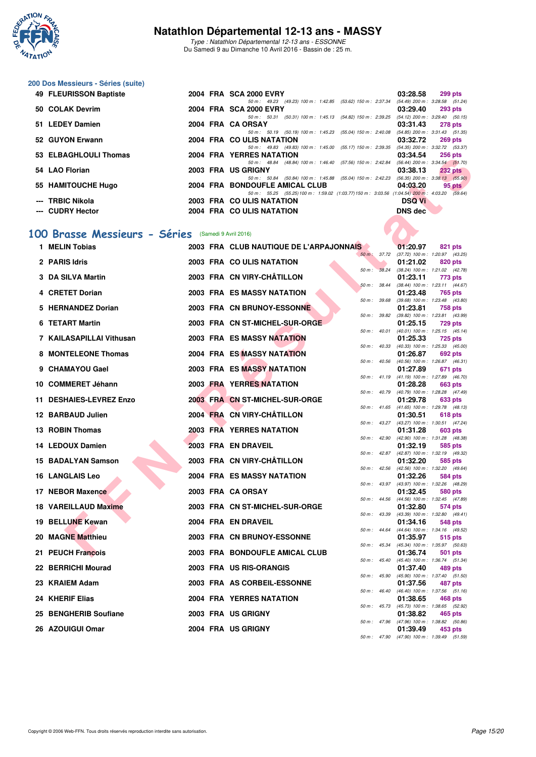# Natathlon Départemental 12-13 ans - MASSY

*Type : Natathlon Départemental 12-13 ans - ESSONNE*
Du Samedi 9 au Dimanche 10 Avril 2016 - Bassin de : 25 m.

## 200 Dos Messieurs - Séries (suite)

| Pl. | Nom | Année | Nat. | Club | Temps | Points |
|---|---|---|---|---|---|---|
| 49 | FLEURISSON Baptiste | 2004 | FRA | SCA 2000 EVRY | 03:28.58 | 299 pts |
| | 50 m : 49.23 (49.23) 100 m : 1:42.85 (53.62) 150 m : 2:37.34 (54.49) 200 m : 3:28.58 (51.24) | | | | | |
| 50 | COLAK Devrim | 2004 | FRA | SCA 2000 EVRY | 03:29.40 | 293 pts |
| | 50 m : 50.31 (50.31) 100 m : 1:45.13 (54.82) 150 m : 2:39.25 (54.12) 200 m : 3:29.40 (50.15) | | | | | |
| 51 | LEDEY Damien | 2004 | FRA | CA ORSAY | 03:31.43 | 278 pts |
| | 50 m : 50.19 (50.19) 100 m : 1:45.23 (55.04) 150 m : 2:40.08 (54.85) 200 m : 3:31.43 (51.35) | | | | | |
| 52 | GUYON Erwann | 2004 | FRA | CO ULIS NATATION | 03:32.72 | 269 pts |
| | 50 m : 49.83 (49.83) 100 m : 1:45.00 (55.17) 150 m : 2:39.35 (54.35) 200 m : 3:32.72 (53.37) | | | | | |
| 53 | ELBAGHLOULI Thomas | 2004 | FRA | YERRES NATATION | 03:34.54 | 256 pts |
| | 50 m : 48.84 (48.84) 100 m : 1:46.40 (57.56) 150 m : 2:42.84 (56.44) 200 m : 3:34.54 (51.70) | | | | | |
| 54 | LAO Florian | 2003 | FRA | US GRIGNY | 03:38.13 | 232 pts |
| | 50 m : 50.84 (50.84) 100 m : 1:45.88 (55.04) 150 m : 2:42.23 (56.35) 200 m : 3:38.13 (55.90) | | | | | |
| 55 | HAMITOUCHE Hugo | 2004 | FRA | BONDOUFLE AMICAL CLUB | 04:03.20 | 95 pts |
| | 50 m : 55.25 (55.25) 100 m : 1:59.02 (1:03.77) 150 m : 3:03.56 (1:04.54) 200 m : 4:03.20 (59.64) | | | | | |
| --- | TRBIC Nikola | 2003 | FRA | CO ULIS NATATION | DSQ Vi | |
| --- | CUDRY Hector | 2004 | FRA | CO ULIS NATATION | DNS dec | |

## 100 Brasse Messieurs - Séries (Samedi 9 Avril 2016)

| Pl. | Nom | Année | Nat. | Club | Temps | Points |
|---|---|---|---|---|---|---|
| 1 | MELIN Tobias | 2003 | FRA | CLUB NAUTIQUE DE L'ARPAJONNAIS | 01:20.97 | 821 pts |
| | 50 m : 37.72 (37.72) 100 m : 1:20.97 (43.25) | | | | | |
| 2 | PARIS Idris | 2003 | FRA | CO ULIS NATATION | 01:21.02 | 820 pts |
| | 50 m : 38.24 (38.24) 100 m : 1:21.02 (42.78) | | | | | |
| 3 | DA SILVA Martin | 2003 | FRA | CN VIRY-CHÂTILLON | 01:23.11 | 773 pts |
| | 50 m : 38.44 (38.44) 100 m : 1:23.11 (44.67) | | | | | |
| 4 | CRETET Dorian | 2003 | FRA | ES MASSY NATATION | 01:23.48 | 765 pts |
| | 50 m : 39.68 (39.68) 100 m : 1:23.48 (43.80) | | | | | |
| 5 | HERNANDEZ Dorian | 2003 | FRA | CN BRUNOY-ESSONNE | 01:23.81 | 758 pts |
| | 50 m : 39.82 (39.82) 100 m : 1:23.81 (43.99) | | | | | |
| 6 | TETART Martin | 2003 | FRA | CN ST-MICHEL-SUR-ORGE | 01:25.15 | 729 pts |
| | 50 m : 40.01 (40.01) 100 m : 1:25.15 (45.14) | | | | | |
| 7 | KAILASAPILLAI Vithusan | 2003 | FRA | ES MASSY NATATION | 01:25.33 | 725 pts |
| | 50 m : 40.33 (40.33) 100 m : 1:25.33 (45.00) | | | | | |
| 8 | MONTELEONE Thomas | 2004 | FRA | ES MASSY NATATION | 01:26.87 | 692 pts |
| | 50 m : 40.56 (40.56) 100 m : 1:26.87 (46.31) | | | | | |
| 9 | CHAMAYOU Gael | 2003 | FRA | ES MASSY NATATION | 01:27.89 | 671 pts |
| | 50 m : 41.19 (41.19) 100 m : 1:27.89 (46.70) | | | | | |
| 10 | COMMERET Jéhann | 2003 | FRA | YERRES NATATION | 01:28.28 | 663 pts |
| | 50 m : 40.79 (40.79) 100 m : 1:28.28 (47.49) | | | | | |
| 11 | DESHAIES-LEVREZ Enzo | 2003 | FRA | CN ST-MICHEL-SUR-ORGE | 01:29.78 | 633 pts |
| | 50 m : 41.65 (41.65) 100 m : 1:29.78 (48.13) | | | | | |
| 12 | BARBAUD Julien | 2004 | FRA | CN VIRY-CHÂTILLON | 01:30.51 | 618 pts |
| | 50 m : 43.27 (43.27) 100 m : 1:30.51 (47.24) | | | | | |
| 13 | ROBIN Thomas | 2003 | FRA | YERRES NATATION | 01:31.28 | 603 pts |
| | 50 m : 42.90 (42.90) 100 m : 1:31.28 (48.38) | | | | | |
| 14 | LEDOUX Damien | 2003 | FRA | EN DRAVEIL | 01:32.19 | 585 pts |
| | 50 m : 42.87 (42.87) 100 m : 1:32.19 (49.32) | | | | | |
| 15 | BADALYAN Samson | 2003 | FRA | CN VIRY-CHÂTILLON | 01:32.20 | 585 pts |
| | 50 m : 42.56 (42.56) 100 m : 1:32.20 (49.64) | | | | | |
| 16 | LANGLAIS Leo | 2004 | FRA | ES MASSY NATATION | 01:32.26 | 584 pts |
| | 50 m : 43.97 (43.97) 100 m : 1:32.26 (48.29) | | | | | |
| 17 | NEBOR Maxence | 2003 | FRA | CA ORSAY | 01:32.45 | 580 pts |
| | 50 m : 44.56 (44.56) 100 m : 1:32.45 (47.89) | | | | | |
| 18 | VAREILLAUD Maxime | 2003 | FRA | CN ST-MICHEL-SUR-ORGE | 01:32.80 | 574 pts |
| | 50 m : 43.39 (43.39) 100 m : 1:32.80 (49.41) | | | | | |
| 19 | BELLUNE Kewan | 2004 | FRA | EN DRAVEIL | 01:34.16 | 548 pts |
| | 50 m : 44.64 (44.64) 100 m : 1:34.16 (49.52) | | | | | |
| 20 | MAGNE Matthieu | 2003 | FRA | CN BRUNOY-ESSONNE | 01:35.97 | 515 pts |
| | 50 m : 45.34 (45.34) 100 m : 1:35.97 (50.63) | | | | | |
| 21 | PEUCH Francois | 2003 | FRA | BONDOUFLE AMICAL CLUB | 01:36.74 | 501 pts |
| | 50 m : 45.40 (45.40) 100 m : 1:36.74 (51.34) | | | | | |
| 22 | BERRICHI Mourad | 2003 | FRA | US RIS-ORANGIS | 01:37.40 | 489 pts |
| | 50 m : 45.90 (45.90) 100 m : 1:37.40 (51.50) | | | | | |
| 23 | KRAIEM Adam | 2003 | FRA | AS CORBEIL-ESSONNE | 01:37.56 | 487 pts |
| | 50 m : 46.40 (46.40) 100 m : 1:37.56 (51.16) | | | | | |
| 24 | KHERIF Elias | 2004 | FRA | YERRES NATATION | 01:38.65 | 468 pts |
| | 50 m : 45.73 (45.73) 100 m : 1:38.65 (52.92) | | | | | |
| 25 | BENGHERIB Soufiane | 2003 | FRA | US GRIGNY | 01:38.82 | 465 pts |
| | 50 m : 47.96 (47.96) 100 m : 1:38.82 (50.86) | | | | | |
| 26 | AZOUIGUI Omar | 2004 | FRA | US GRIGNY | 01:39.49 | 453 pts |
| | 50 m : 47.90 (47.90) 100 m : 1:39.49 (51.59) | | | | | |

Copyright © 2006 Web-FFN. Tous droits réservés reproduction interdite sans autorisation.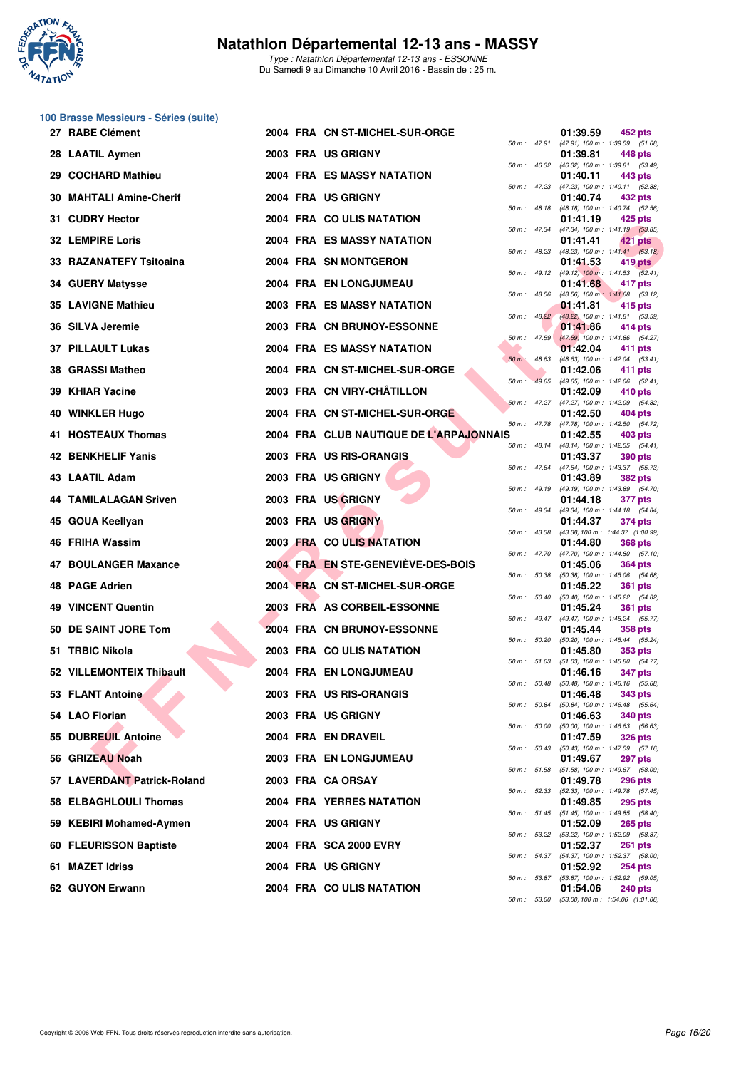## 100 Brasse Messieurs - Séries (suite)

| Rang | Nom | Année | Nat. | Club | Temps | Points | Splits |
|---|---|---|---|---|---|---|---|
| 27 | RABE Clément | 2004 | FRA | CN ST-MICHEL-SUR-ORGE | 01:39.59 | 452 pts | 50 m : 47.91 (47.91) 100 m : 1:39.59 (51.68) |
| 28 | LAATIL Aymen | 2003 | FRA | US GRIGNY | 01:39.81 | 448 pts | 50 m : 46.32 (46.32) 100 m : 1:39.81 (53.49) |
| 29 | COCHARD Mathieu | 2004 | FRA | ES MASSY NATATION | 01:40.11 | 443 pts | 50 m : 47.23 (47.23) 100 m : 1:40.11 (52.88) |
| 30 | MAHTALI Amine-Cherif | 2004 | FRA | US GRIGNY | 01:40.74 | 432 pts | 50 m : 48.18 (48.18) 100 m : 1:40.74 (52.56) |
| 31 | CUDRY Hector | 2004 | FRA | CO ULIS NATATION | 01:41.19 | 425 pts | 50 m : 47.34 (47.34) 100 m : 1:41.19 (53.85) |
| 32 | LEMPIRE Loris | 2004 | FRA | ES MASSY NATATION | 01:41.41 | 421 pts | 50 m : 48.23 (48.23) 100 m : 1:41.41 (53.18) |
| 33 | RAZANATEFY Tsitoaina | 2004 | FRA | SN MONTGERON | 01:41.53 | 419 pts | 50 m : 49.12 (49.12) 100 m : 1:41.53 (52.41) |
| 34 | GUERY Matysse | 2004 | FRA | EN LONGJUMEAU | 01:41.68 | 417 pts | 50 m : 48.56 (48.56) 100 m : 1:41.68 (53.12) |
| 35 | LAVIGNE Mathieu | 2003 | FRA | ES MASSY NATATION | 01:41.81 | 415 pts | 50 m : 48.22 (48.22) 100 m : 1:41.81 (53.59) |
| 36 | SILVA Jeremie | 2003 | FRA | CN BRUNOY-ESSONNE | 01:41.86 | 414 pts | 50 m : 47.59 (47.59) 100 m : 1:41.86 (54.27) |
| 37 | PILLAULT Lukas | 2004 | FRA | ES MASSY NATATION | 01:42.04 | 411 pts | 50 m : 48.63 (48.63) 100 m : 1:42.04 (53.41) |
| 38 | GRASSI Matheo | 2004 | FRA | CN ST-MICHEL-SUR-ORGE | 01:42.06 | 411 pts | 50 m : 49.65 (49.65) 100 m : 1:42.06 (52.41) |
| 39 | KHIAR Yacine | 2003 | FRA | CN VIRY-CHÂTILLON | 01:42.09 | 410 pts | 50 m : 47.27 (47.27) 100 m : 1:42.09 (54.82) |
| 40 | WINKLER Hugo | 2004 | FRA | CN ST-MICHEL-SUR-ORGE | 01:42.50 | 404 pts | 50 m : 47.78 (47.78) 100 m : 1:42.50 (54.72) |
| 41 | HOSTEAUX Thomas | 2004 | FRA | CLUB NAUTIQUE DE L'ARPAJONNAIS | 01:42.55 | 403 pts | 50 m : 48.14 (48.14) 100 m : 1:42.55 (54.41) |
| 42 | BENKHELIF Yanis | 2003 | FRA | US RIS-ORANGIS | 01:43.37 | 390 pts | 50 m : 47.64 (47.64) 100 m : 1:43.37 (55.73) |
| 43 | LAATIL Adam | 2003 | FRA | US GRIGNY | 01:43.89 | 382 pts | 50 m : 49.19 (49.19) 100 m : 1:43.89 (54.70) |
| 44 | TAMILALAGAN Sriven | 2003 | FRA | US GRIGNY | 01:44.18 | 377 pts | 50 m : 49.34 (49.34) 100 m : 1:44.18 (54.84) |
| 45 | GOUA Keellyan | 2003 | FRA | US GRIGNY | 01:44.37 | 374 pts | 50 m : 43.38 (43.38) 100 m : 1:44.37 (1:00.99) |
| 46 | FRIHA Wassim | 2003 | FRA | CO ULIS NATATION | 01:44.80 | 368 pts | 50 m : 47.70 (47.70) 100 m : 1:44.80 (57.10) |
| 47 | BOULANGER Maxance | 2004 | FRA | EN STE-GENEVIÈVE-DES-BOIS | 01:45.06 | 364 pts | 50 m : 50.38 (50.38) 100 m : 1:45.06 (54.68) |
| 48 | PAGE Adrien | 2004 | FRA | CN ST-MICHEL-SUR-ORGE | 01:45.22 | 361 pts | 50 m : 50.40 (50.40) 100 m : 1:45.22 (54.82) |
| 49 | VINCENT Quentin | 2003 | FRA | AS CORBEIL-ESSONNE | 01:45.24 | 361 pts | 50 m : 49.47 (49.47) 100 m : 1:45.24 (55.77) |
| 50 | DE SAINT JORE Tom | 2004 | FRA | CN BRUNOY-ESSONNE | 01:45.44 | 358 pts | 50 m : 50.20 (50.20) 100 m : 1:45.44 (55.24) |
| 51 | TRBIC Nikola | 2003 | FRA | CO ULIS NATATION | 01:45.80 | 353 pts | 50 m : 51.03 (51.03) 100 m : 1:45.80 (54.77) |
| 52 | VILLEMONTEIX Thibault | 2004 | FRA | EN LONGJUMEAU | 01:46.16 | 347 pts | 50 m : 50.48 (50.48) 100 m : 1:46.16 (55.68) |
| 53 | FLANT Antoine | 2003 | FRA | US RIS-ORANGIS | 01:46.48 | 343 pts | 50 m : 50.84 (50.84) 100 m : 1:46.48 (55.64) |
| 54 | LAO Florian | 2003 | FRA | US GRIGNY | 01:46.63 | 340 pts | 50 m : 50.00 (50.00) 100 m : 1:46.63 (56.63) |
| 55 | DUBREUIL Antoine | 2004 | FRA | EN DRAVEIL | 01:47.59 | 326 pts | 50 m : 50.43 (50.43) 100 m : 1:47.59 (57.16) |
| 56 | GRIZEAU Noah | 2003 | FRA | EN LONGJUMEAU | 01:49.67 | 297 pts | 50 m : 51.58 (51.58) 100 m : 1:49.67 (58.09) |
| 57 | LAVERDANT Patrick-Roland | 2003 | FRA | CA ORSAY | 01:49.78 | 296 pts | 50 m : 52.33 (52.33) 100 m : 1:49.78 (57.45) |
| 58 | ELBAGHLOULI Thomas | 2004 | FRA | YERRES NATATION | 01:49.85 | 295 pts | 50 m : 51.45 (51.45) 100 m : 1:49.85 (58.40) |
| 59 | KEBIRI Mohamed-Aymen | 2004 | FRA | US GRIGNY | 01:52.09 | 265 pts | 50 m : 53.22 (53.22) 100 m : 1:52.09 (58.87) |
| 60 | FLEURISSON Baptiste | 2004 | FRA | SCA 2000 EVRY | 01:52.37 | 261 pts | 50 m : 54.37 (54.37) 100 m : 1:52.37 (58.00) |
| 61 | MAZET Idriss | 2004 | FRA | US GRIGNY | 01:52.92 | 254 pts | 50 m : 53.87 (53.87) 100 m : 1:52.92 (59.05) |
| 62 | GUYON Erwann | 2004 | FRA | CO ULIS NATATION | 01:54.06 | 240 pts | 50 m : 53.00 (53.00) 100 m : 1:54.06 (1:01.06) |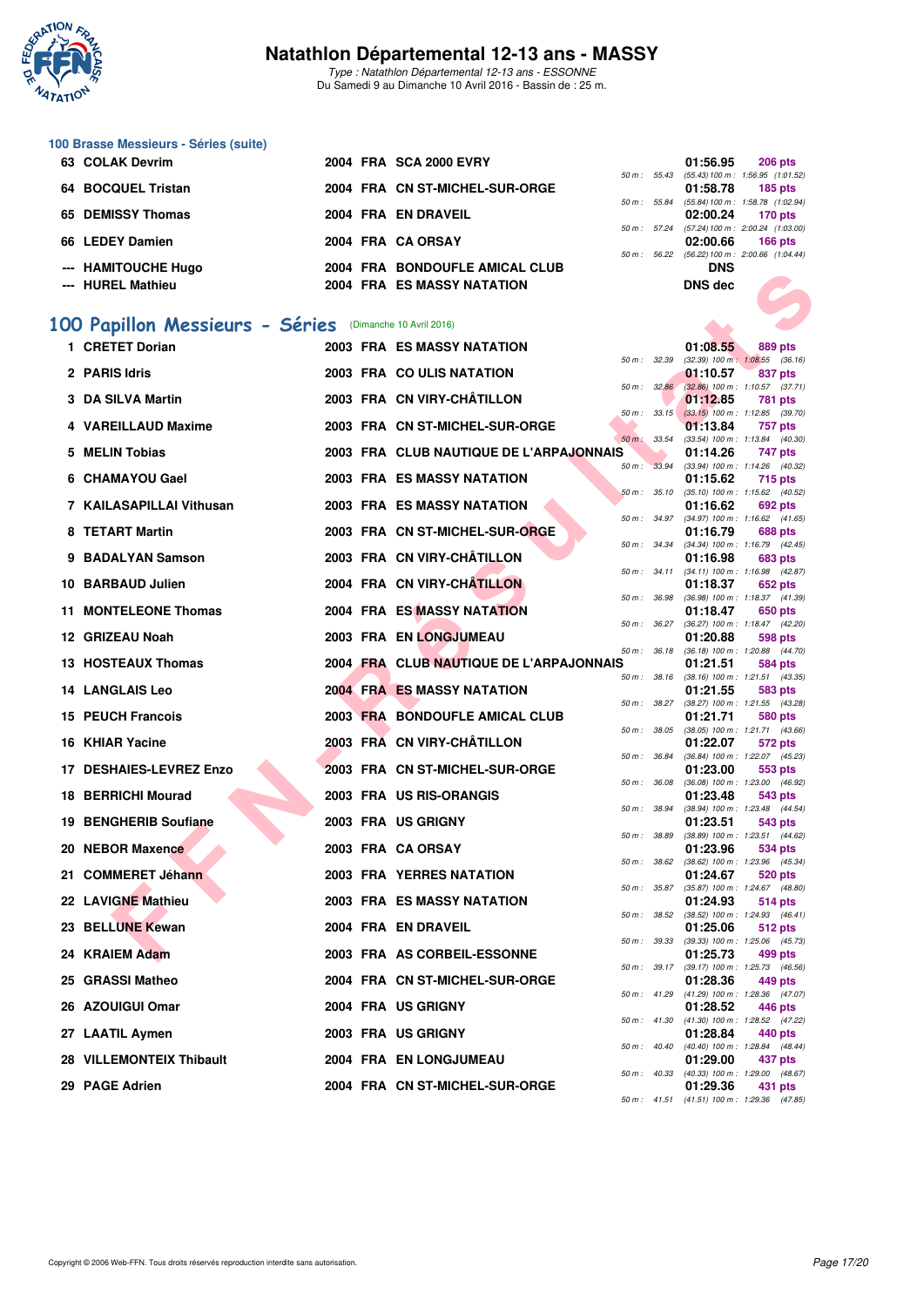# Natathlon Départemental 12-13 ans - MASSY

*Type : Natathlon Départemental 12-13 ans - ESSONNE*
Du Samedi 9 au Dimanche 10 Avril 2016 - Bassin de : 25 m.

### 100 Brasse Messieurs - Séries (suite)

| Rang | Nom | Année | Nat | Club | Temps | Points | Splits |
|---|---|---|---|---|---|---|---|
| 63 | COLAK Devrim | 2004 | FRA | SCA 2000 EVRY | 01:56.95 | 206 pts | 50 m : 55.43 (55.43) 100 m : 1:56.95 (1:01.52) |
| 64 | BOCQUEL Tristan | 2004 | FRA | CN ST-MICHEL-SUR-ORGE | 01:58.78 | 185 pts | 50 m : 55.84 (55.84) 100 m : 1:58.78 (1:02.94) |
| 65 | DEMISSY Thomas | 2004 | FRA | EN DRAVEIL | 02:00.24 | 170 pts | 50 m : 57.24 (57.24) 100 m : 2:00.24 (1:03.00) |
| 66 | LEDEY Damien | 2004 | FRA | CA ORSAY | 02:00.66 | 166 pts | 50 m : 56.22 (56.22) 100 m : 2:00.66 (1:04.44) |
| --- | HAMITOUCHE Hugo | 2004 | FRA | BONDOUFLE AMICAL CLUB | DNS | | |
| --- | HUREL Mathieu | 2004 | FRA | ES MASSY NATATION | DNS dec | | |

## 100 Papillon Messieurs - Séries (Dimanche 10 Avril 2016)

| Rang | Nom | Année | Nat | Club | Temps | Points | Splits |
|---|---|---|---|---|---|---|---|
| 1 | CRETET Dorian | 2003 | FRA | ES MASSY NATATION | 01:08.55 | 889 pts | 50 m : 32.39 (32.39) 100 m : 1:08.55 (36.16) |
| 2 | PARIS Idris | 2003 | FRA | CO ULIS NATATION | 01:10.57 | 837 pts | 50 m : 32.86 (32.86) 100 m : 1:10.57 (37.71) |
| 3 | DA SILVA Martin | 2003 | FRA | CN VIRY-CHÂTILLON | 01:12.85 | 781 pts | 50 m : 33.15 (33.15) 100 m : 1:12.85 (39.70) |
| 4 | VAREILLAUD Maxime | 2003 | FRA | CN ST-MICHEL-SUR-ORGE | 01:13.84 | 757 pts | 50 m : 33.54 (33.54) 100 m : 1:13.84 (40.30) |
| 5 | MELIN Tobias | 2003 | FRA | CLUB NAUTIQUE DE L'ARPAJONNAIS | 01:14.26 | 747 pts | 50 m : 33.94 (33.94) 100 m : 1:14.26 (40.32) |
| 6 | CHAMAYOU Gael | 2003 | FRA | ES MASSY NATATION | 01:15.62 | 715 pts | 50 m : 35.10 (35.10) 100 m : 1:15.62 (40.52) |
| 7 | KAILASAPILLAI Vithusan | 2003 | FRA | ES MASSY NATATION | 01:16.62 | 692 pts | 50 m : 34.97 (34.97) 100 m : 1:16.62 (41.65) |
| 8 | TETART Martin | 2003 | FRA | CN ST-MICHEL-SUR-ORGE | 01:16.79 | 688 pts | 50 m : 34.34 (34.34) 100 m : 1:16.79 (42.45) |
| 9 | BADALYAN Samson | 2003 | FRA | CN VIRY-CHÂTILLON | 01:16.98 | 683 pts | 50 m : 34.11 (34.11) 100 m : 1:16.98 (42.87) |
| 10 | BARBAUD Julien | 2004 | FRA | CN VIRY-CHÂTILLON | 01:18.37 | 652 pts | 50 m : 36.98 (36.98) 100 m : 1:18.37 (41.39) |
| 11 | MONTELEONE Thomas | 2004 | FRA | ES MASSY NATATION | 01:18.47 | 650 pts | 50 m : 36.27 (36.27) 100 m : 1:18.47 (42.20) |
| 12 | GRIZEAU Noah | 2003 | FRA | EN LONGJUMEAU | 01:20.88 | 598 pts | 50 m : 36.18 (36.18) 100 m : 1:20.88 (44.70) |
| 13 | HOSTEAUX Thomas | 2004 | FRA | CLUB NAUTIQUE DE L'ARPAJONNAIS | 01:21.51 | 584 pts | 50 m : 38.16 (38.16) 100 m : 1:21.51 (43.35) |
| 14 | LANGLAIS Leo | 2004 | FRA | ES MASSY NATATION | 01:21.55 | 583 pts | 50 m : 38.27 (38.27) 100 m : 1:21.55 (43.28) |
| 15 | PEUCH Francois | 2003 | FRA | BONDOUFLE AMICAL CLUB | 01:21.71 | 580 pts | 50 m : 38.05 (38.05) 100 m : 1:21.71 (43.66) |
| 16 | KHIAR Yacine | 2003 | FRA | CN VIRY-CHÂTILLON | 01:22.07 | 572 pts | 50 m : 36.84 (36.84) 100 m : 1:22.07 (45.23) |
| 17 | DESHAIES-LEVREZ Enzo | 2003 | FRA | CN ST-MICHEL-SUR-ORGE | 01:23.00 | 553 pts | 50 m : 36.08 (36.08) 100 m : 1:23.00 (46.92) |
| 18 | BERRICHI Mourad | 2003 | FRA | US RIS-ORANGIS | 01:23.48 | 543 pts | 50 m : 38.94 (38.94) 100 m : 1:23.48 (44.54) |
| 19 | BENGHERIB Soufiane | 2003 | FRA | US GRIGNY | 01:23.51 | 543 pts | 50 m : 38.89 (38.89) 100 m : 1:23.51 (44.62) |
| 20 | NEBOR Maxence | 2003 | FRA | CA ORSAY | 01:23.96 | 534 pts | 50 m : 38.62 (38.62) 100 m : 1:23.96 (45.34) |
| 21 | COMMERET Jéhann | 2003 | FRA | YERRES NATATION | 01:24.67 | 520 pts | 50 m : 35.87 (35.87) 100 m : 1:24.67 (48.80) |
| 22 | LAVIGNE Mathieu | 2003 | FRA | ES MASSY NATATION | 01:24.93 | 514 pts | 50 m : 38.52 (38.52) 100 m : 1:24.93 (46.41) |
| 23 | BELLUNE Kewan | 2004 | FRA | EN DRAVEIL | 01:25.06 | 512 pts | 50 m : 39.33 (39.33) 100 m : 1:25.06 (45.73) |
| 24 | KRAIEM Adam | 2003 | FRA | AS CORBEIL-ESSONNE | 01:25.73 | 499 pts | 50 m : 39.17 (39.17) 100 m : 1:25.73 (46.56) |
| 25 | GRASSI Matheo | 2004 | FRA | CN ST-MICHEL-SUR-ORGE | 01:28.36 | 449 pts | 50 m : 41.29 (41.29) 100 m : 1:28.36 (47.07) |
| 26 | AZOUIGUI Omar | 2004 | FRA | US GRIGNY | 01:28.52 | 446 pts | 50 m : 41.30 (41.30) 100 m : 1:28.52 (47.22) |
| 27 | LAATIL Aymen | 2003 | FRA | US GRIGNY | 01:28.84 | 440 pts | 50 m : 40.40 (40.40) 100 m : 1:28.84 (48.44) |
| 28 | VILLEMONTEIX Thibault | 2004 | FRA | EN LONGJUMEAU | 01:29.00 | 437 pts | 50 m : 40.33 (40.33) 100 m : 1:29.00 (48.67) |
| 29 | PAGE Adrien | 2004 | FRA | CN ST-MICHEL-SUR-ORGE | 01:29.36 | 431 pts | 50 m : 41.51 (41.51) 100 m : 1:29.36 (47.85) |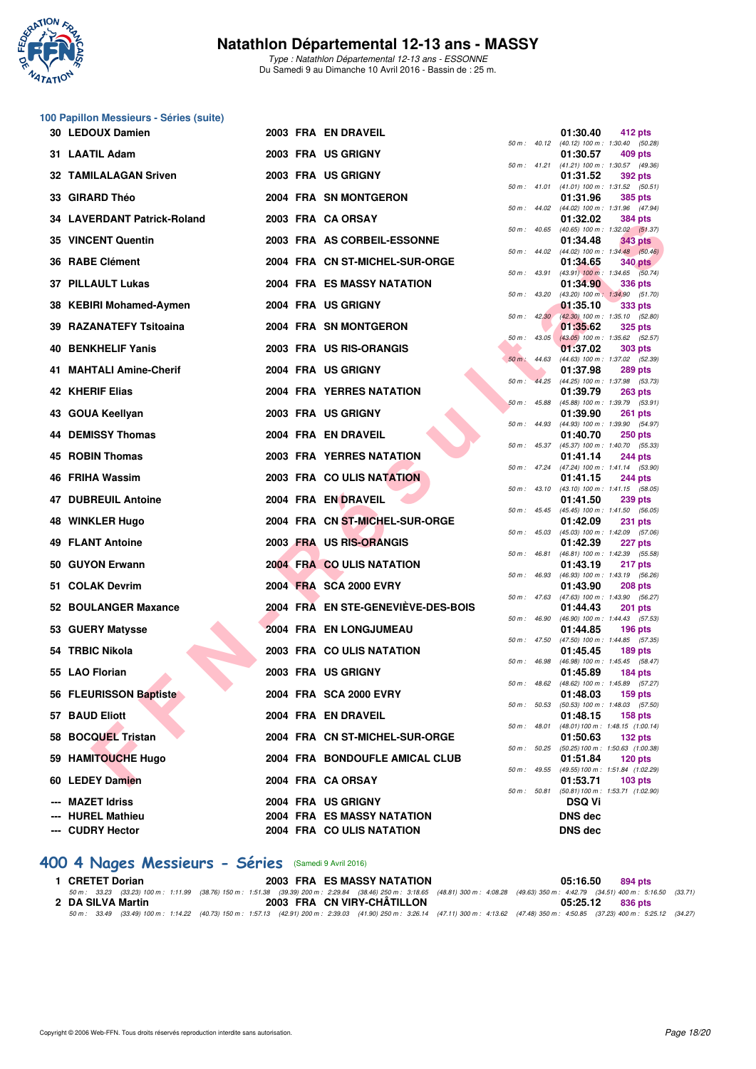# Natathlon Départemental 12-13 ans - MASSY

*Type : Natathlon Départemental 12-13 ans - ESSONNE*
Du Samedi 9 au Dimanche 10 Avril 2016 - Bassin de : 25 m.

## 100 Papillon Messieurs - Séries (suite)

| Place | Nom | Année | Nat | Club | Temps | Points | Splits |
|---|---|---|---|---|---|---|---|
| 30 | LEDOUX Damien | 2003 | FRA | EN DRAVEIL | 01:30.40 | 412 pts | 50 m : 40.12 (40.12) 100 m : 1:30.40 (50.28) |
| 31 | LAATIL Adam | 2003 | FRA | US GRIGNY | 01:30.57 | 409 pts | 50 m : 41.21 (41.21) 100 m : 1:30.57 (49.36) |
| 32 | TAMILALAGAN Sriven | 2003 | FRA | US GRIGNY | 01:31.52 | 392 pts | 50 m : 41.01 (41.01) 100 m : 1:31.52 (50.51) |
| 33 | GIRARD Théo | 2004 | FRA | SN MONTGERON | 01:31.96 | 385 pts | 50 m : 44.02 (44.02) 100 m : 1:31.96 (47.94) |
| 34 | LAVERDANT Patrick-Roland | 2003 | FRA | CA ORSAY | 01:32.02 | 384 pts | 50 m : 40.65 (40.65) 100 m : 1:32.02 (51.37) |
| 35 | VINCENT Quentin | 2003 | FRA | AS CORBEIL-ESSONNE | 01:34.48 | 343 pts | 50 m : 44.02 (44.02) 100 m : 1:34.48 (50.46) |
| 36 | RABE Clément | 2004 | FRA | CN ST-MICHEL-SUR-ORGE | 01:34.65 | 340 pts | 50 m : 43.91 (43.91) 100 m : 1:34.65 (50.74) |
| 37 | PILLAULT Lukas | 2004 | FRA | ES MASSY NATATION | 01:34.90 | 336 pts | 50 m : 43.20 (43.20) 100 m : 1:34.90 (51.70) |
| 38 | KEBIRI Mohamed-Aymen | 2004 | FRA | US GRIGNY | 01:35.10 | 333 pts | 50 m : 42.30 (42.30) 100 m : 1:35.10 (52.80) |
| 39 | RAZANATEFY Tsitoaina | 2004 | FRA | SN MONTGERON | 01:35.62 | 325 pts | 50 m : 43.05 (43.05) 100 m : 1:35.62 (52.57) |
| 40 | BENKHELIF Yanis | 2003 | FRA | US RIS-ORANGIS | 01:37.02 | 303 pts | 50 m : 44.63 (44.63) 100 m : 1:37.02 (52.39) |
| 41 | MAHTALI Amine-Cherif | 2004 | FRA | US GRIGNY | 01:37.98 | 289 pts | 50 m : 44.25 (44.25) 100 m : 1:37.98 (53.73) |
| 42 | KHERIF Elias | 2004 | FRA | YERRES NATATION | 01:39.79 | 263 pts | 50 m : 45.88 (45.88) 100 m : 1:39.79 (53.91) |
| 43 | GOUA Keellyan | 2003 | FRA | US GRIGNY | 01:39.90 | 261 pts | 50 m : 44.93 (44.93) 100 m : 1:39.90 (54.97) |
| 44 | DEMISSY Thomas | 2004 | FRA | EN DRAVEIL | 01:40.70 | 250 pts | 50 m : 45.37 (45.37) 100 m : 1:40.70 (55.33) |
| 45 | ROBIN Thomas | 2003 | FRA | YERRES NATATION | 01:41.14 | 244 pts | 50 m : 47.24 (47.24) 100 m : 1:41.14 (53.90) |
| 46 | FRIHA Wassim | 2003 | FRA | CO ULIS NATATION | 01:41.15 | 244 pts | 50 m : 43.10 (43.10) 100 m : 1:41.15 (58.05) |
| 47 | DUBREUIL Antoine | 2004 | FRA | EN DRAVEIL | 01:41.50 | 239 pts | 50 m : 45.45 (45.45) 100 m : 1:41.50 (56.05) |
| 48 | WINKLER Hugo | 2004 | FRA | CN ST-MICHEL-SUR-ORGE | 01:42.09 | 231 pts | 50 m : 45.03 (45.03) 100 m : 1:42.09 (57.06) |
| 49 | FLANT Antoine | 2003 | FRA | US RIS-ORANGIS | 01:42.39 | 227 pts | 50 m : 46.81 (46.81) 100 m : 1:42.39 (55.58) |
| 50 | GUYON Erwann | 2004 | FRA | CO ULIS NATATION | 01:43.19 | 217 pts | 50 m : 46.93 (46.93) 100 m : 1:43.19 (56.26) |
| 51 | COLAK Devrim | 2004 | FRA | SCA 2000 EVRY | 01:43.90 | 208 pts | 50 m : 47.63 (47.63) 100 m : 1:43.90 (56.27) |
| 52 | BOULANGER Maxance | 2004 | FRA | EN STE-GENEVIÈVE-DES-BOIS | 01:44.43 | 201 pts | 50 m : 46.90 (46.90) 100 m : 1:44.43 (57.53) |
| 53 | GUERY Matysse | 2004 | FRA | EN LONGJUMEAU | 01:44.85 | 196 pts | 50 m : 47.50 (47.50) 100 m : 1:44.85 (57.35) |
| 54 | TRBIC Nikola | 2003 | FRA | CO ULIS NATATION | 01:45.45 | 189 pts | 50 m : 46.98 (46.98) 100 m : 1:45.45 (58.47) |
| 55 | LAO Florian | 2003 | FRA | US GRIGNY | 01:45.89 | 184 pts | 50 m : 48.62 (48.62) 100 m : 1:45.89 (57.27) |
| 56 | FLEURISSON Baptiste | 2004 | FRA | SCA 2000 EVRY | 01:48.03 | 159 pts | 50 m : 50.53 (50.53) 100 m : 1:48.03 (57.50) |
| 57 | BAUD Eliott | 2004 | FRA | EN DRAVEIL | 01:48.15 | 158 pts | 50 m : 48.01 (48.01) 100 m : 1:48.15 (1:00.14) |
| 58 | BOCQUEL Tristan | 2004 | FRA | CN ST-MICHEL-SUR-ORGE | 01:50.63 | 132 pts | 50 m : 50.25 (50.25) 100 m : 1:50.63 (1:00.38) |
| 59 | HAMITOUCHE Hugo | 2004 | FRA | BONDOUFLE AMICAL CLUB | 01:51.84 | 120 pts | 50 m : 49.55 (49.55) 100 m : 1:51.84 (1:02.29) |
| 60 | LEDEY Damien | 2004 | FRA | CA ORSAY | 01:53.71 | 103 pts | 50 m : 50.81 (50.81) 100 m : 1:53.71 (1:02.90) |
| --- | MAZET Idriss | 2004 | FRA | US GRIGNY | DSQ Vi | | |
| --- | HUREL Mathieu | 2004 | FRA | ES MASSY NATATION | DNS dec | | |
| --- | CUDRY Hector | 2004 | FRA | CO ULIS NATATION | DNS dec | | |

## 400 4 Nages Messieurs - Séries (Samedi 9 Avril 2016)

| Place | Nom | Année | Nat | Club | Temps | Points |
|---|---|---|---|---|---|---|
| 1 | CRETET Dorian | 2003 | FRA | ES MASSY NATATION | 05:16.50 | 894 pts |
| | 50 m : 33.23 (33.23) 100 m : 1:11.99 (38.76) 150 m : 1:51.38 (39.39) 200 m : 2:29.84 (38.46) 250 m : 3:18.65 (48.81) 300 m : 4:08.28 (49.63) 350 m : 4:42.79 (34.51) 400 m : 5:16.50 (33.71) | | | | | |
| 2 | DA SILVA Martin | 2003 | FRA | CN VIRY-CHÂTILLON | 05:25.12 | 836 pts |
| | 50 m : 33.49 (33.49) 100 m : 1:14.22 (40.73) 150 m : 1:57.13 (42.91) 200 m : 2:39.03 (41.90) 250 m : 3:26.14 (47.11) 300 m : 4:13.62 (47.48) 350 m : 4:50.85 (37.23) 400 m : 5:25.12 (34.27) | | | | | |

Copyright © 2006 Web-FFN. Tous droits réservés reproduction interdite sans autorisation.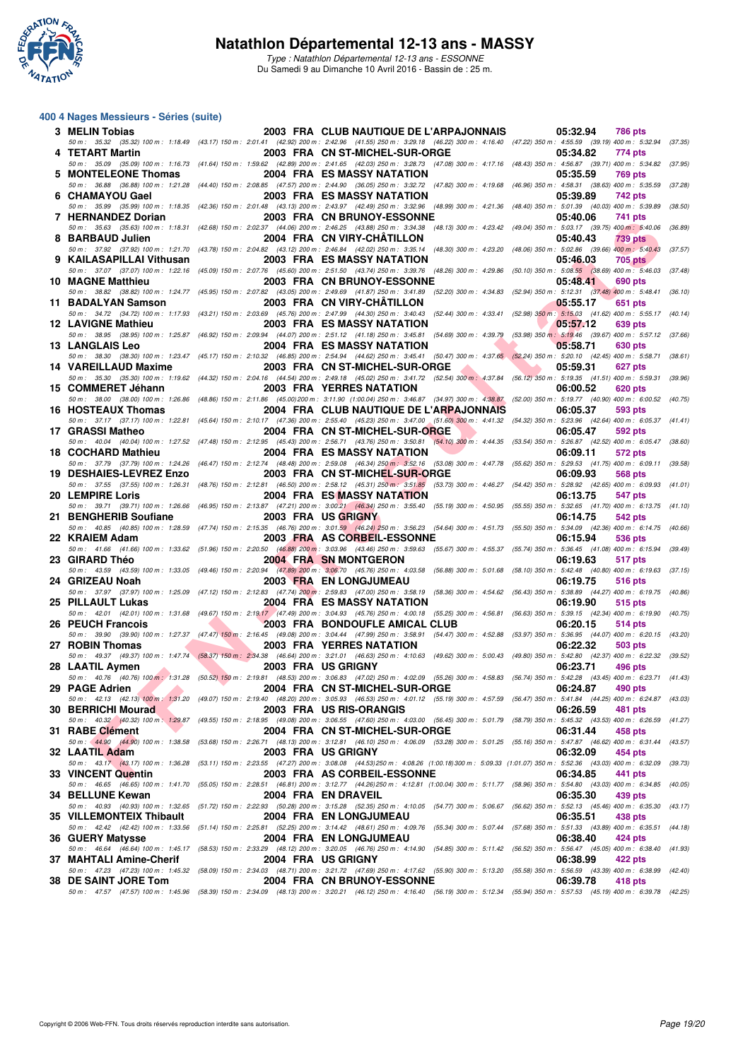# Natathlon Départemental 12-13 ans - MASSY

*Type : Natathlon Départemental 12-13 ans - ESSONNE*
Du Samedi 9 au Dimanche 10 Avril 2016 - Bassin de : 25 m.

## 400 4 Nages Messieurs - Séries (suite)

| Rang | Nom | Année | Nat. | Club | Temps | Points |
|---|---|---|---|---|---|---|
| 3 | MELIN Tobias | 2003 | FRA | CLUB NAUTIQUE DE L'ARPAJONNAIS | 05:32.94 | 786 pts |
| | 50 m : 35.32 (35.32) 100 m : 1:18.49 (43.17) 150 m : 2:01.41 (42.92) 200 m : 2:42.96 (41.55) 250 m : 3:29.18 (46.22) 300 m : 4:16.40 (47.22) 350 m : 4:55.59 (39.19) 400 m : 5:32.94 (37.35) | | | | | |
| 4 | TETART Martin | 2003 | FRA | CN ST-MICHEL-SUR-ORGE | 05:34.82 | 774 pts |
| | 50 m : 35.09 (35.09) 100 m : 1:16.73 (41.64) 150 m : 1:59.62 (42.89) 200 m : 2:41.65 (42.03) 250 m : 3:28.73 (47.08) 300 m : 4:17.16 (48.43) 350 m : 4:56.87 (39.71) 400 m : 5:34.82 (37.95) | | | | | |
| 5 | MONTELEONE Thomas | 2004 | FRA | ES MASSY NATATION | 05:35.59 | 769 pts |
| | 50 m : 36.88 (36.88) 100 m : 1:21.28 (44.40) 150 m : 2:08.85 (47.57) 200 m : 2:44.90 (36.05) 250 m : 3:32.72 (47.82) 300 m : 4:19.68 (46.96) 350 m : 4:58.31 (38.63) 400 m : 5:35.59 (37.28) | | | | | |
| 6 | CHAMAYOU Gael | 2003 | FRA | ES MASSY NATATION | 05:39.89 | 742 pts |
| | 50 m : 35.99 (35.99) 100 m : 1:18.35 (42.36) 150 m : 2:01.48 (43.13) 200 m : 2:43.97 (42.49) 250 m : 3:32.96 (48.99) 300 m : 4:21.36 (48.40) 350 m : 5:01.39 (40.03) 400 m : 5:39.89 (38.50) | | | | | |
| 7 | HERNANDEZ Dorian | 2003 | FRA | CN BRUNOY-ESSONNE | 05:40.06 | 741 pts |
| | 50 m : 35.63 (35.63) 100 m : 1:18.31 (42.68) 150 m : 2:02.37 (44.06) 200 m : 2:46.25 (43.88) 250 m : 3:34.38 (48.13) 300 m : 4:23.42 (49.04) 350 m : 5:03.17 (39.75) 400 m : 5:40.06 (36.89) | | | | | |
| 8 | BARBAUD Julien | 2004 | FRA | CN VIRY-CHÂTILLON | 05:40.43 | 739 pts |
| | 50 m : 37.92 (37.92) 100 m : 1:21.70 (43.78) 150 m : 2:04.82 (43.12) 200 m : 2:46.84 (42.02) 250 m : 3:35.14 (48.30) 300 m : 4:23.20 (48.06) 350 m : 5:02.86 (39.66) 400 m : 5:40.43 (37.57) | | | | | |
| 9 | KAILASAPILLAI Vithusan | 2003 | FRA | ES MASSY NATATION | 05:46.03 | 705 pts |
| | 50 m : 37.07 (37.07) 100 m : 1:22.16 (45.09) 150 m : 2:07.76 (45.60) 200 m : 2:51.50 (43.74) 250 m : 3:39.76 (48.26) 300 m : 4:29.86 (50.10) 350 m : 5:08.55 (38.69) 400 m : 5:46.03 (37.48) | | | | | |
| 10 | MAGNE Matthieu | 2003 | FRA | CN BRUNOY-ESSONNE | 05:48.41 | 690 pts |
| | 50 m : 38.82 (38.82) 100 m : 1:24.77 (45.95) 150 m : 2:07.82 (43.05) 200 m : 2:49.69 (41.87) 250 m : 3:41.89 (52.20) 300 m : 4:34.83 (52.94) 350 m : 5:12.31 (37.48) 400 m : 5:48.41 (36.10) | | | | | |
| 11 | BADALYAN Samson | 2003 | FRA | CN VIRY-CHÂTILLON | 05:55.17 | 651 pts |
| | 50 m : 34.72 (34.72) 100 m : 1:17.93 (43.21) 150 m : 2:03.69 (45.76) 200 m : 2:47.99 (44.30) 250 m : 3:40.43 (52.44) 300 m : 4:33.41 (52.98) 350 m : 5:15.03 (41.62) 400 m : 5:55.17 (40.14) | | | | | |
| 12 | LAVIGNE Mathieu | 2003 | FRA | ES MASSY NATATION | 05:57.12 | 639 pts |
| | 50 m : 38.95 (38.95) 100 m : 1:25.87 (46.92) 150 m : 2:09.94 (44.07) 200 m : 2:51.12 (41.18) 250 m : 3:45.81 (54.69) 300 m : 4:39.79 (53.98) 350 m : 5:19.46 (39.67) 400 m : 5:57.12 (37.66) | | | | | |
| 13 | LANGLAIS Leo | 2004 | FRA | ES MASSY NATATION | 05:58.71 | 630 pts |
| | 50 m : 38.30 (38.30) 100 m : 1:23.47 (45.17) 150 m : 2:10.32 (46.85) 200 m : 2:54.94 (44.62) 250 m : 3:45.41 (50.47) 300 m : 4:37.65 (52.24) 350 m : 5:20.10 (42.45) 400 m : 5:58.71 (38.61) | | | | | |
| 14 | VAREILLAUD Maxime | 2003 | FRA | CN ST-MICHEL-SUR-ORGE | 05:59.31 | 627 pts |
| | 50 m : 35.30 (35.30) 100 m : 1:19.62 (44.32) 150 m : 2:04.16 (44.54) 200 m : 2:49.18 (45.02) 250 m : 3:41.72 (52.54) 300 m : 4:37.84 (56.12) 350 m : 5:19.35 (41.51) 400 m : 5:59.31 (39.96) | | | | | |
| 15 | COMMERET Jéhann | 2003 | FRA | YERRES NATATION | 06:00.52 | 620 pts |
| | 50 m : 38.00 (38.00) 100 m : 1:26.86 (48.86) 150 m : 2:11.86 (45.00) 200 m : 3:11.90 (1:00.04) 250 m : 3:46.87 (34.97) 300 m : 4:38.87 (52.00) 350 m : 5:19.77 (40.90) 400 m : 6:00.52 (40.75) | | | | | |
| 16 | HOSTEAUX Thomas | 2004 | FRA | CLUB NAUTIQUE DE L'ARPAJONNAIS | 06:05.37 | 593 pts |
| | 50 m : 37.17 (37.17) 100 m : 1:22.81 (45.64) 150 m : 2:10.17 (47.36) 200 m : 2:55.40 (45.23) 250 m : 3:47.00 (51.60) 300 m : 4:41.32 (54.32) 350 m : 5:23.96 (42.64) 400 m : 6:05.37 (41.41) | | | | | |
| 17 | GRASSI Matheo | 2004 | FRA | CN ST-MICHEL-SUR-ORGE | 06:05.47 | 592 pts |
| | 50 m : 40.04 (40.04) 100 m : 1:27.52 (47.48) 150 m : 2:12.95 (45.43) 200 m : 2:56.71 (43.76) 250 m : 3:50.81 (54.10) 300 m : 4:44.35 (53.54) 350 m : 5:26.87 (42.52) 400 m : 6:05.47 (38.60) | | | | | |
| 18 | COCHARD Mathieu | 2004 | FRA | ES MASSY NATATION | 06:09.11 | 572 pts |
| | 50 m : 37.79 (37.79) 100 m : 1:24.26 (46.47) 150 m : 2:12.74 (48.48) 200 m : 2:59.08 (46.34) 250 m : 3:52.16 (53.08) 300 m : 4:47.78 (55.62) 350 m : 5:29.53 (41.75) 400 m : 6:09.11 (39.58) | | | | | |
| 19 | DESHAIES-LEVREZ Enzo | 2003 | FRA | CN ST-MICHEL-SUR-ORGE | 06:09.93 | 568 pts |
| | 50 m : 37.55 (37.55) 100 m : 1:26.31 (48.76) 150 m : 2:12.81 (46.50) 200 m : 2:58.12 (45.31) 250 m : 3:51.85 (53.73) 300 m : 4:46.27 (54.42) 350 m : 5:28.92 (42.65) 400 m : 6:09.93 (41.01) | | | | | |
| 20 | LEMPIRE Loris | 2004 | FRA | ES MASSY NATATION | 06:13.75 | 547 pts |
| | 50 m : 39.71 (39.71) 100 m : 1:26.66 (46.95) 150 m : 2:13.87 (47.21) 200 m : 3:00.21 (46.34) 250 m : 3:55.40 (55.19) 300 m : 4:50.95 (55.55) 350 m : 5:32.65 (41.70) 400 m : 6:13.75 (41.10) | | | | | |
| 21 | BENGHERIB Soufiane | 2003 | FRA | US GRIGNY | 06:14.75 | 542 pts |
| | 50 m : 40.85 (40.85) 100 m : 1:28.59 (47.74) 150 m : 2:15.35 (46.76) 200 m : 3:01.59 (46.24) 250 m : 3:56.23 (54.64) 300 m : 4:51.73 (55.50) 350 m : 5:34.09 (42.36) 400 m : 6:14.75 (40.66) | | | | | |
| 22 | KRAIEM Adam | 2003 | FRA | AS CORBEIL-ESSONNE | 06:15.94 | 536 pts |
| | 50 m : 41.66 (41.66) 100 m : 1:33.62 (51.96) 150 m : 2:20.50 (46.88) 200 m : 3:03.96 (43.46) 250 m : 3:59.63 (55.67) 300 m : 4:55.37 (55.74) 350 m : 5:36.45 (41.08) 400 m : 6:15.94 (39.49) | | | | | |
| 23 | GIRARD Théo | 2004 | FRA | SN MONTGERON | 06:19.63 | 517 pts |
| | 50 m : 43.59 (43.59) 100 m : 1:33.05 (49.46) 150 m : 2:20.94 (47.89) 200 m : 3:06.70 (45.76) 250 m : 4:03.58 (56.88) 300 m : 5:01.68 (58.10) 350 m : 5:42.48 (40.80) 400 m : 6:19.63 (37.15) | | | | | |
| 24 | GRIZEAU Noah | 2003 | FRA | EN LONGJUMEAU | 06:19.75 | 516 pts |
| | 50 m : 37.97 (37.97) 100 m : 1:25.09 (47.12) 150 m : 2:12.83 (47.74) 200 m : 2:59.83 (47.00) 250 m : 3:58.19 (58.36) 300 m : 4:54.62 (56.43) 350 m : 5:38.89 (44.27) 400 m : 6:19.75 (40.86) | | | | | |
| 25 | PILLAULT Lukas | 2004 | FRA | ES MASSY NATATION | 06:19.90 | 515 pts |
| | 50 m : 42.01 (42.01) 100 m : 1:31.68 (49.67) 150 m : 2:19.17 (47.49) 200 m : 3:04.93 (45.76) 250 m : 4:00.18 (55.25) 300 m : 4:56.81 (56.63) 350 m : 5:39.15 (42.34) 400 m : 6:19.90 (40.75) | | | | | |
| 26 | PEUCH Francois | 2003 | FRA | BONDOUFLE AMICAL CLUB | 06:20.15 | 514 pts |
| | 50 m : 39.90 (39.90) 100 m : 1:27.37 (47.47) 150 m : 2:16.45 (49.08) 200 m : 3:04.44 (47.99) 250 m : 3:58.91 (54.47) 300 m : 4:52.88 (53.97) 350 m : 5:36.95 (44.07) 400 m : 6:20.15 (43.20) | | | | | |
| 27 | ROBIN Thomas | 2003 | FRA | YERRES NATATION | 06:22.32 | 503 pts |
| | 50 m : 49.37 (49.37) 100 m : 1:47.74 (58.37) 150 m : 2:34.38 (46.64) 200 m : 3:21.01 (46.63) 250 m : 4:10.63 (49.62) 300 m : 5:00.43 (49.80) 350 m : 5:42.80 (42.37) 400 m : 6:22.32 (39.52) | | | | | |
| 28 | LAATIL Aymen | 2003 | FRA | US GRIGNY | 06:23.71 | 496 pts |
| | 50 m : 40.76 (40.76) 100 m : 1:31.28 (50.52) 150 m : 2:19.81 (48.53) 200 m : 3:06.83 (47.02) 250 m : 4:02.09 (55.26) 300 m : 4:58.83 (56.74) 350 m : 5:42.28 (43.45) 400 m : 6:23.71 (41.43) | | | | | |
| 29 | PAGE Adrien | 2004 | FRA | CN ST-MICHEL-SUR-ORGE | 06:24.87 | 490 pts |
| | 50 m : 42.13 (42.13) 100 m : 1:31.20 (49.07) 150 m : 2:19.40 (48.20) 200 m : 3:05.93 (46.53) 250 m : 4:01.12 (55.19) 300 m : 4:57.59 (56.47) 350 m : 5:41.84 (44.25) 400 m : 6:24.87 (43.03) | | | | | |
| 30 | BERRICHI Mourad | 2003 | FRA | US RIS-ORANGIS | 06:26.59 | 481 pts |
| | 50 m : 40.32 (40.32) 100 m : 1:29.87 (49.55) 150 m : 2:18.95 (49.08) 200 m : 3:06.55 (47.60) 250 m : 4:03.00 (56.45) 300 m : 5:01.79 (58.79) 350 m : 5:45.32 (43.53) 400 m : 6:26.59 (41.27) | | | | | |
| 31 | RABE Clément | 2004 | FRA | CN ST-MICHEL-SUR-ORGE | 06:31.44 | 458 pts |
| | 50 m : 44.90 (44.90) 100 m : 1:38.58 (53.68) 150 m : 2:26.71 (48.13) 200 m : 3:12.81 (46.10) 250 m : 4:06.09 (53.28) 300 m : 5:01.25 (55.16) 350 m : 5:47.87 (46.62) 400 m : 6:31.44 (43.57) | | | | | |
| 32 | LAATIL Adam | 2003 | FRA | US GRIGNY | 06:32.09 | 454 pts |
| | 50 m : 43.17 (43.17) 100 m : 1:36.28 (53.11) 150 m : 2:23.55 (47.27) 200 m : 3:08.08 (44.53) 250 m : 4:08.26 (1:00.18) 300 m : 5:09.33 (1:01.07) 350 m : 5:52.36 (43.03) 400 m : 6:32.09 (39.73) | | | | | |
| 33 | VINCENT Quentin | 2003 | FRA | AS CORBEIL-ESSONNE | 06:34.85 | 441 pts |
| | 50 m : 46.65 (46.65) 100 m : 1:41.70 (55.05) 150 m : 2:28.51 (46.81) 200 m : 3:12.77 (44.26) 250 m : 4:12.81 (1:00.04) 300 m : 5:11.77 (58.96) 350 m : 5:54.80 (43.03) 400 m : 6:34.85 (40.05) | | | | | |
| 34 | BELLUNE Kewan | 2004 | FRA | EN DRAVEIL | 06:35.30 | 439 pts |
| | 50 m : 40.93 (40.93) 100 m : 1:32.65 (51.72) 150 m : 2:22.93 (50.28) 200 m : 3:15.28 (52.35) 250 m : 4:10.05 (54.77) 300 m : 5:06.67 (56.62) 350 m : 5:52.13 (45.46) 400 m : 6:35.30 (43.17) | | | | | |
| 35 | VILLEMONTEIX Thibault | 2004 | FRA | EN LONGJUMEAU | 06:35.51 | 438 pts |
| | 50 m : 42.42 (42.42) 100 m : 1:33.56 (51.14) 150 m : 2:25.81 (52.25) 200 m : 3:14.42 (48.61) 250 m : 4:09.76 (55.34) 300 m : 5:07.44 (57.68) 350 m : 5:51.33 (43.89) 400 m : 6:35.51 (44.18) | | | | | |
| 36 | GUERY Matysse | 2004 | FRA | EN LONGJUMEAU | 06:38.40 | 424 pts |
| | 50 m : 46.64 (46.64) 100 m : 1:45.17 (58.53) 150 m : 2:33.29 (48.12) 200 m : 3:20.05 (46.76) 250 m : 4:14.90 (54.85) 300 m : 5:11.42 (56.52) 350 m : 5:56.47 (45.05) 400 m : 6:38.40 (41.93) | | | | | |
| 37 | MAHTALI Amine-Cherif | 2004 | FRA | US GRIGNY | 06:38.99 | 422 pts |
| | 50 m : 47.23 (47.23) 100 m : 1:45.32 (58.09) 150 m : 2:34.03 (48.71) 200 m : 3:21.72 (47.69) 250 m : 4:17.62 (55.90) 300 m : 5:13.20 (55.58) 350 m : 5:56.59 (43.39) 400 m : 6:38.99 (42.40) | | | | | |
| 38 | DE SAINT JORE Tom | 2004 | FRA | CN BRUNOY-ESSONNE | 06:39.78 | 418 pts |
| | 50 m : 47.57 (47.57) 100 m : 1:45.96 (58.39) 150 m : 2:34.09 (48.13) 200 m : 3:20.21 (46.12) 250 m : 4:16.40 (56.19) 300 m : 5:12.34 (55.94) 350 m : 5:57.53 (45.19) 400 m : 6:39.78 (42.25) | | | | | |

Copyright © 2006 Web-FFN. Tous droits réservés reproduction interdite sans autorisation.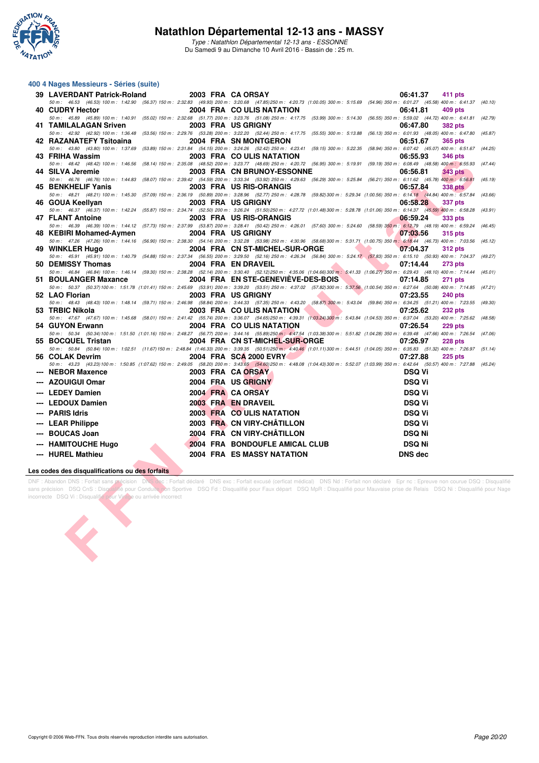# Natathlon Départemental 12-13 ans - MASSY

*Type : Natathlon Départemental 12-13 ans - ESSONNE*
Du Samedi 9 au Dimanche 10 Avril 2016 - Bassin de : 25 m.

## 400 4 Nages Messieurs - Séries (suite)

| | | | | | | | |
|---|---|---|---|---|---|---|---|
| 39 | LAVERDANT Patrick-Roland | 2003 | FRA | CA ORSAY | 06:41.37 | 411 pts |
| | *50 m : 46.53 (46.53) 100 m : 1:42.90 (56.37) 150 m : 2:32.83 (49.93) 200 m : 3:20.68 (47.85) 250 m : 4:20.73 (1:00.05) 300 m : 5:15.69 (54.96) 350 m : 6:01.27 (45.58) 400 m : 6:41.37 (40.10)* | | | | | |
| 40 | CUDRY Hector | 2004 | FRA | CO ULIS NATATION | 06:41.81 | 409 pts |
| | *50 m : 45.89 (45.89) 100 m : 1:40.91 (55.02) 150 m : 2:32.68 (51.77) 200 m : 3:23.76 (51.08) 250 m : 4:17.75 (53.99) 300 m : 5:14.30 (56.55) 350 m : 5:59.02 (44.72) 400 m : 6:41.81 (42.79)* | | | | | |
| 41 | TAMILALAGAN Sriven | 2003 | FRA | US GRIGNY | 06:47.80 | 382 pts |
| | *50 m : 42.92 (42.92) 100 m : 1:36.48 (53.56) 150 m : 2:29.76 (53.28) 200 m : 3:22.20 (52.44) 250 m : 4:17.75 (55.55) 300 m : 5:13.88 (56.13) 350 m : 6:01.93 (48.05) 400 m : 6:47.80 (45.87)* | | | | | |
| 42 | RAZANATEFY Tsitoaina | 2004 | FRA | SN MONTGERON | 06:51.67 | 365 pts |
| | *50 m : 43.80 (43.80) 100 m : 1:37.69 (53.89) 150 m : 2:31.84 (54.15) 200 m : 3:24.26 (52.42) 250 m : 4:23.41 (59.15) 300 m : 5:22.35 (58.94) 350 m : 6:07.42 (45.07) 400 m : 6:51.67 (44.25)* | | | | | |
| 43 | FRIHA Wassim | 2003 | FRA | CO ULIS NATATION | 06:55.93 | 346 pts |
| | *50 m : 48.42 (48.42) 100 m : 1:46.56 (58.14) 150 m : 2:35.08 (48.52) 200 m : 3:23.77 (48.69) 250 m : 4:20.72 (56.95) 300 m : 5:19.91 (59.19) 350 m : 6:08.49 (48.58) 400 m : 6:55.93 (47.44)* | | | | | |
| 44 | SILVA Jeremie | 2003 | FRA | CN BRUNOY-ESSONNE | 06:56.81 | 343 pts |
| | *50 m : 46.76 (46.76) 100 m : 1:44.83 (58.07) 150 m : 2:39.42 (54.59) 200 m : 3:33.34 (53.92) 250 m : 4:29.63 (56.29) 300 m : 5:25.84 (56.21) 350 m : 6:11.62 (45.78) 400 m : 6:56.81 (45.19)* | | | | | |
| 45 | BENKHELIF Yanis | 2003 | FRA | US RIS-ORANGIS | 06:57.84 | 338 pts |
| | *50 m : 48.21 (48.21) 100 m : 1:45.30 (57.09) 150 m : 2:36.19 (50.89) 200 m : 3:28.96 (52.77) 250 m : 4:28.78 (59.82) 300 m : 5:29.34 (1:00.56) 350 m : 6:14.18 (44.84) 400 m : 6:57.84 (43.66)* | | | | | |
| 46 | GOUA Keellyan | 2003 | FRA | US GRIGNY | 06:58.28 | 337 pts |
| | *50 m : 46.37 (46.37) 100 m : 1:42.24 (55.87) 150 m : 2:34.74 (52.50) 200 m : 3:26.24 (51.50) 250 m : 4:27.72 (1:01.48) 300 m : 5:28.78 (1:01.06) 350 m : 6:14.37 (45.59) 400 m : 6:58.28 (43.91)* | | | | | |
| 47 | FLANT Antoine | 2003 | FRA | US RIS-ORANGIS | 06:59.24 | 333 pts |
| | *50 m : 46.39 (46.39) 100 m : 1:44.12 (57.73) 150 m : 2:37.99 (53.87) 200 m : 3:28.41 (50.42) 250 m : 4:26.01 (57.60) 300 m : 5:24.60 (58.59) 350 m : 6:12.79 (48.19) 400 m : 6:59.24 (46.45)* | | | | | |
| 48 | KEBIRI Mohamed-Aymen | 2004 | FRA | US GRIGNY | 07:03.56 | 315 pts |
| | *50 m : 47.26 (47.26) 100 m : 1:44.16 (56.90) 150 m : 2:38.30 (54.14) 200 m : 3:32.28 (53.98) 250 m : 4:30.96 (58.68) 300 m : 5:31.71 (1:00.75) 350 m : 6:18.44 (46.73) 400 m : 7:03.56 (45.12)* | | | | | |
| 49 | WINKLER Hugo | 2004 | FRA | CN ST-MICHEL-SUR-ORGE | 07:04.37 | 312 pts |
| | *50 m : 45.91 (45.91) 100 m : 1:40.79 (54.88) 150 m : 2:37.34 (56.55) 200 m : 3:29.50 (52.16) 250 m : 4:26.34 (56.84) 300 m : 5:24.17 (57.83) 350 m : 6:15.10 (50.93) 400 m : 7:04.37 (49.27)* | | | | | |
| 50 | DEMISSY Thomas | 2004 | FRA | EN DRAVEIL | 07:14.44 | 273 pts |
| | *50 m : 46.84 (46.84) 100 m : 1:46.14 (59.30) 150 m : 2:38.28 (52.14) 200 m : 3:30.40 (52.12) 250 m : 4:35.06 (1:04.66) 300 m : 5:41.33 (1:06.27) 350 m : 6:29.43 (48.10) 400 m : 7:14.44 (45.01)* | | | | | |
| 51 | BOULANGER Maxance | 2004 | FRA | EN STE-GENEVIÈVE-DES-BOIS | 07:14.85 | 271 pts |
| | *50 m : 50.37 (50.37) 100 m : 1:51.78 (1:01.41) 150 m : 2:45.69 (53.91) 200 m : 3:39.20 (53.51) 250 m : 4:37.02 (57.82) 300 m : 5:37.56 (1:00.54) 350 m : 6:27.64 (50.08) 400 m : 7:14.85 (47.21)* | | | | | |
| 52 | LAO Florian | 2003 | FRA | US GRIGNY | 07:23.55 | 240 pts |
| | *50 m : 48.43 (48.43) 100 m : 1:48.14 (59.71) 150 m : 2:46.98 (58.84) 200 m : 3:44.33 (57.35) 250 m : 4:43.20 (58.87) 300 m : 5:43.04 (59.84) 350 m : 6:34.25 (51.21) 400 m : 7:23.55 (49.30)* | | | | | |
| 53 | TRBIC Nikola | 2003 | FRA | CO ULIS NATATION | 07:25.62 | 232 pts |
| | *50 m : 47.67 (47.67) 100 m : 1:45.68 (58.01) 150 m : 2:41.42 (55.74) 200 m : 3:36.07 (54.65) 250 m : 4:39.31 (1:03.24) 300 m : 5:43.84 (1:04.53) 350 m : 6:37.04 (53.20) 400 m : 7:25.62 (48.58)* | | | | | |
| 54 | GUYON Erwann | 2004 | FRA | CO ULIS NATATION | 07:26.54 | 229 pts |
| | *50 m : 50.34 (50.34) 100 m : 1:51.50 (1:01.16) 150 m : 2:48.27 (56.77) 200 m : 3:44.16 (55.89) 250 m : 4:47.54 (1:03.38) 300 m : 5:51.82 (1:04.28) 350 m : 6:39.48 (47.66) 400 m : 7:26.54 (47.06)* | | | | | |
| 55 | BOCQUEL Tristan | 2004 | FRA | CN ST-MICHEL-SUR-ORGE | 07:26.97 | 228 pts |
| | *50 m : 50.84 (50.84) 100 m : 1:02.51 (11.67) 150 m : 2:48.84 (1:46.33) 200 m : 3:39.35 (50.51) 250 m : 4:40.46 (1:01.11) 300 m : 5:44.51 (1:04.05) 350 m : 6:35.83 (51.32) 400 m : 7:26.97 (51.14)* | | | | | |
| 56 | COLAK Devrim | 2004 | FRA | SCA 2000 EVRY | 07:27.88 | 225 pts |
| | *50 m : 43.23 (43.23) 100 m : 1:50.85 (1:07.62) 150 m : 2:49.05 (58.20) 200 m : 3:43.65 (54.60) 250 m : 4:48.08 (1:04.43) 300 m : 5:52.07 (1:03.99) 350 m : 6:42.64 (50.57) 400 m : 7:27.88 (45.24)* | | | | | |
| --- | NEBOR Maxence | 2003 | FRA | CA ORSAY | DSQ Vi | |
| --- | AZOUIGUI Omar | 2004 | FRA | US GRIGNY | DSQ Vi | |
| --- | LEDEY Damien | 2004 | FRA | CA ORSAY | DSQ Vi | |
| --- | LEDOUX Damien | 2003 | FRA | EN DRAVEIL | DSQ Vi | |
| --- | PARIS Idris | 2003 | FRA | CO ULIS NATATION | DSQ Vi | |
| --- | LEAR Philippe | 2003 | FRA | CN VIRY-CHÂTILLON | DSQ Vi | |
| --- | BOUCAS Joan | 2004 | FRA | CN VIRY-CHÂTILLON | DSQ Ni | |
| --- | HAMITOUCHE Hugo | 2004 | FRA | BONDOUFLE AMICAL CLUB | DSQ Ni | |
| --- | HUREL Mathieu | 2004 | FRA | ES MASSY NATATION | DNS dec | |

### Les codes des disqualifications ou des forfaits

DNF : Abandon DNS : Forfait sans précision DNS dec : Forfait déclaré DNS exc : Forfait excusé (cerficat médical) DNS Nd : Forfait non déclaré Epr nc : Epreuve non courue DSQ : Disqualifié sans précision DSQ CnS : Disqualifié pour Conduite non Sportive DSQ Fd : Disqualifié pour Faux départ DSQ MpR : Disqualifié pour Mauvaise prise de Relais DSQ Ni : Disqualifié pour Nage incorrecte DSQ Vi : Disqualifié pour Virage ou arrivée incorrect

Copyright © 2006 Web-FFN. Tous droits réservés reproduction interdite sans autorisation.